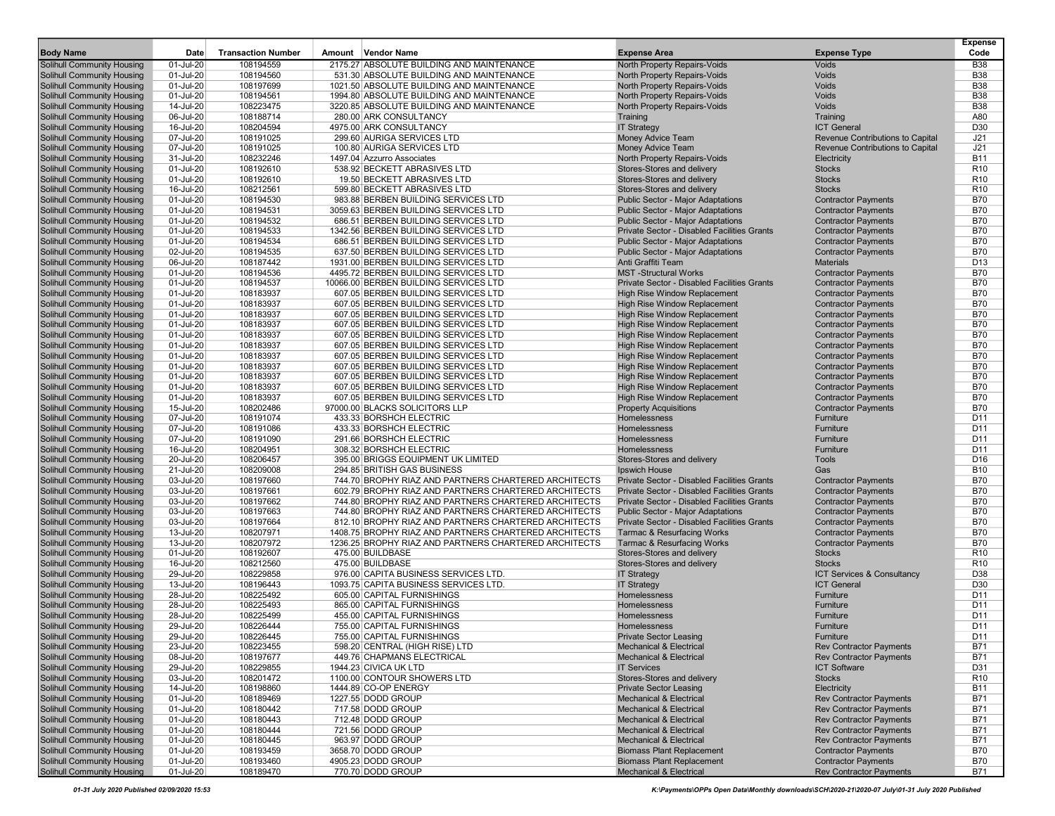| Body Name | Date | Transaction Number | Amount | Vendor Name | Expense Area | Expense Type | Expense Code |
|---|---|---|---|---|---|---|---|
| Solihull Community Housing | 01-Jul-20 | 108194559 | 2175.27 | ABSOLUTE BUILDING AND MAINTENANCE | North Property Repairs-Voids | Voids | B38 |
| Solihull Community Housing | 01-Jul-20 | 108194560 | 531.30 | ABSOLUTE BUILDING AND MAINTENANCE | North Property Repairs-Voids | Voids | B38 |
| Solihull Community Housing | 01-Jul-20 | 108197699 | 1021.50 | ABSOLUTE BUILDING AND MAINTENANCE | North Property Repairs-Voids | Voids | B38 |
| Solihull Community Housing | 01-Jul-20 | 108194561 | 1994.80 | ABSOLUTE BUILDING AND MAINTENANCE | North Property Repairs-Voids | Voids | B38 |
| Solihull Community Housing | 14-Jul-20 | 108223475 | 3220.85 | ABSOLUTE BUILDING AND MAINTENANCE | North Property Repairs-Voids | Voids | B38 |
| Solihull Community Housing | 06-Jul-20 | 108188714 | 280.00 | ARK CONSULTANCY | Training | Training | A80 |
| Solihull Community Housing | 16-Jul-20 | 108204594 | 4975.00 | ARK CONSULTANCY | IT Strategy | ICT General | D30 |
| Solihull Community Housing | 07-Jul-20 | 108191025 | 299.60 | AURIGA SERVICES LTD | Money Advice Team | Revenue Contributions to Capital | J21 |
| Solihull Community Housing | 07-Jul-20 | 108191025 | 100.80 | AURIGA SERVICES LTD | Money Advice Team | Revenue Contributions to Capital | J21 |
| Solihull Community Housing | 31-Jul-20 | 108232246 | 1497.04 | Azzurro Associates | North Property Repairs-Voids | Electricity | B11 |
| Solihull Community Housing | 01-Jul-20 | 108192610 | 538.92 | BECKETT ABRASIVES LTD | Stores-Stores and delivery | Stocks | R10 |
| Solihull Community Housing | 01-Jul-20 | 108192610 | 19.50 | BECKETT ABRASIVES LTD | Stores-Stores and delivery | Stocks | R10 |
| Solihull Community Housing | 16-Jul-20 | 108212561 | 599.80 | BECKETT ABRASIVES LTD | Stores-Stores and delivery | Stocks | R10 |
| Solihull Community Housing | 01-Jul-20 | 108194530 | 983.88 | BERBEN BUILDING SERVICES LTD | Public Sector - Major Adaptations | Contractor Payments | B70 |
| Solihull Community Housing | 01-Jul-20 | 108194531 | 3059.63 | BERBEN BUILDING SERVICES LTD | Public Sector - Major Adaptations | Contractor Payments | B70 |
| Solihull Community Housing | 01-Jul-20 | 108194532 | 686.51 | BERBEN BUILDING SERVICES LTD | Public Sector - Major Adaptations | Contractor Payments | B70 |
| Solihull Community Housing | 01-Jul-20 | 108194533 | 1342.56 | BERBEN BUILDING SERVICES LTD | Private Sector - Disabled Facilities Grants | Contractor Payments | B70 |
| Solihull Community Housing | 01-Jul-20 | 108194534 | 686.51 | BERBEN BUILDING SERVICES LTD | Public Sector - Major Adaptations | Contractor Payments | B70 |
| Solihull Community Housing | 02-Jul-20 | 108194535 | 637.50 | BERBEN BUILDING SERVICES LTD | Public Sector - Major Adaptations | Contractor Payments | B70 |
| Solihull Community Housing | 06-Jul-20 | 108187442 | 1931.00 | BERBEN BUILDING SERVICES LTD | Anti Graffiti Team | Materials | D13 |
| Solihull Community Housing | 01-Jul-20 | 108194536 | 4495.72 | BERBEN BUILDING SERVICES LTD | MST -Structural Works | Contractor Payments | B70 |
| Solihull Community Housing | 01-Jul-20 | 108194537 | 10066.00 | BERBEN BUILDING SERVICES LTD | Private Sector - Disabled Facilities Grants | Contractor Payments | B70 |
| Solihull Community Housing | 01-Jul-20 | 108183937 | 607.05 | BERBEN BUILDING SERVICES LTD | High Rise Window Replacement | Contractor Payments | B70 |
| Solihull Community Housing | 01-Jul-20 | 108183937 | 607.05 | BERBEN BUILDING SERVICES LTD | High Rise Window Replacement | Contractor Payments | B70 |
| Solihull Community Housing | 01-Jul-20 | 108183937 | 607.05 | BERBEN BUILDING SERVICES LTD | High Rise Window Replacement | Contractor Payments | B70 |
| Solihull Community Housing | 01-Jul-20 | 108183937 | 607.05 | BERBEN BUILDING SERVICES LTD | High Rise Window Replacement | Contractor Payments | B70 |
| Solihull Community Housing | 01-Jul-20 | 108183937 | 607.05 | BERBEN BUILDING SERVICES LTD | High Rise Window Replacement | Contractor Payments | B70 |
| Solihull Community Housing | 01-Jul-20 | 108183937 | 607.05 | BERBEN BUILDING SERVICES LTD | High Rise Window Replacement | Contractor Payments | B70 |
| Solihull Community Housing | 01-Jul-20 | 108183937 | 607.05 | BERBEN BUILDING SERVICES LTD | High Rise Window Replacement | Contractor Payments | B70 |
| Solihull Community Housing | 01-Jul-20 | 108183937 | 607.05 | BERBEN BUILDING SERVICES LTD | High Rise Window Replacement | Contractor Payments | B70 |
| Solihull Community Housing | 01-Jul-20 | 108183937 | 607.05 | BERBEN BUILDING SERVICES LTD | High Rise Window Replacement | Contractor Payments | B70 |
| Solihull Community Housing | 01-Jul-20 | 108183937 | 607.05 | BERBEN BUILDING SERVICES LTD | High Rise Window Replacement | Contractor Payments | B70 |
| Solihull Community Housing | 01-Jul-20 | 108183937 | 607.05 | BERBEN BUILDING SERVICES LTD | High Rise Window Replacement | Contractor Payments | B70 |
| Solihull Community Housing | 15-Jul-20 | 108202486 | 97000.00 | BLACKS SOLICITORS LLP | Property Acquisitions | Contractor Payments | B70 |
| Solihull Community Housing | 07-Jul-20 | 108191074 | 433.33 | BORSHCH ELECTRIC | Homelessness | Furniture | D11 |
| Solihull Community Housing | 07-Jul-20 | 108191086 | 433.33 | BORSHCH ELECTRIC | Homelessness | Furniture | D11 |
| Solihull Community Housing | 07-Jul-20 | 108191090 | 291.66 | BORSHCH ELECTRIC | Homelessness | Furniture | D11 |
| Solihull Community Housing | 16-Jul-20 | 108204951 | 308.32 | BORSHCH ELECTRIC | Homelessness | Furniture | D11 |
| Solihull Community Housing | 20-Jul-20 | 108206457 | 395.00 | BRIGGS EQUIPMENT UK LIMITED | Stores-Stores and delivery | Tools | D16 |
| Solihull Community Housing | 21-Jul-20 | 108209008 | 294.85 | BRITISH GAS BUSINESS | Ipswich House | Gas | B10 |
| Solihull Community Housing | 03-Jul-20 | 108197660 | 744.70 | BROPHY RIAZ AND PARTNERS CHARTERED ARCHITECTS | Private Sector - Disabled Facilities Grants | Contractor Payments | B70 |
| Solihull Community Housing | 03-Jul-20 | 108197661 | 602.79 | BROPHY RIAZ AND PARTNERS CHARTERED ARCHITECTS | Private Sector - Disabled Facilities Grants | Contractor Payments | B70 |
| Solihull Community Housing | 03-Jul-20 | 108197662 | 744.80 | BROPHY RIAZ AND PARTNERS CHARTERED ARCHITECTS | Private Sector - Disabled Facilities Grants | Contractor Payments | B70 |
| Solihull Community Housing | 03-Jul-20 | 108197663 | 744.80 | BROPHY RIAZ AND PARTNERS CHARTERED ARCHITECTS | Public Sector - Major Adaptations | Contractor Payments | B70 |
| Solihull Community Housing | 03-Jul-20 | 108197664 | 812.10 | BROPHY RIAZ AND PARTNERS CHARTERED ARCHITECTS | Private Sector - Disabled Facilities Grants | Contractor Payments | B70 |
| Solihull Community Housing | 13-Jul-20 | 108207971 | 1408.75 | BROPHY RIAZ AND PARTNERS CHARTERED ARCHITECTS | Tarmac & Resurfacing Works | Contractor Payments | B70 |
| Solihull Community Housing | 13-Jul-20 | 108207972 | 1236.25 | BROPHY RIAZ AND PARTNERS CHARTERED ARCHITECTS | Tarmac & Resurfacing Works | Contractor Payments | B70 |
| Solihull Community Housing | 01-Jul-20 | 108192607 | 475.00 | BUILDBASE | Stores-Stores and delivery | Stocks | R10 |
| Solihull Community Housing | 16-Jul-20 | 108212560 | 475.00 | BUILDBASE | Stores-Stores and delivery | Stocks | R10 |
| Solihull Community Housing | 29-Jul-20 | 108229858 | 976.00 | CAPITA BUSINESS SERVICES LTD. | IT Strategy | ICT Services & Consultancy | D38 |
| Solihull Community Housing | 13-Jul-20 | 108196443 | 1093.75 | CAPITA BUSINESS SERVICES LTD. | IT Strategy | ICT General | D30 |
| Solihull Community Housing | 28-Jul-20 | 108225492 | 605.00 | CAPITAL FURNISHINGS | Homelessness | Furniture | D11 |
| Solihull Community Housing | 28-Jul-20 | 108225493 | 865.00 | CAPITAL FURNISHINGS | Homelessness | Furniture | D11 |
| Solihull Community Housing | 28-Jul-20 | 108225499 | 455.00 | CAPITAL FURNISHINGS | Homelessness | Furniture | D11 |
| Solihull Community Housing | 29-Jul-20 | 108226444 | 755.00 | CAPITAL FURNISHINGS | Homelessness | Furniture | D11 |
| Solihull Community Housing | 29-Jul-20 | 108226445 | 755.00 | CAPITAL FURNISHINGS | Private Sector Leasing | Furniture | D11 |
| Solihull Community Housing | 23-Jul-20 | 108223455 | 598.20 | CENTRAL (HIGH RISE) LTD | Mechanical & Electrical | Rev Contractor Payments | B71 |
| Solihull Community Housing | 08-Jul-20 | 108197677 | 449.76 | CHAPMANS ELECTRICAL | Mechanical & Electrical | Rev Contractor Payments | B71 |
| Solihull Community Housing | 29-Jul-20 | 108229855 | 1944.23 | CIVICA UK LTD | IT Services | ICT Software | D31 |
| Solihull Community Housing | 03-Jul-20 | 108201472 | 1100.00 | CONTOUR SHOWERS LTD | Stores-Stores and delivery | Stocks | R10 |
| Solihull Community Housing | 14-Jul-20 | 108198860 | 1444.89 | CO-OP ENERGY | Private Sector Leasing | Electricity | B11 |
| Solihull Community Housing | 01-Jul-20 | 108189469 | 1227.55 | DODD GROUP | Mechanical & Electrical | Rev Contractor Payments | B71 |
| Solihull Community Housing | 01-Jul-20 | 108180442 | 717.58 | DODD GROUP | Mechanical & Electrical | Rev Contractor Payments | B71 |
| Solihull Community Housing | 01-Jul-20 | 108180443 | 712.48 | DODD GROUP | Mechanical & Electrical | Rev Contractor Payments | B71 |
| Solihull Community Housing | 01-Jul-20 | 108180444 | 721.56 | DODD GROUP | Mechanical & Electrical | Rev Contractor Payments | B71 |
| Solihull Community Housing | 01-Jul-20 | 108180445 | 963.97 | DODD GROUP | Mechanical & Electrical | Rev Contractor Payments | B71 |
| Solihull Community Housing | 01-Jul-20 | 108193459 | 3658.70 | DODD GROUP | Biomass Plant Replacement | Contractor Payments | B70 |
| Solihull Community Housing | 01-Jul-20 | 108193460 | 4905.23 | DODD GROUP | Biomass Plant Replacement | Contractor Payments | B70 |
| Solihull Community Housing | 01-Jul-20 | 108189470 | 770.70 | DODD GROUP | Mechanical & Electrical | Rev Contractor Payments | B71 |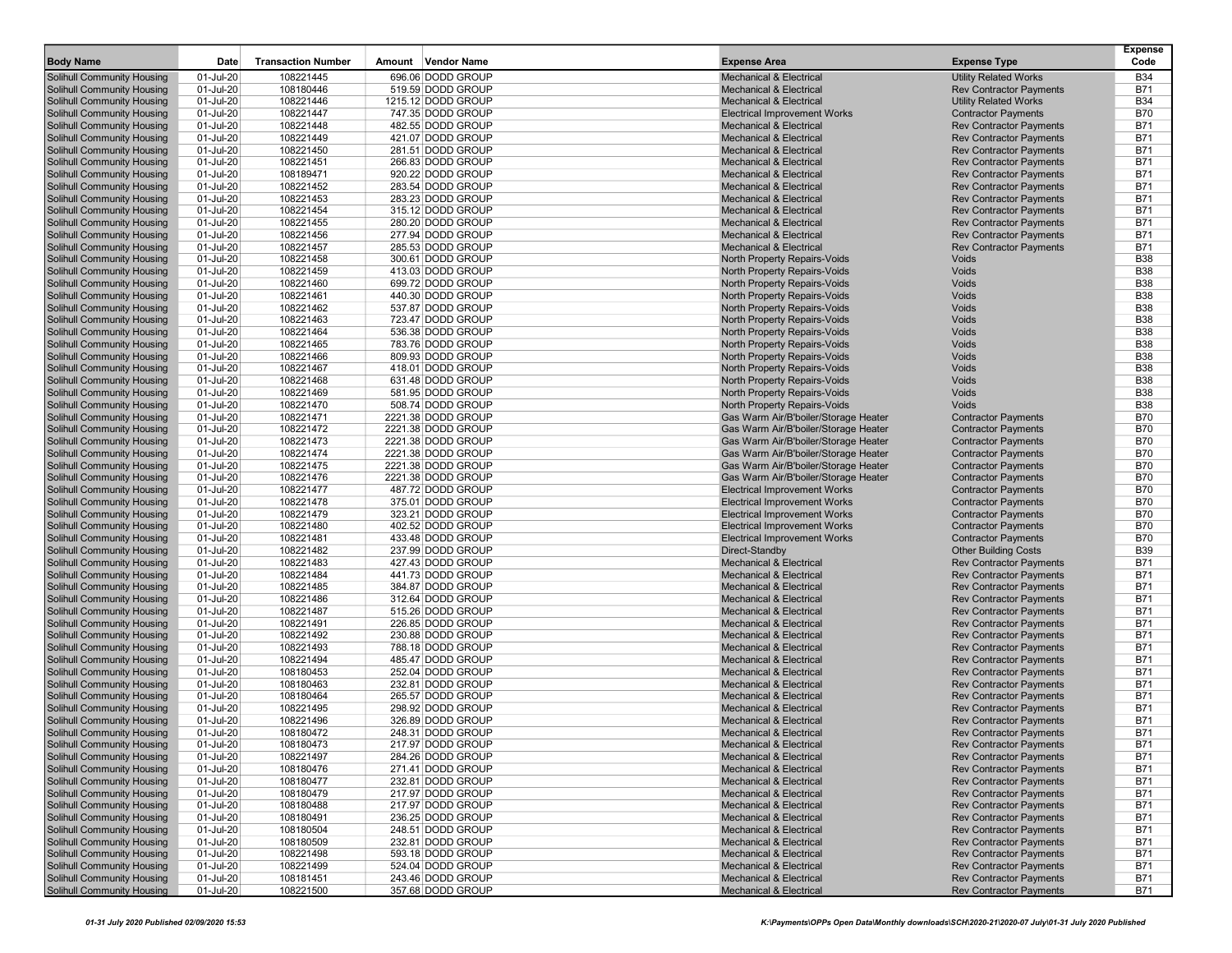| Body Name | Date | Transaction Number | Amount | Vendor Name | Expense Area | Expense Type | Expense Code |
|---|---|---|---|---|---|---|---|
| Solihull Community Housing | 01-Jul-20 | 108221445 | 696.06 | DODD GROUP | Mechanical & Electrical | Utility Related Works | B34 |
| Solihull Community Housing | 01-Jul-20 | 108180446 | 519.59 | DODD GROUP | Mechanical & Electrical | Rev Contractor Payments | B71 |
| Solihull Community Housing | 01-Jul-20 | 108221446 | 1215.12 | DODD GROUP | Mechanical & Electrical | Utility Related Works | B34 |
| Solihull Community Housing | 01-Jul-20 | 108221447 | 747.35 | DODD GROUP | Electrical Improvement Works | Contractor Payments | B70 |
| Solihull Community Housing | 01-Jul-20 | 108221448 | 482.55 | DODD GROUP | Mechanical & Electrical | Rev Contractor Payments | B71 |
| Solihull Community Housing | 01-Jul-20 | 108221449 | 421.07 | DODD GROUP | Mechanical & Electrical | Rev Contractor Payments | B71 |
| Solihull Community Housing | 01-Jul-20 | 108221450 | 281.51 | DODD GROUP | Mechanical & Electrical | Rev Contractor Payments | B71 |
| Solihull Community Housing | 01-Jul-20 | 108221451 | 266.83 | DODD GROUP | Mechanical & Electrical | Rev Contractor Payments | B71 |
| Solihull Community Housing | 01-Jul-20 | 108189471 | 920.22 | DODD GROUP | Mechanical & Electrical | Rev Contractor Payments | B71 |
| Solihull Community Housing | 01-Jul-20 | 108221452 | 283.54 | DODD GROUP | Mechanical & Electrical | Rev Contractor Payments | B71 |
| Solihull Community Housing | 01-Jul-20 | 108221453 | 283.23 | DODD GROUP | Mechanical & Electrical | Rev Contractor Payments | B71 |
| Solihull Community Housing | 01-Jul-20 | 108221454 | 315.12 | DODD GROUP | Mechanical & Electrical | Rev Contractor Payments | B71 |
| Solihull Community Housing | 01-Jul-20 | 108221455 | 280.20 | DODD GROUP | Mechanical & Electrical | Rev Contractor Payments | B71 |
| Solihull Community Housing | 01-Jul-20 | 108221456 | 277.94 | DODD GROUP | Mechanical & Electrical | Rev Contractor Payments | B71 |
| Solihull Community Housing | 01-Jul-20 | 108221457 | 285.53 | DODD GROUP | Mechanical & Electrical | Rev Contractor Payments | B71 |
| Solihull Community Housing | 01-Jul-20 | 108221458 | 300.61 | DODD GROUP | North Property Repairs-Voids | Voids | B38 |
| Solihull Community Housing | 01-Jul-20 | 108221459 | 413.03 | DODD GROUP | North Property Repairs-Voids | Voids | B38 |
| Solihull Community Housing | 01-Jul-20 | 108221460 | 699.72 | DODD GROUP | North Property Repairs-Voids | Voids | B38 |
| Solihull Community Housing | 01-Jul-20 | 108221461 | 440.30 | DODD GROUP | North Property Repairs-Voids | Voids | B38 |
| Solihull Community Housing | 01-Jul-20 | 108221462 | 537.87 | DODD GROUP | North Property Repairs-Voids | Voids | B38 |
| Solihull Community Housing | 01-Jul-20 | 108221463 | 723.47 | DODD GROUP | North Property Repairs-Voids | Voids | B38 |
| Solihull Community Housing | 01-Jul-20 | 108221464 | 536.38 | DODD GROUP | North Property Repairs-Voids | Voids | B38 |
| Solihull Community Housing | 01-Jul-20 | 108221465 | 783.76 | DODD GROUP | North Property Repairs-Voids | Voids | B38 |
| Solihull Community Housing | 01-Jul-20 | 108221466 | 809.93 | DODD GROUP | North Property Repairs-Voids | Voids | B38 |
| Solihull Community Housing | 01-Jul-20 | 108221467 | 418.01 | DODD GROUP | North Property Repairs-Voids | Voids | B38 |
| Solihull Community Housing | 01-Jul-20 | 108221468 | 631.48 | DODD GROUP | North Property Repairs-Voids | Voids | B38 |
| Solihull Community Housing | 01-Jul-20 | 108221469 | 581.95 | DODD GROUP | North Property Repairs-Voids | Voids | B38 |
| Solihull Community Housing | 01-Jul-20 | 108221470 | 508.74 | DODD GROUP | North Property Repairs-Voids | Voids | B38 |
| Solihull Community Housing | 01-Jul-20 | 108221471 | 2221.38 | DODD GROUP | Gas Warm Air/B'boiler/Storage Heater | Contractor Payments | B70 |
| Solihull Community Housing | 01-Jul-20 | 108221472 | 2221.38 | DODD GROUP | Gas Warm Air/B'boiler/Storage Heater | Contractor Payments | B70 |
| Solihull Community Housing | 01-Jul-20 | 108221473 | 2221.38 | DODD GROUP | Gas Warm Air/B'boiler/Storage Heater | Contractor Payments | B70 |
| Solihull Community Housing | 01-Jul-20 | 108221474 | 2221.38 | DODD GROUP | Gas Warm Air/B'boiler/Storage Heater | Contractor Payments | B70 |
| Solihull Community Housing | 01-Jul-20 | 108221475 | 2221.38 | DODD GROUP | Gas Warm Air/B'boiler/Storage Heater | Contractor Payments | B70 |
| Solihull Community Housing | 01-Jul-20 | 108221476 | 2221.38 | DODD GROUP | Gas Warm Air/B'boiler/Storage Heater | Contractor Payments | B70 |
| Solihull Community Housing | 01-Jul-20 | 108221477 | 487.72 | DODD GROUP | Electrical Improvement Works | Contractor Payments | B70 |
| Solihull Community Housing | 01-Jul-20 | 108221478 | 375.01 | DODD GROUP | Electrical Improvement Works | Contractor Payments | B70 |
| Solihull Community Housing | 01-Jul-20 | 108221479 | 323.21 | DODD GROUP | Electrical Improvement Works | Contractor Payments | B70 |
| Solihull Community Housing | 01-Jul-20 | 108221480 | 402.52 | DODD GROUP | Electrical Improvement Works | Contractor Payments | B70 |
| Solihull Community Housing | 01-Jul-20 | 108221481 | 433.48 | DODD GROUP | Electrical Improvement Works | Contractor Payments | B70 |
| Solihull Community Housing | 01-Jul-20 | 108221482 | 237.99 | DODD GROUP | Direct-Standby | Other Building Costs | B39 |
| Solihull Community Housing | 01-Jul-20 | 108221483 | 427.43 | DODD GROUP | Mechanical & Electrical | Rev Contractor Payments | B71 |
| Solihull Community Housing | 01-Jul-20 | 108221484 | 441.73 | DODD GROUP | Mechanical & Electrical | Rev Contractor Payments | B71 |
| Solihull Community Housing | 01-Jul-20 | 108221485 | 384.87 | DODD GROUP | Mechanical & Electrical | Rev Contractor Payments | B71 |
| Solihull Community Housing | 01-Jul-20 | 108221486 | 312.64 | DODD GROUP | Mechanical & Electrical | Rev Contractor Payments | B71 |
| Solihull Community Housing | 01-Jul-20 | 108221487 | 515.26 | DODD GROUP | Mechanical & Electrical | Rev Contractor Payments | B71 |
| Solihull Community Housing | 01-Jul-20 | 108221491 | 226.85 | DODD GROUP | Mechanical & Electrical | Rev Contractor Payments | B71 |
| Solihull Community Housing | 01-Jul-20 | 108221492 | 230.88 | DODD GROUP | Mechanical & Electrical | Rev Contractor Payments | B71 |
| Solihull Community Housing | 01-Jul-20 | 108221493 | 788.18 | DODD GROUP | Mechanical & Electrical | Rev Contractor Payments | B71 |
| Solihull Community Housing | 01-Jul-20 | 108221494 | 485.47 | DODD GROUP | Mechanical & Electrical | Rev Contractor Payments | B71 |
| Solihull Community Housing | 01-Jul-20 | 108180453 | 252.04 | DODD GROUP | Mechanical & Electrical | Rev Contractor Payments | B71 |
| Solihull Community Housing | 01-Jul-20 | 108180463 | 232.81 | DODD GROUP | Mechanical & Electrical | Rev Contractor Payments | B71 |
| Solihull Community Housing | 01-Jul-20 | 108180464 | 265.57 | DODD GROUP | Mechanical & Electrical | Rev Contractor Payments | B71 |
| Solihull Community Housing | 01-Jul-20 | 108221495 | 298.92 | DODD GROUP | Mechanical & Electrical | Rev Contractor Payments | B71 |
| Solihull Community Housing | 01-Jul-20 | 108221496 | 326.89 | DODD GROUP | Mechanical & Electrical | Rev Contractor Payments | B71 |
| Solihull Community Housing | 01-Jul-20 | 108180472 | 248.31 | DODD GROUP | Mechanical & Electrical | Rev Contractor Payments | B71 |
| Solihull Community Housing | 01-Jul-20 | 108180473 | 217.97 | DODD GROUP | Mechanical & Electrical | Rev Contractor Payments | B71 |
| Solihull Community Housing | 01-Jul-20 | 108221497 | 284.26 | DODD GROUP | Mechanical & Electrical | Rev Contractor Payments | B71 |
| Solihull Community Housing | 01-Jul-20 | 108180476 | 271.41 | DODD GROUP | Mechanical & Electrical | Rev Contractor Payments | B71 |
| Solihull Community Housing | 01-Jul-20 | 108180477 | 232.81 | DODD GROUP | Mechanical & Electrical | Rev Contractor Payments | B71 |
| Solihull Community Housing | 01-Jul-20 | 108180479 | 217.97 | DODD GROUP | Mechanical & Electrical | Rev Contractor Payments | B71 |
| Solihull Community Housing | 01-Jul-20 | 108180488 | 217.97 | DODD GROUP | Mechanical & Electrical | Rev Contractor Payments | B71 |
| Solihull Community Housing | 01-Jul-20 | 108180491 | 236.25 | DODD GROUP | Mechanical & Electrical | Rev Contractor Payments | B71 |
| Solihull Community Housing | 01-Jul-20 | 108180504 | 248.51 | DODD GROUP | Mechanical & Electrical | Rev Contractor Payments | B71 |
| Solihull Community Housing | 01-Jul-20 | 108180509 | 232.81 | DODD GROUP | Mechanical & Electrical | Rev Contractor Payments | B71 |
| Solihull Community Housing | 01-Jul-20 | 108221498 | 593.18 | DODD GROUP | Mechanical & Electrical | Rev Contractor Payments | B71 |
| Solihull Community Housing | 01-Jul-20 | 108221499 | 524.04 | DODD GROUP | Mechanical & Electrical | Rev Contractor Payments | B71 |
| Solihull Community Housing | 01-Jul-20 | 108181451 | 243.46 | DODD GROUP | Mechanical & Electrical | Rev Contractor Payments | B71 |
| Solihull Community Housing | 01-Jul-20 | 108221500 | 357.68 | DODD GROUP | Mechanical & Electrical | Rev Contractor Payments | B71 |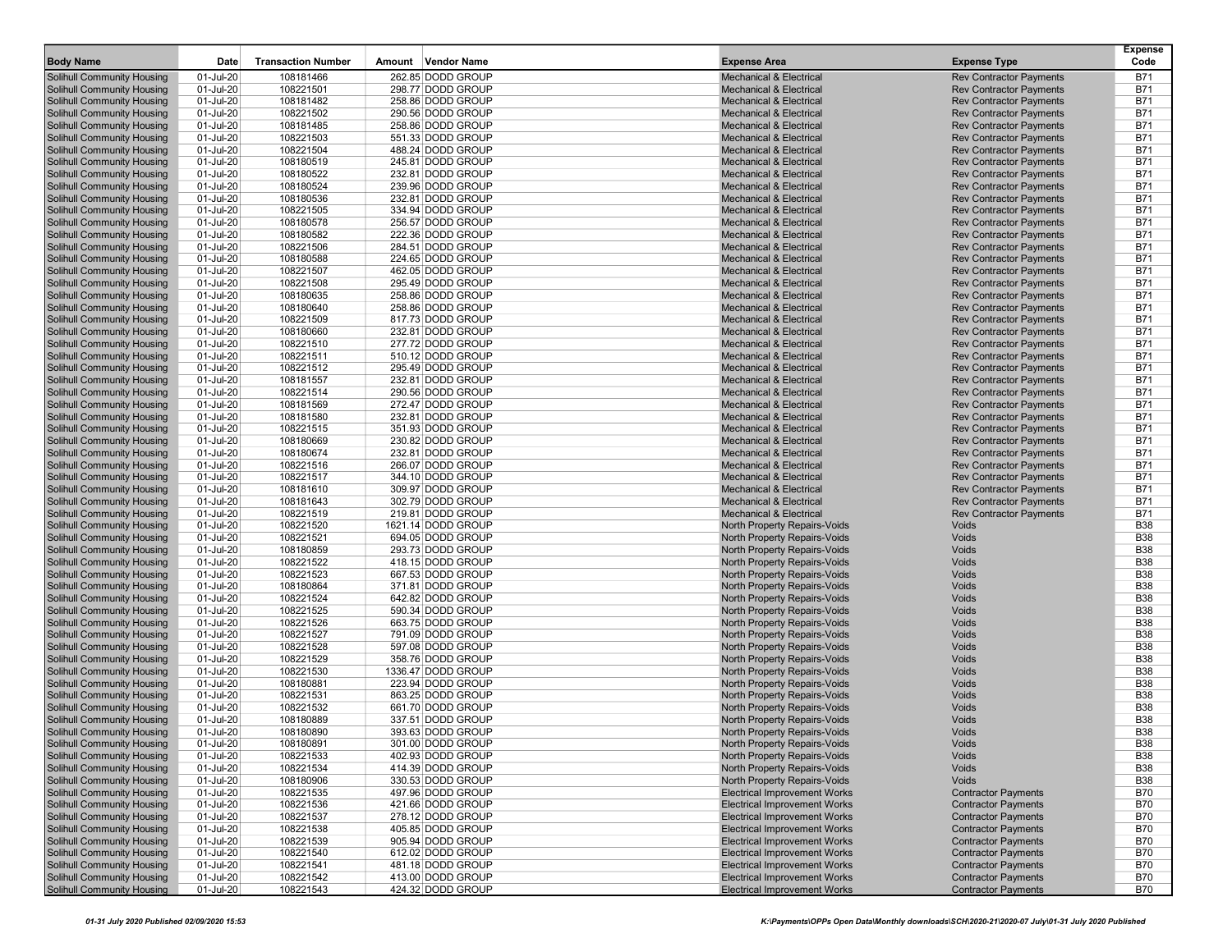| Body Name | Date | Transaction Number | Amount | Vendor Name | Expense Area | Expense Type | Expense Code |
|---|---|---|---|---|---|---|---|
| Solihull Community Housing | 01-Jul-20 | 108181466 | 262.85 | DODD GROUP | Mechanical & Electrical | Rev Contractor Payments | B71 |
| Solihull Community Housing | 01-Jul-20 | 108221501 | 298.77 | DODD GROUP | Mechanical & Electrical | Rev Contractor Payments | B71 |
| Solihull Community Housing | 01-Jul-20 | 108181482 | 258.86 | DODD GROUP | Mechanical & Electrical | Rev Contractor Payments | B71 |
| Solihull Community Housing | 01-Jul-20 | 108221502 | 290.56 | DODD GROUP | Mechanical & Electrical | Rev Contractor Payments | B71 |
| Solihull Community Housing | 01-Jul-20 | 108181485 | 258.86 | DODD GROUP | Mechanical & Electrical | Rev Contractor Payments | B71 |
| Solihull Community Housing | 01-Jul-20 | 108221503 | 551.33 | DODD GROUP | Mechanical & Electrical | Rev Contractor Payments | B71 |
| Solihull Community Housing | 01-Jul-20 | 108221504 | 488.24 | DODD GROUP | Mechanical & Electrical | Rev Contractor Payments | B71 |
| Solihull Community Housing | 01-Jul-20 | 108180519 | 245.81 | DODD GROUP | Mechanical & Electrical | Rev Contractor Payments | B71 |
| Solihull Community Housing | 01-Jul-20 | 108180522 | 232.81 | DODD GROUP | Mechanical & Electrical | Rev Contractor Payments | B71 |
| Solihull Community Housing | 01-Jul-20 | 108180524 | 239.96 | DODD GROUP | Mechanical & Electrical | Rev Contractor Payments | B71 |
| Solihull Community Housing | 01-Jul-20 | 108180536 | 232.81 | DODD GROUP | Mechanical & Electrical | Rev Contractor Payments | B71 |
| Solihull Community Housing | 01-Jul-20 | 108221505 | 334.94 | DODD GROUP | Mechanical & Electrical | Rev Contractor Payments | B71 |
| Solihull Community Housing | 01-Jul-20 | 108180578 | 256.57 | DODD GROUP | Mechanical & Electrical | Rev Contractor Payments | B71 |
| Solihull Community Housing | 01-Jul-20 | 108180582 | 222.36 | DODD GROUP | Mechanical & Electrical | Rev Contractor Payments | B71 |
| Solihull Community Housing | 01-Jul-20 | 108221506 | 284.51 | DODD GROUP | Mechanical & Electrical | Rev Contractor Payments | B71 |
| Solihull Community Housing | 01-Jul-20 | 108180588 | 224.65 | DODD GROUP | Mechanical & Electrical | Rev Contractor Payments | B71 |
| Solihull Community Housing | 01-Jul-20 | 108221507 | 462.05 | DODD GROUP | Mechanical & Electrical | Rev Contractor Payments | B71 |
| Solihull Community Housing | 01-Jul-20 | 108221508 | 295.49 | DODD GROUP | Mechanical & Electrical | Rev Contractor Payments | B71 |
| Solihull Community Housing | 01-Jul-20 | 108180635 | 258.86 | DODD GROUP | Mechanical & Electrical | Rev Contractor Payments | B71 |
| Solihull Community Housing | 01-Jul-20 | 108180640 | 258.86 | DODD GROUP | Mechanical & Electrical | Rev Contractor Payments | B71 |
| Solihull Community Housing | 01-Jul-20 | 108221509 | 817.73 | DODD GROUP | Mechanical & Electrical | Rev Contractor Payments | B71 |
| Solihull Community Housing | 01-Jul-20 | 108180660 | 232.81 | DODD GROUP | Mechanical & Electrical | Rev Contractor Payments | B71 |
| Solihull Community Housing | 01-Jul-20 | 108221510 | 277.72 | DODD GROUP | Mechanical & Electrical | Rev Contractor Payments | B71 |
| Solihull Community Housing | 01-Jul-20 | 108221511 | 510.12 | DODD GROUP | Mechanical & Electrical | Rev Contractor Payments | B71 |
| Solihull Community Housing | 01-Jul-20 | 108221512 | 295.49 | DODD GROUP | Mechanical & Electrical | Rev Contractor Payments | B71 |
| Solihull Community Housing | 01-Jul-20 | 108181557 | 232.81 | DODD GROUP | Mechanical & Electrical | Rev Contractor Payments | B71 |
| Solihull Community Housing | 01-Jul-20 | 108221514 | 290.56 | DODD GROUP | Mechanical & Electrical | Rev Contractor Payments | B71 |
| Solihull Community Housing | 01-Jul-20 | 108181569 | 272.47 | DODD GROUP | Mechanical & Electrical | Rev Contractor Payments | B71 |
| Solihull Community Housing | 01-Jul-20 | 108181580 | 232.81 | DODD GROUP | Mechanical & Electrical | Rev Contractor Payments | B71 |
| Solihull Community Housing | 01-Jul-20 | 108221515 | 351.93 | DODD GROUP | Mechanical & Electrical | Rev Contractor Payments | B71 |
| Solihull Community Housing | 01-Jul-20 | 108180669 | 230.82 | DODD GROUP | Mechanical & Electrical | Rev Contractor Payments | B71 |
| Solihull Community Housing | 01-Jul-20 | 108180674 | 232.81 | DODD GROUP | Mechanical & Electrical | Rev Contractor Payments | B71 |
| Solihull Community Housing | 01-Jul-20 | 108221516 | 266.07 | DODD GROUP | Mechanical & Electrical | Rev Contractor Payments | B71 |
| Solihull Community Housing | 01-Jul-20 | 108221517 | 344.10 | DODD GROUP | Mechanical & Electrical | Rev Contractor Payments | B71 |
| Solihull Community Housing | 01-Jul-20 | 108181610 | 309.97 | DODD GROUP | Mechanical & Electrical | Rev Contractor Payments | B71 |
| Solihull Community Housing | 01-Jul-20 | 108181643 | 302.79 | DODD GROUP | Mechanical & Electrical | Rev Contractor Payments | B71 |
| Solihull Community Housing | 01-Jul-20 | 108221519 | 219.81 | DODD GROUP | Mechanical & Electrical | Rev Contractor Payments | B71 |
| Solihull Community Housing | 01-Jul-20 | 108221520 | 1621.14 | DODD GROUP | North Property Repairs-Voids | Voids | B38 |
| Solihull Community Housing | 01-Jul-20 | 108221521 | 694.05 | DODD GROUP | North Property Repairs-Voids | Voids | B38 |
| Solihull Community Housing | 01-Jul-20 | 108180859 | 293.73 | DODD GROUP | North Property Repairs-Voids | Voids | B38 |
| Solihull Community Housing | 01-Jul-20 | 108221522 | 418.15 | DODD GROUP | North Property Repairs-Voids | Voids | B38 |
| Solihull Community Housing | 01-Jul-20 | 108221523 | 667.53 | DODD GROUP | North Property Repairs-Voids | Voids | B38 |
| Solihull Community Housing | 01-Jul-20 | 108180864 | 371.81 | DODD GROUP | North Property Repairs-Voids | Voids | B38 |
| Solihull Community Housing | 01-Jul-20 | 108221524 | 642.82 | DODD GROUP | North Property Repairs-Voids | Voids | B38 |
| Solihull Community Housing | 01-Jul-20 | 108221525 | 590.34 | DODD GROUP | North Property Repairs-Voids | Voids | B38 |
| Solihull Community Housing | 01-Jul-20 | 108221526 | 663.75 | DODD GROUP | North Property Repairs-Voids | Voids | B38 |
| Solihull Community Housing | 01-Jul-20 | 108221527 | 791.09 | DODD GROUP | North Property Repairs-Voids | Voids | B38 |
| Solihull Community Housing | 01-Jul-20 | 108221528 | 597.08 | DODD GROUP | North Property Repairs-Voids | Voids | B38 |
| Solihull Community Housing | 01-Jul-20 | 108221529 | 358.76 | DODD GROUP | North Property Repairs-Voids | Voids | B38 |
| Solihull Community Housing | 01-Jul-20 | 108221530 | 1336.47 | DODD GROUP | North Property Repairs-Voids | Voids | B38 |
| Solihull Community Housing | 01-Jul-20 | 108180881 | 223.94 | DODD GROUP | North Property Repairs-Voids | Voids | B38 |
| Solihull Community Housing | 01-Jul-20 | 108221531 | 863.25 | DODD GROUP | North Property Repairs-Voids | Voids | B38 |
| Solihull Community Housing | 01-Jul-20 | 108221532 | 661.70 | DODD GROUP | North Property Repairs-Voids | Voids | B38 |
| Solihull Community Housing | 01-Jul-20 | 108180889 | 337.51 | DODD GROUP | North Property Repairs-Voids | Voids | B38 |
| Solihull Community Housing | 01-Jul-20 | 108180890 | 393.63 | DODD GROUP | North Property Repairs-Voids | Voids | B38 |
| Solihull Community Housing | 01-Jul-20 | 108180891 | 301.00 | DODD GROUP | North Property Repairs-Voids | Voids | B38 |
| Solihull Community Housing | 01-Jul-20 | 108221533 | 402.93 | DODD GROUP | North Property Repairs-Voids | Voids | B38 |
| Solihull Community Housing | 01-Jul-20 | 108221534 | 414.39 | DODD GROUP | North Property Repairs-Voids | Voids | B38 |
| Solihull Community Housing | 01-Jul-20 | 108180906 | 330.53 | DODD GROUP | North Property Repairs-Voids | Voids | B38 |
| Solihull Community Housing | 01-Jul-20 | 108221535 | 497.96 | DODD GROUP | Electrical Improvement Works | Contractor Payments | B70 |
| Solihull Community Housing | 01-Jul-20 | 108221536 | 421.66 | DODD GROUP | Electrical Improvement Works | Contractor Payments | B70 |
| Solihull Community Housing | 01-Jul-20 | 108221537 | 278.12 | DODD GROUP | Electrical Improvement Works | Contractor Payments | B70 |
| Solihull Community Housing | 01-Jul-20 | 108221538 | 405.85 | DODD GROUP | Electrical Improvement Works | Contractor Payments | B70 |
| Solihull Community Housing | 01-Jul-20 | 108221539 | 905.94 | DODD GROUP | Electrical Improvement Works | Contractor Payments | B70 |
| Solihull Community Housing | 01-Jul-20 | 108221540 | 612.02 | DODD GROUP | Electrical Improvement Works | Contractor Payments | B70 |
| Solihull Community Housing | 01-Jul-20 | 108221541 | 481.18 | DODD GROUP | Electrical Improvement Works | Contractor Payments | B70 |
| Solihull Community Housing | 01-Jul-20 | 108221542 | 413.00 | DODD GROUP | Electrical Improvement Works | Contractor Payments | B70 |
| Solihull Community Housing | 01-Jul-20 | 108221543 | 424.32 | DODD GROUP | Electrical Improvement Works | Contractor Payments | B70 |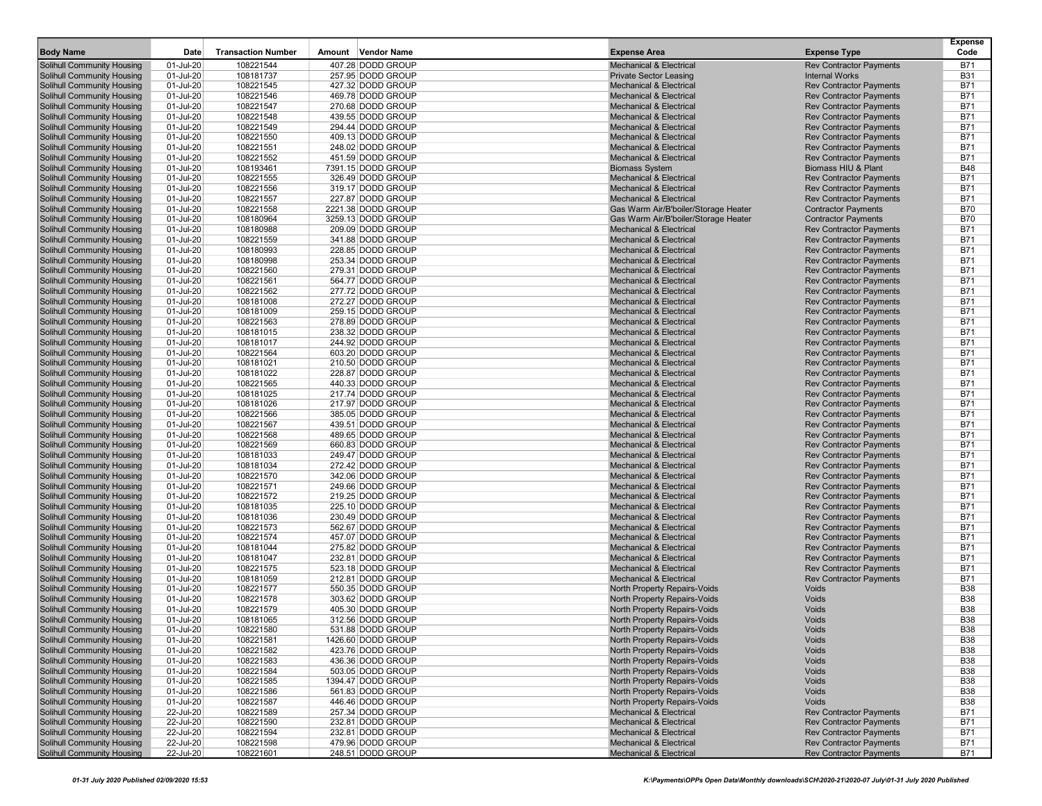| Body Name | Date | Transaction Number | Amount | Vendor Name | Expense Area | Expense Type | Expense Code |
|---|---|---|---|---|---|---|---|
| Solihull Community Housing | 01-Jul-20 | 108221544 | 407.28 | DODD GROUP | Mechanical & Electrical | Rev Contractor Payments | B71 |
| Solihull Community Housing | 01-Jul-20 | 108181737 | 257.95 | DODD GROUP | Private Sector Leasing | Internal Works | B31 |
| Solihull Community Housing | 01-Jul-20 | 108221545 | 427.32 | DODD GROUP | Mechanical & Electrical | Rev Contractor Payments | B71 |
| Solihull Community Housing | 01-Jul-20 | 108221546 | 469.78 | DODD GROUP | Mechanical & Electrical | Rev Contractor Payments | B71 |
| Solihull Community Housing | 01-Jul-20 | 108221547 | 270.68 | DODD GROUP | Mechanical & Electrical | Rev Contractor Payments | B71 |
| Solihull Community Housing | 01-Jul-20 | 108221548 | 439.55 | DODD GROUP | Mechanical & Electrical | Rev Contractor Payments | B71 |
| Solihull Community Housing | 01-Jul-20 | 108221549 | 294.44 | DODD GROUP | Mechanical & Electrical | Rev Contractor Payments | B71 |
| Solihull Community Housing | 01-Jul-20 | 108221550 | 409.13 | DODD GROUP | Mechanical & Electrical | Rev Contractor Payments | B71 |
| Solihull Community Housing | 01-Jul-20 | 108221551 | 248.02 | DODD GROUP | Mechanical & Electrical | Rev Contractor Payments | B71 |
| Solihull Community Housing | 01-Jul-20 | 108221552 | 451.59 | DODD GROUP | Mechanical & Electrical | Rev Contractor Payments | B71 |
| Solihull Community Housing | 01-Jul-20 | 108193461 | 7391.15 | DODD GROUP | Biomass System | Biomass HIU & Plant | B48 |
| Solihull Community Housing | 01-Jul-20 | 108221555 | 326.49 | DODD GROUP | Mechanical & Electrical | Rev Contractor Payments | B71 |
| Solihull Community Housing | 01-Jul-20 | 108221556 | 319.17 | DODD GROUP | Mechanical & Electrical | Rev Contractor Payments | B71 |
| Solihull Community Housing | 01-Jul-20 | 108221557 | 227.87 | DODD GROUP | Mechanical & Electrical | Rev Contractor Payments | B71 |
| Solihull Community Housing | 01-Jul-20 | 108221558 | 2221.38 | DODD GROUP | Gas Warm Air/B'boiler/Storage Heater | Contractor Payments | B70 |
| Solihull Community Housing | 01-Jul-20 | 108180964 | 3259.13 | DODD GROUP | Gas Warm Air/B'boiler/Storage Heater | Contractor Payments | B70 |
| Solihull Community Housing | 01-Jul-20 | 108180988 | 209.09 | DODD GROUP | Mechanical & Electrical | Rev Contractor Payments | B71 |
| Solihull Community Housing | 01-Jul-20 | 108221559 | 341.88 | DODD GROUP | Mechanical & Electrical | Rev Contractor Payments | B71 |
| Solihull Community Housing | 01-Jul-20 | 108180993 | 228.85 | DODD GROUP | Mechanical & Electrical | Rev Contractor Payments | B71 |
| Solihull Community Housing | 01-Jul-20 | 108180998 | 253.34 | DODD GROUP | Mechanical & Electrical | Rev Contractor Payments | B71 |
| Solihull Community Housing | 01-Jul-20 | 108221560 | 279.31 | DODD GROUP | Mechanical & Electrical | Rev Contractor Payments | B71 |
| Solihull Community Housing | 01-Jul-20 | 108221561 | 564.77 | DODD GROUP | Mechanical & Electrical | Rev Contractor Payments | B71 |
| Solihull Community Housing | 01-Jul-20 | 108221562 | 277.72 | DODD GROUP | Mechanical & Electrical | Rev Contractor Payments | B71 |
| Solihull Community Housing | 01-Jul-20 | 108181008 | 272.27 | DODD GROUP | Mechanical & Electrical | Rev Contractor Payments | B71 |
| Solihull Community Housing | 01-Jul-20 | 108181009 | 259.15 | DODD GROUP | Mechanical & Electrical | Rev Contractor Payments | B71 |
| Solihull Community Housing | 01-Jul-20 | 108221563 | 278.89 | DODD GROUP | Mechanical & Electrical | Rev Contractor Payments | B71 |
| Solihull Community Housing | 01-Jul-20 | 108181015 | 238.32 | DODD GROUP | Mechanical & Electrical | Rev Contractor Payments | B71 |
| Solihull Community Housing | 01-Jul-20 | 108181017 | 244.92 | DODD GROUP | Mechanical & Electrical | Rev Contractor Payments | B71 |
| Solihull Community Housing | 01-Jul-20 | 108221564 | 603.20 | DODD GROUP | Mechanical & Electrical | Rev Contractor Payments | B71 |
| Solihull Community Housing | 01-Jul-20 | 108181021 | 210.50 | DODD GROUP | Mechanical & Electrical | Rev Contractor Payments | B71 |
| Solihull Community Housing | 01-Jul-20 | 108181022 | 228.87 | DODD GROUP | Mechanical & Electrical | Rev Contractor Payments | B71 |
| Solihull Community Housing | 01-Jul-20 | 108221565 | 440.33 | DODD GROUP | Mechanical & Electrical | Rev Contractor Payments | B71 |
| Solihull Community Housing | 01-Jul-20 | 108181025 | 217.74 | DODD GROUP | Mechanical & Electrical | Rev Contractor Payments | B71 |
| Solihull Community Housing | 01-Jul-20 | 108181026 | 217.97 | DODD GROUP | Mechanical & Electrical | Rev Contractor Payments | B71 |
| Solihull Community Housing | 01-Jul-20 | 108221566 | 385.05 | DODD GROUP | Mechanical & Electrical | Rev Contractor Payments | B71 |
| Solihull Community Housing | 01-Jul-20 | 108221567 | 439.51 | DODD GROUP | Mechanical & Electrical | Rev Contractor Payments | B71 |
| Solihull Community Housing | 01-Jul-20 | 108221568 | 489.65 | DODD GROUP | Mechanical & Electrical | Rev Contractor Payments | B71 |
| Solihull Community Housing | 01-Jul-20 | 108221569 | 660.83 | DODD GROUP | Mechanical & Electrical | Rev Contractor Payments | B71 |
| Solihull Community Housing | 01-Jul-20 | 108181033 | 249.47 | DODD GROUP | Mechanical & Electrical | Rev Contractor Payments | B71 |
| Solihull Community Housing | 01-Jul-20 | 108181034 | 272.42 | DODD GROUP | Mechanical & Electrical | Rev Contractor Payments | B71 |
| Solihull Community Housing | 01-Jul-20 | 108221570 | 342.06 | DODD GROUP | Mechanical & Electrical | Rev Contractor Payments | B71 |
| Solihull Community Housing | 01-Jul-20 | 108221571 | 249.66 | DODD GROUP | Mechanical & Electrical | Rev Contractor Payments | B71 |
| Solihull Community Housing | 01-Jul-20 | 108221572 | 219.25 | DODD GROUP | Mechanical & Electrical | Rev Contractor Payments | B71 |
| Solihull Community Housing | 01-Jul-20 | 108181035 | 225.10 | DODD GROUP | Mechanical & Electrical | Rev Contractor Payments | B71 |
| Solihull Community Housing | 01-Jul-20 | 108181036 | 230.49 | DODD GROUP | Mechanical & Electrical | Rev Contractor Payments | B71 |
| Solihull Community Housing | 01-Jul-20 | 108221573 | 562.67 | DODD GROUP | Mechanical & Electrical | Rev Contractor Payments | B71 |
| Solihull Community Housing | 01-Jul-20 | 108221574 | 457.07 | DODD GROUP | Mechanical & Electrical | Rev Contractor Payments | B71 |
| Solihull Community Housing | 01-Jul-20 | 108181044 | 275.82 | DODD GROUP | Mechanical & Electrical | Rev Contractor Payments | B71 |
| Solihull Community Housing | 01-Jul-20 | 108181047 | 232.81 | DODD GROUP | Mechanical & Electrical | Rev Contractor Payments | B71 |
| Solihull Community Housing | 01-Jul-20 | 108221575 | 523.18 | DODD GROUP | Mechanical & Electrical | Rev Contractor Payments | B71 |
| Solihull Community Housing | 01-Jul-20 | 108181059 | 212.81 | DODD GROUP | Mechanical & Electrical | Rev Contractor Payments | B71 |
| Solihull Community Housing | 01-Jul-20 | 108221577 | 550.35 | DODD GROUP | North Property Repairs-Voids | Voids | B38 |
| Solihull Community Housing | 01-Jul-20 | 108221578 | 303.62 | DODD GROUP | North Property Repairs-Voids | Voids | B38 |
| Solihull Community Housing | 01-Jul-20 | 108221579 | 405.30 | DODD GROUP | North Property Repairs-Voids | Voids | B38 |
| Solihull Community Housing | 01-Jul-20 | 108181065 | 312.56 | DODD GROUP | North Property Repairs-Voids | Voids | B38 |
| Solihull Community Housing | 01-Jul-20 | 108221580 | 531.88 | DODD GROUP | North Property Repairs-Voids | Voids | B38 |
| Solihull Community Housing | 01-Jul-20 | 108221581 | 1426.60 | DODD GROUP | North Property Repairs-Voids | Voids | B38 |
| Solihull Community Housing | 01-Jul-20 | 108221582 | 423.76 | DODD GROUP | North Property Repairs-Voids | Voids | B38 |
| Solihull Community Housing | 01-Jul-20 | 108221583 | 436.36 | DODD GROUP | North Property Repairs-Voids | Voids | B38 |
| Solihull Community Housing | 01-Jul-20 | 108221584 | 503.05 | DODD GROUP | North Property Repairs-Voids | Voids | B38 |
| Solihull Community Housing | 01-Jul-20 | 108221585 | 1394.47 | DODD GROUP | North Property Repairs-Voids | Voids | B38 |
| Solihull Community Housing | 01-Jul-20 | 108221586 | 561.83 | DODD GROUP | North Property Repairs-Voids | Voids | B38 |
| Solihull Community Housing | 01-Jul-20 | 108221587 | 446.46 | DODD GROUP | North Property Repairs-Voids | Voids | B38 |
| Solihull Community Housing | 22-Jul-20 | 108221589 | 257.34 | DODD GROUP | Mechanical & Electrical | Rev Contractor Payments | B71 |
| Solihull Community Housing | 22-Jul-20 | 108221590 | 232.81 | DODD GROUP | Mechanical & Electrical | Rev Contractor Payments | B71 |
| Solihull Community Housing | 22-Jul-20 | 108221594 | 232.81 | DODD GROUP | Mechanical & Electrical | Rev Contractor Payments | B71 |
| Solihull Community Housing | 22-Jul-20 | 108221598 | 479.96 | DODD GROUP | Mechanical & Electrical | Rev Contractor Payments | B71 |
| Solihull Community Housing | 22-Jul-20 | 108221601 | 248.51 | DODD GROUP | Mechanical & Electrical | Rev Contractor Payments | B71 |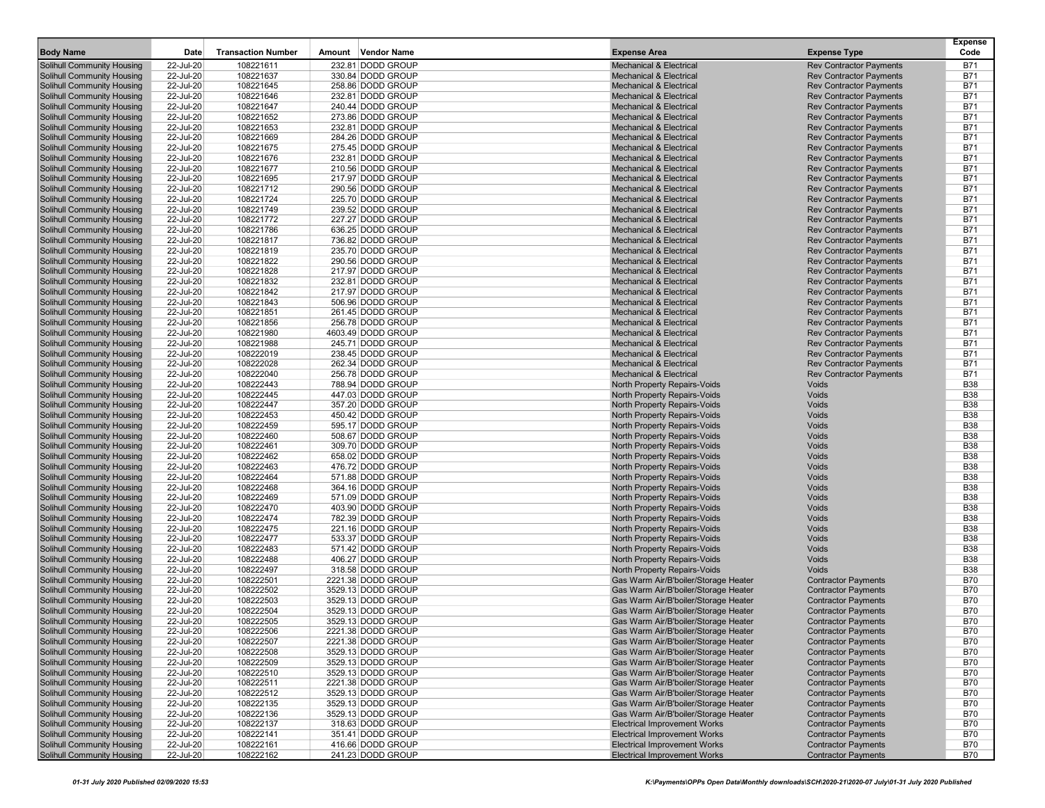| Body Name | Date | Transaction Number | Amount | Vendor Name | Expense Area | Expense Type | Expense Code |
|---|---|---|---|---|---|---|---|
| Solihull Community Housing | 22-Jul-20 | 108221611 | 232.81 | DODD GROUP | Mechanical & Electrical | Rev Contractor Payments | B71 |
| Solihull Community Housing | 22-Jul-20 | 108221637 | 330.84 | DODD GROUP | Mechanical & Electrical | Rev Contractor Payments | B71 |
| Solihull Community Housing | 22-Jul-20 | 108221645 | 258.86 | DODD GROUP | Mechanical & Electrical | Rev Contractor Payments | B71 |
| Solihull Community Housing | 22-Jul-20 | 108221646 | 232.81 | DODD GROUP | Mechanical & Electrical | Rev Contractor Payments | B71 |
| Solihull Community Housing | 22-Jul-20 | 108221647 | 240.44 | DODD GROUP | Mechanical & Electrical | Rev Contractor Payments | B71 |
| Solihull Community Housing | 22-Jul-20 | 108221652 | 273.86 | DODD GROUP | Mechanical & Electrical | Rev Contractor Payments | B71 |
| Solihull Community Housing | 22-Jul-20 | 108221653 | 232.81 | DODD GROUP | Mechanical & Electrical | Rev Contractor Payments | B71 |
| Solihull Community Housing | 22-Jul-20 | 108221669 | 284.26 | DODD GROUP | Mechanical & Electrical | Rev Contractor Payments | B71 |
| Solihull Community Housing | 22-Jul-20 | 108221675 | 275.45 | DODD GROUP | Mechanical & Electrical | Rev Contractor Payments | B71 |
| Solihull Community Housing | 22-Jul-20 | 108221676 | 232.81 | DODD GROUP | Mechanical & Electrical | Rev Contractor Payments | B71 |
| Solihull Community Housing | 22-Jul-20 | 108221677 | 210.56 | DODD GROUP | Mechanical & Electrical | Rev Contractor Payments | B71 |
| Solihull Community Housing | 22-Jul-20 | 108221695 | 217.97 | DODD GROUP | Mechanical & Electrical | Rev Contractor Payments | B71 |
| Solihull Community Housing | 22-Jul-20 | 108221712 | 290.56 | DODD GROUP | Mechanical & Electrical | Rev Contractor Payments | B71 |
| Solihull Community Housing | 22-Jul-20 | 108221724 | 225.70 | DODD GROUP | Mechanical & Electrical | Rev Contractor Payments | B71 |
| Solihull Community Housing | 22-Jul-20 | 108221749 | 239.52 | DODD GROUP | Mechanical & Electrical | Rev Contractor Payments | B71 |
| Solihull Community Housing | 22-Jul-20 | 108221772 | 227.27 | DODD GROUP | Mechanical & Electrical | Rev Contractor Payments | B71 |
| Solihull Community Housing | 22-Jul-20 | 108221786 | 636.25 | DODD GROUP | Mechanical & Electrical | Rev Contractor Payments | B71 |
| Solihull Community Housing | 22-Jul-20 | 108221817 | 736.82 | DODD GROUP | Mechanical & Electrical | Rev Contractor Payments | B71 |
| Solihull Community Housing | 22-Jul-20 | 108221819 | 235.70 | DODD GROUP | Mechanical & Electrical | Rev Contractor Payments | B71 |
| Solihull Community Housing | 22-Jul-20 | 108221822 | 290.56 | DODD GROUP | Mechanical & Electrical | Rev Contractor Payments | B71 |
| Solihull Community Housing | 22-Jul-20 | 108221828 | 217.97 | DODD GROUP | Mechanical & Electrical | Rev Contractor Payments | B71 |
| Solihull Community Housing | 22-Jul-20 | 108221832 | 232.81 | DODD GROUP | Mechanical & Electrical | Rev Contractor Payments | B71 |
| Solihull Community Housing | 22-Jul-20 | 108221842 | 217.97 | DODD GROUP | Mechanical & Electrical | Rev Contractor Payments | B71 |
| Solihull Community Housing | 22-Jul-20 | 108221843 | 506.96 | DODD GROUP | Mechanical & Electrical | Rev Contractor Payments | B71 |
| Solihull Community Housing | 22-Jul-20 | 108221851 | 261.45 | DODD GROUP | Mechanical & Electrical | Rev Contractor Payments | B71 |
| Solihull Community Housing | 22-Jul-20 | 108221856 | 256.78 | DODD GROUP | Mechanical & Electrical | Rev Contractor Payments | B71 |
| Solihull Community Housing | 22-Jul-20 | 108221980 | 4603.49 | DODD GROUP | Mechanical & Electrical | Rev Contractor Payments | B71 |
| Solihull Community Housing | 22-Jul-20 | 108221988 | 245.71 | DODD GROUP | Mechanical & Electrical | Rev Contractor Payments | B71 |
| Solihull Community Housing | 22-Jul-20 | 108222019 | 238.45 | DODD GROUP | Mechanical & Electrical | Rev Contractor Payments | B71 |
| Solihull Community Housing | 22-Jul-20 | 108222028 | 262.34 | DODD GROUP | Mechanical & Electrical | Rev Contractor Payments | B71 |
| Solihull Community Housing | 22-Jul-20 | 108222040 | 256.78 | DODD GROUP | Mechanical & Electrical | Rev Contractor Payments | B71 |
| Solihull Community Housing | 22-Jul-20 | 108222443 | 788.94 | DODD GROUP | North Property Repairs-Voids | Voids | B38 |
| Solihull Community Housing | 22-Jul-20 | 108222445 | 447.03 | DODD GROUP | North Property Repairs-Voids | Voids | B38 |
| Solihull Community Housing | 22-Jul-20 | 108222447 | 357.20 | DODD GROUP | North Property Repairs-Voids | Voids | B38 |
| Solihull Community Housing | 22-Jul-20 | 108222453 | 450.42 | DODD GROUP | North Property Repairs-Voids | Voids | B38 |
| Solihull Community Housing | 22-Jul-20 | 108222459 | 595.17 | DODD GROUP | North Property Repairs-Voids | Voids | B38 |
| Solihull Community Housing | 22-Jul-20 | 108222460 | 508.67 | DODD GROUP | North Property Repairs-Voids | Voids | B38 |
| Solihull Community Housing | 22-Jul-20 | 108222461 | 309.70 | DODD GROUP | North Property Repairs-Voids | Voids | B38 |
| Solihull Community Housing | 22-Jul-20 | 108222462 | 658.02 | DODD GROUP | North Property Repairs-Voids | Voids | B38 |
| Solihull Community Housing | 22-Jul-20 | 108222463 | 476.72 | DODD GROUP | North Property Repairs-Voids | Voids | B38 |
| Solihull Community Housing | 22-Jul-20 | 108222464 | 571.88 | DODD GROUP | North Property Repairs-Voids | Voids | B38 |
| Solihull Community Housing | 22-Jul-20 | 108222468 | 364.16 | DODD GROUP | North Property Repairs-Voids | Voids | B38 |
| Solihull Community Housing | 22-Jul-20 | 108222469 | 571.09 | DODD GROUP | North Property Repairs-Voids | Voids | B38 |
| Solihull Community Housing | 22-Jul-20 | 108222470 | 403.90 | DODD GROUP | North Property Repairs-Voids | Voids | B38 |
| Solihull Community Housing | 22-Jul-20 | 108222474 | 782.39 | DODD GROUP | North Property Repairs-Voids | Voids | B38 |
| Solihull Community Housing | 22-Jul-20 | 108222475 | 221.16 | DODD GROUP | North Property Repairs-Voids | Voids | B38 |
| Solihull Community Housing | 22-Jul-20 | 108222477 | 533.37 | DODD GROUP | North Property Repairs-Voids | Voids | B38 |
| Solihull Community Housing | 22-Jul-20 | 108222483 | 571.42 | DODD GROUP | North Property Repairs-Voids | Voids | B38 |
| Solihull Community Housing | 22-Jul-20 | 108222488 | 406.27 | DODD GROUP | North Property Repairs-Voids | Voids | B38 |
| Solihull Community Housing | 22-Jul-20 | 108222497 | 318.58 | DODD GROUP | North Property Repairs-Voids | Voids | B38 |
| Solihull Community Housing | 22-Jul-20 | 108222501 | 2221.38 | DODD GROUP | Gas Warm Air/B'boiler/Storage Heater | Contractor Payments | B70 |
| Solihull Community Housing | 22-Jul-20 | 108222502 | 3529.13 | DODD GROUP | Gas Warm Air/B'boiler/Storage Heater | Contractor Payments | B70 |
| Solihull Community Housing | 22-Jul-20 | 108222503 | 3529.13 | DODD GROUP | Gas Warm Air/B'boiler/Storage Heater | Contractor Payments | B70 |
| Solihull Community Housing | 22-Jul-20 | 108222504 | 3529.13 | DODD GROUP | Gas Warm Air/B'boiler/Storage Heater | Contractor Payments | B70 |
| Solihull Community Housing | 22-Jul-20 | 108222505 | 3529.13 | DODD GROUP | Gas Warm Air/B'boiler/Storage Heater | Contractor Payments | B70 |
| Solihull Community Housing | 22-Jul-20 | 108222506 | 2221.38 | DODD GROUP | Gas Warm Air/B'boiler/Storage Heater | Contractor Payments | B70 |
| Solihull Community Housing | 22-Jul-20 | 108222507 | 2221.38 | DODD GROUP | Gas Warm Air/B'boiler/Storage Heater | Contractor Payments | B70 |
| Solihull Community Housing | 22-Jul-20 | 108222508 | 3529.13 | DODD GROUP | Gas Warm Air/B'boiler/Storage Heater | Contractor Payments | B70 |
| Solihull Community Housing | 22-Jul-20 | 108222509 | 3529.13 | DODD GROUP | Gas Warm Air/B'boiler/Storage Heater | Contractor Payments | B70 |
| Solihull Community Housing | 22-Jul-20 | 108222510 | 3529.13 | DODD GROUP | Gas Warm Air/B'boiler/Storage Heater | Contractor Payments | B70 |
| Solihull Community Housing | 22-Jul-20 | 108222511 | 2221.38 | DODD GROUP | Gas Warm Air/B'boiler/Storage Heater | Contractor Payments | B70 |
| Solihull Community Housing | 22-Jul-20 | 108222512 | 3529.13 | DODD GROUP | Gas Warm Air/B'boiler/Storage Heater | Contractor Payments | B70 |
| Solihull Community Housing | 22-Jul-20 | 108222135 | 3529.13 | DODD GROUP | Gas Warm Air/B'boiler/Storage Heater | Contractor Payments | B70 |
| Solihull Community Housing | 22-Jul-20 | 108222136 | 3529.13 | DODD GROUP | Gas Warm Air/B'boiler/Storage Heater | Contractor Payments | B70 |
| Solihull Community Housing | 22-Jul-20 | 108222137 | 318.63 | DODD GROUP | Electrical Improvement Works | Contractor Payments | B70 |
| Solihull Community Housing | 22-Jul-20 | 108222141 | 351.41 | DODD GROUP | Electrical Improvement Works | Contractor Payments | B70 |
| Solihull Community Housing | 22-Jul-20 | 108222161 | 416.66 | DODD GROUP | Electrical Improvement Works | Contractor Payments | B70 |
| Solihull Community Housing | 22-Jul-20 | 108222162 | 241.23 | DODD GROUP | Electrical Improvement Works | Contractor Payments | B70 |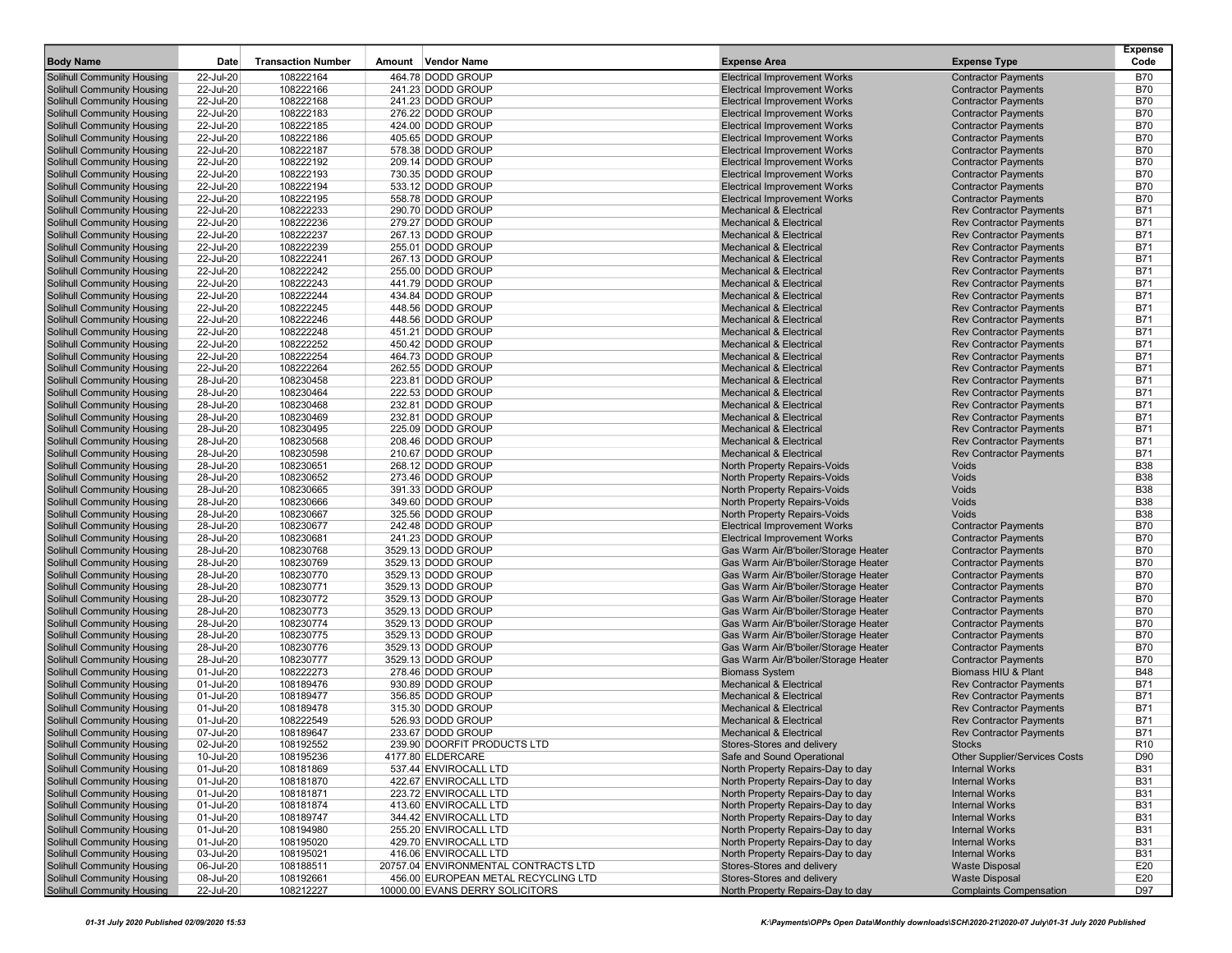| Body Name | Date | Transaction Number | Amount | Vendor Name | Expense Area | Expense Type | Expense Code |
|---|---|---|---|---|---|---|---|
| Solihull Community Housing | 22-Jul-20 | 108222164 | 464.78 | DODD GROUP | Electrical Improvement Works | Contractor Payments | B70 |
| Solihull Community Housing | 22-Jul-20 | 108222166 | 241.23 | DODD GROUP | Electrical Improvement Works | Contractor Payments | B70 |
| Solihull Community Housing | 22-Jul-20 | 108222168 | 241.23 | DODD GROUP | Electrical Improvement Works | Contractor Payments | B70 |
| Solihull Community Housing | 22-Jul-20 | 108222183 | 276.22 | DODD GROUP | Electrical Improvement Works | Contractor Payments | B70 |
| Solihull Community Housing | 22-Jul-20 | 108222185 | 424.00 | DODD GROUP | Electrical Improvement Works | Contractor Payments | B70 |
| Solihull Community Housing | 22-Jul-20 | 108222186 | 405.65 | DODD GROUP | Electrical Improvement Works | Contractor Payments | B70 |
| Solihull Community Housing | 22-Jul-20 | 108222187 | 578.38 | DODD GROUP | Electrical Improvement Works | Contractor Payments | B70 |
| Solihull Community Housing | 22-Jul-20 | 108222192 | 209.14 | DODD GROUP | Electrical Improvement Works | Contractor Payments | B70 |
| Solihull Community Housing | 22-Jul-20 | 108222193 | 730.35 | DODD GROUP | Electrical Improvement Works | Contractor Payments | B70 |
| Solihull Community Housing | 22-Jul-20 | 108222194 | 533.12 | DODD GROUP | Electrical Improvement Works | Contractor Payments | B70 |
| Solihull Community Housing | 22-Jul-20 | 108222195 | 558.78 | DODD GROUP | Electrical Improvement Works | Contractor Payments | B70 |
| Solihull Community Housing | 22-Jul-20 | 108222233 | 290.70 | DODD GROUP | Mechanical & Electrical | Rev Contractor Payments | B71 |
| Solihull Community Housing | 22-Jul-20 | 108222236 | 279.27 | DODD GROUP | Mechanical & Electrical | Rev Contractor Payments | B71 |
| Solihull Community Housing | 22-Jul-20 | 108222237 | 267.13 | DODD GROUP | Mechanical & Electrical | Rev Contractor Payments | B71 |
| Solihull Community Housing | 22-Jul-20 | 108222239 | 255.01 | DODD GROUP | Mechanical & Electrical | Rev Contractor Payments | B71 |
| Solihull Community Housing | 22-Jul-20 | 108222241 | 267.13 | DODD GROUP | Mechanical & Electrical | Rev Contractor Payments | B71 |
| Solihull Community Housing | 22-Jul-20 | 108222242 | 255.00 | DODD GROUP | Mechanical & Electrical | Rev Contractor Payments | B71 |
| Solihull Community Housing | 22-Jul-20 | 108222243 | 441.79 | DODD GROUP | Mechanical & Electrical | Rev Contractor Payments | B71 |
| Solihull Community Housing | 22-Jul-20 | 108222244 | 434.84 | DODD GROUP | Mechanical & Electrical | Rev Contractor Payments | B71 |
| Solihull Community Housing | 22-Jul-20 | 108222245 | 448.56 | DODD GROUP | Mechanical & Electrical | Rev Contractor Payments | B71 |
| Solihull Community Housing | 22-Jul-20 | 108222246 | 448.56 | DODD GROUP | Mechanical & Electrical | Rev Contractor Payments | B71 |
| Solihull Community Housing | 22-Jul-20 | 108222248 | 451.21 | DODD GROUP | Mechanical & Electrical | Rev Contractor Payments | B71 |
| Solihull Community Housing | 22-Jul-20 | 108222252 | 450.42 | DODD GROUP | Mechanical & Electrical | Rev Contractor Payments | B71 |
| Solihull Community Housing | 22-Jul-20 | 108222254 | 464.73 | DODD GROUP | Mechanical & Electrical | Rev Contractor Payments | B71 |
| Solihull Community Housing | 22-Jul-20 | 108222264 | 262.55 | DODD GROUP | Mechanical & Electrical | Rev Contractor Payments | B71 |
| Solihull Community Housing | 28-Jul-20 | 108230458 | 223.81 | DODD GROUP | Mechanical & Electrical | Rev Contractor Payments | B71 |
| Solihull Community Housing | 28-Jul-20 | 108230464 | 222.53 | DODD GROUP | Mechanical & Electrical | Rev Contractor Payments | B71 |
| Solihull Community Housing | 28-Jul-20 | 108230468 | 232.81 | DODD GROUP | Mechanical & Electrical | Rev Contractor Payments | B71 |
| Solihull Community Housing | 28-Jul-20 | 108230469 | 232.81 | DODD GROUP | Mechanical & Electrical | Rev Contractor Payments | B71 |
| Solihull Community Housing | 28-Jul-20 | 108230495 | 225.09 | DODD GROUP | Mechanical & Electrical | Rev Contractor Payments | B71 |
| Solihull Community Housing | 28-Jul-20 | 108230568 | 208.46 | DODD GROUP | Mechanical & Electrical | Rev Contractor Payments | B71 |
| Solihull Community Housing | 28-Jul-20 | 108230598 | 210.67 | DODD GROUP | Mechanical & Electrical | Rev Contractor Payments | B71 |
| Solihull Community Housing | 28-Jul-20 | 108230651 | 268.12 | DODD GROUP | North Property Repairs-Voids | Voids | B38 |
| Solihull Community Housing | 28-Jul-20 | 108230652 | 273.46 | DODD GROUP | North Property Repairs-Voids | Voids | B38 |
| Solihull Community Housing | 28-Jul-20 | 108230665 | 391.33 | DODD GROUP | North Property Repairs-Voids | Voids | B38 |
| Solihull Community Housing | 28-Jul-20 | 108230666 | 349.60 | DODD GROUP | North Property Repairs-Voids | Voids | B38 |
| Solihull Community Housing | 28-Jul-20 | 108230667 | 325.56 | DODD GROUP | North Property Repairs-Voids | Voids | B38 |
| Solihull Community Housing | 28-Jul-20 | 108230677 | 242.48 | DODD GROUP | Electrical Improvement Works | Contractor Payments | B70 |
| Solihull Community Housing | 28-Jul-20 | 108230681 | 241.23 | DODD GROUP | Electrical Improvement Works | Contractor Payments | B70 |
| Solihull Community Housing | 28-Jul-20 | 108230768 | 3529.13 | DODD GROUP | Gas Warm Air/B'boiler/Storage Heater | Contractor Payments | B70 |
| Solihull Community Housing | 28-Jul-20 | 108230769 | 3529.13 | DODD GROUP | Gas Warm Air/B'boiler/Storage Heater | Contractor Payments | B70 |
| Solihull Community Housing | 28-Jul-20 | 108230770 | 3529.13 | DODD GROUP | Gas Warm Air/B'boiler/Storage Heater | Contractor Payments | B70 |
| Solihull Community Housing | 28-Jul-20 | 108230771 | 3529.13 | DODD GROUP | Gas Warm Air/B'boiler/Storage Heater | Contractor Payments | B70 |
| Solihull Community Housing | 28-Jul-20 | 108230772 | 3529.13 | DODD GROUP | Gas Warm Air/B'boiler/Storage Heater | Contractor Payments | B70 |
| Solihull Community Housing | 28-Jul-20 | 108230773 | 3529.13 | DODD GROUP | Gas Warm Air/B'boiler/Storage Heater | Contractor Payments | B70 |
| Solihull Community Housing | 28-Jul-20 | 108230774 | 3529.13 | DODD GROUP | Gas Warm Air/B'boiler/Storage Heater | Contractor Payments | B70 |
| Solihull Community Housing | 28-Jul-20 | 108230775 | 3529.13 | DODD GROUP | Gas Warm Air/B'boiler/Storage Heater | Contractor Payments | B70 |
| Solihull Community Housing | 28-Jul-20 | 108230776 | 3529.13 | DODD GROUP | Gas Warm Air/B'boiler/Storage Heater | Contractor Payments | B70 |
| Solihull Community Housing | 28-Jul-20 | 108230777 | 3529.13 | DODD GROUP | Gas Warm Air/B'boiler/Storage Heater | Contractor Payments | B70 |
| Solihull Community Housing | 01-Jul-20 | 108222273 | 278.46 | DODD GROUP | Biomass System | Biomass HIU & Plant | B48 |
| Solihull Community Housing | 01-Jul-20 | 108189476 | 930.89 | DODD GROUP | Mechanical & Electrical | Rev Contractor Payments | B71 |
| Solihull Community Housing | 01-Jul-20 | 108189477 | 356.85 | DODD GROUP | Mechanical & Electrical | Rev Contractor Payments | B71 |
| Solihull Community Housing | 01-Jul-20 | 108189478 | 315.30 | DODD GROUP | Mechanical & Electrical | Rev Contractor Payments | B71 |
| Solihull Community Housing | 01-Jul-20 | 108222549 | 526.93 | DODD GROUP | Mechanical & Electrical | Rev Contractor Payments | B71 |
| Solihull Community Housing | 07-Jul-20 | 108189647 | 233.67 | DODD GROUP | Mechanical & Electrical | Rev Contractor Payments | B71 |
| Solihull Community Housing | 02-Jul-20 | 108192552 | 239.90 | DOORFIT PRODUCTS LTD | Stores-Stores and delivery | Stocks | R10 |
| Solihull Community Housing | 10-Jul-20 | 108195236 | 4177.80 | ELDERCARE | Safe and Sound Operational | Other Supplier/Services Costs | D90 |
| Solihull Community Housing | 01-Jul-20 | 108181869 | 537.44 | ENVIROCALL LTD | North Property Repairs-Day to day | Internal Works | B31 |
| Solihull Community Housing | 01-Jul-20 | 108181870 | 422.67 | ENVIROCALL LTD | North Property Repairs-Day to day | Internal Works | B31 |
| Solihull Community Housing | 01-Jul-20 | 108181871 | 223.72 | ENVIROCALL LTD | North Property Repairs-Day to day | Internal Works | B31 |
| Solihull Community Housing | 01-Jul-20 | 108181874 | 413.60 | ENVIROCALL LTD | North Property Repairs-Day to day | Internal Works | B31 |
| Solihull Community Housing | 01-Jul-20 | 108189747 | 344.42 | ENVIROCALL LTD | North Property Repairs-Day to day | Internal Works | B31 |
| Solihull Community Housing | 01-Jul-20 | 108194980 | 255.20 | ENVIROCALL LTD | North Property Repairs-Day to day | Internal Works | B31 |
| Solihull Community Housing | 01-Jul-20 | 108195020 | 429.70 | ENVIROCALL LTD | North Property Repairs-Day to day | Internal Works | B31 |
| Solihull Community Housing | 03-Jul-20 | 108195021 | 416.06 | ENVIROCALL LTD | North Property Repairs-Day to day | Internal Works | B31 |
| Solihull Community Housing | 06-Jul-20 | 108188511 | 20757.04 | ENVIRONMENTAL CONTRACTS LTD | Stores-Stores and delivery | Waste Disposal | E20 |
| Solihull Community Housing | 08-Jul-20 | 108192661 | 456.00 | EUROPEAN METAL RECYCLING LTD | Stores-Stores and delivery | Waste Disposal | E20 |
| Solihull Community Housing | 22-Jul-20 | 108212227 | 10000.00 | EVANS DERRY SOLICITORS | North Property Repairs-Day to day | Complaints Compensation | D97 |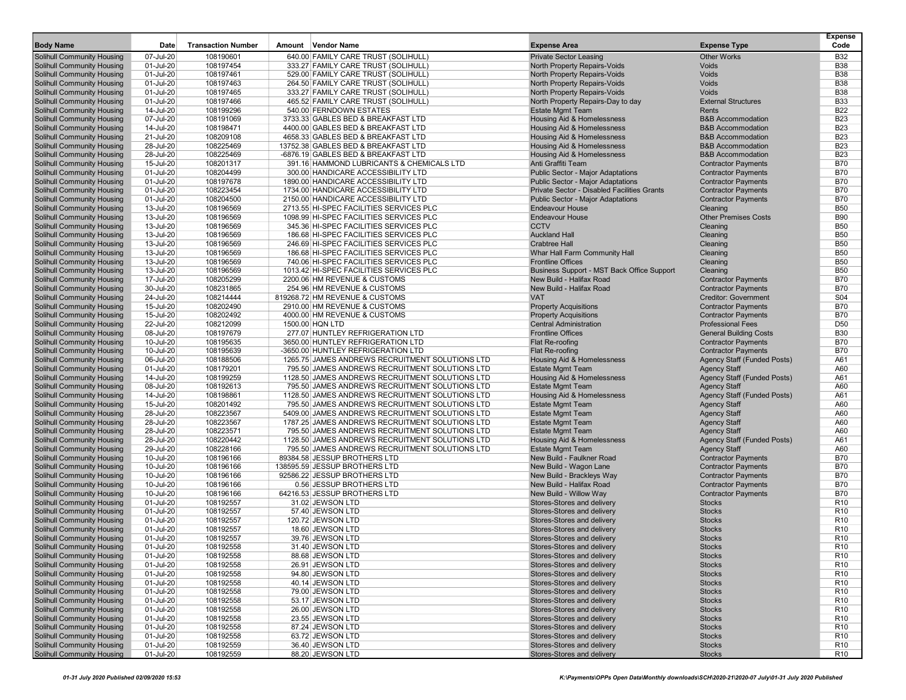| Body Name | Date | Transaction Number | Amount | Vendor Name | Expense Area | Expense Type | Expense Code |
|---|---|---|---|---|---|---|---|
| Solihull Community Housing | 07-Jul-20 | 108190601 | 640.00 | FAMILY CARE TRUST (SOLIHULL) | Private Sector Leasing | Other Works | B32 |
| Solihull Community Housing | 01-Jul-20 | 108197454 | 333.27 | FAMILY CARE TRUST (SOLIHULL) | North Property Repairs-Voids | Voids | B38 |
| Solihull Community Housing | 01-Jul-20 | 108197461 | 529.00 | FAMILY CARE TRUST (SOLIHULL) | North Property Repairs-Voids | Voids | B38 |
| Solihull Community Housing | 01-Jul-20 | 108197463 | 264.50 | FAMILY CARE TRUST (SOLIHULL) | North Property Repairs-Voids | Voids | B38 |
| Solihull Community Housing | 01-Jul-20 | 108197465 | 333.27 | FAMILY CARE TRUST (SOLIHULL) | North Property Repairs-Voids | Voids | B38 |
| Solihull Community Housing | 01-Jul-20 | 108197466 | 465.52 | FAMILY CARE TRUST (SOLIHULL) | North Property Repairs-Day to day | External Structures | B33 |
| Solihull Community Housing | 14-Jul-20 | 108199296 | 540.00 | FERNDOWN ESTATES | Estate Mgmt Team | Rents | B22 |
| Solihull Community Housing | 07-Jul-20 | 108191069 | 3733.33 | GABLES BED & BREAKFAST LTD | Housing Aid & Homelessness | B&B Accommodation | B23 |
| Solihull Community Housing | 14-Jul-20 | 108198471 | 4400.00 | GABLES BED & BREAKFAST LTD | Housing Aid & Homelessness | B&B Accommodation | B23 |
| Solihull Community Housing | 21-Jul-20 | 108209108 | 4658.33 | GABLES BED & BREAKFAST LTD | Housing Aid & Homelessness | B&B Accommodation | B23 |
| Solihull Community Housing | 28-Jul-20 | 108225469 | 13752.38 | GABLES BED & BREAKFAST LTD | Housing Aid & Homelessness | B&B Accommodation | B23 |
| Solihull Community Housing | 28-Jul-20 | 108225469 | -6876.19 | GABLES BED & BREAKFAST LTD | Housing Aid & Homelessness | B&B Accommodation | B23 |
| Solihull Community Housing | 15-Jul-20 | 108201317 | 391.16 | HAMMOND LUBRICANTS & CHEMICALS LTD | Anti Graffiti Team | Contractor Payments | B70 |
| Solihull Community Housing | 01-Jul-20 | 108204499 | 300.00 | HANDICARE ACCESSIBILITY LTD | Public Sector - Major Adaptations | Contractor Payments | B70 |
| Solihull Community Housing | 01-Jul-20 | 108197678 | 1890.00 | HANDICARE ACCESSIBILITY LTD | Public Sector - Major Adaptations | Contractor Payments | B70 |
| Solihull Community Housing | 01-Jul-20 | 108223454 | 1734.00 | HANDICARE ACCESSIBILITY LTD | Private Sector - Disabled Facilities Grants | Contractor Payments | B70 |
| Solihull Community Housing | 01-Jul-20 | 108204500 | 2150.00 | HANDICARE ACCESSIBILITY LTD | Public Sector - Major Adaptations | Contractor Payments | B70 |
| Solihull Community Housing | 13-Jul-20 | 108196569 | 2713.55 | HI-SPEC FACILITIES SERVICES PLC | Endeavour House | Cleaning | B50 |
| Solihull Community Housing | 13-Jul-20 | 108196569 | 1098.99 | HI-SPEC FACILITIES SERVICES PLC | Endeavour House | Other Premises Costs | B90 |
| Solihull Community Housing | 13-Jul-20 | 108196569 | 345.36 | HI-SPEC FACILITIES SERVICES PLC | CCTV | Cleaning | B50 |
| Solihull Community Housing | 13-Jul-20 | 108196569 | 186.68 | HI-SPEC FACILITIES SERVICES PLC | Auckland Hall | Cleaning | B50 |
| Solihull Community Housing | 13-Jul-20 | 108196569 | 246.69 | HI-SPEC FACILITIES SERVICES PLC | Crabtree Hall | Cleaning | B50 |
| Solihull Community Housing | 13-Jul-20 | 108196569 | 186.68 | HI-SPEC FACILITIES SERVICES PLC | Whar Hall Farm Community Hall | Cleaning | B50 |
| Solihull Community Housing | 13-Jul-20 | 108196569 | 740.06 | HI-SPEC FACILITIES SERVICES PLC | Frontline Offices | Cleaning | B50 |
| Solihull Community Housing | 13-Jul-20 | 108196569 | 1013.42 | HI-SPEC FACILITIES SERVICES PLC | Business Support - MST Back Office Support | Cleaning | B50 |
| Solihull Community Housing | 17-Jul-20 | 108205299 | 2200.06 | HM REVENUE & CUSTOMS | New Build - Halifax Road | Contractor Payments | B70 |
| Solihull Community Housing | 30-Jul-20 | 108231865 | 254.96 | HM REVENUE & CUSTOMS | New Build - Halifax Road | Contractor Payments | B70 |
| Solihull Community Housing | 24-Jul-20 | 108214444 | 819268.72 | HM REVENUE & CUSTOMS | VAT | Creditor: Government | S04 |
| Solihull Community Housing | 15-Jul-20 | 108202490 | 2910.00 | HM REVENUE & CUSTOMS | Property Acquisitions | Contractor Payments | B70 |
| Solihull Community Housing | 15-Jul-20 | 108202492 | 4000.00 | HM REVENUE & CUSTOMS | Property Acquisitions | Contractor Payments | B70 |
| Solihull Community Housing | 22-Jul-20 | 108212099 | 1500.00 | HQN LTD | Central Administration | Professional Fees | D50 |
| Solihull Community Housing | 08-Jul-20 | 108197679 | 277.07 | HUNTLEY REFRIGERATION LTD | Frontline Offices | General Building Costs | B30 |
| Solihull Community Housing | 10-Jul-20 | 108195635 | 3650.00 | HUNTLEY REFRIGERATION LTD | Flat Re-roofing | Contractor Payments | B70 |
| Solihull Community Housing | 10-Jul-20 | 108195639 | -3650.00 | HUNTLEY REFRIGERATION LTD | Flat Re-roofing | Contractor Payments | B70 |
| Solihull Community Housing | 06-Jul-20 | 108188506 | 1265.75 | JAMES ANDREWS RECRUITMENT SOLUTIONS LTD | Housing Aid & Homelessness | Agency Staff (Funded Posts) | A61 |
| Solihull Community Housing | 01-Jul-20 | 108179201 | 795.50 | JAMES ANDREWS RECRUITMENT SOLUTIONS LTD | Estate Mgmt Team | Agency Staff | A60 |
| Solihull Community Housing | 14-Jul-20 | 108199259 | 1128.50 | JAMES ANDREWS RECRUITMENT SOLUTIONS LTD | Housing Aid & Homelessness | Agency Staff (Funded Posts) | A61 |
| Solihull Community Housing | 08-Jul-20 | 108192613 | 795.50 | JAMES ANDREWS RECRUITMENT SOLUTIONS LTD | Estate Mgmt Team | Agency Staff | A60 |
| Solihull Community Housing | 14-Jul-20 | 108198861 | 1128.50 | JAMES ANDREWS RECRUITMENT SOLUTIONS LTD | Housing Aid & Homelessness | Agency Staff (Funded Posts) | A61 |
| Solihull Community Housing | 15-Jul-20 | 108201492 | 795.50 | JAMES ANDREWS RECRUITMENT SOLUTIONS LTD | Estate Mgmt Team | Agency Staff | A60 |
| Solihull Community Housing | 28-Jul-20 | 108223567 | 5409.00 | JAMES ANDREWS RECRUITMENT SOLUTIONS LTD | Estate Mgmt Team | Agency Staff | A60 |
| Solihull Community Housing | 28-Jul-20 | 108223567 | 1787.25 | JAMES ANDREWS RECRUITMENT SOLUTIONS LTD | Estate Mgmt Team | Agency Staff | A60 |
| Solihull Community Housing | 28-Jul-20 | 108223571 | 795.50 | JAMES ANDREWS RECRUITMENT SOLUTIONS LTD | Estate Mgmt Team | Agency Staff | A60 |
| Solihull Community Housing | 28-Jul-20 | 108220442 | 1128.50 | JAMES ANDREWS RECRUITMENT SOLUTIONS LTD | Housing Aid & Homelessness | Agency Staff (Funded Posts) | A61 |
| Solihull Community Housing | 29-Jul-20 | 108228166 | 795.50 | JAMES ANDREWS RECRUITMENT SOLUTIONS LTD | Estate Mgmt Team | Agency Staff | A60 |
| Solihull Community Housing | 10-Jul-20 | 108196166 | 89384.58 | JESSUP BROTHERS LTD | New Build - Faulkner Road | Contractor Payments | B70 |
| Solihull Community Housing | 10-Jul-20 | 108196166 | 138595.59 | JESSUP BROTHERS LTD | New Build - Wagon Lane | Contractor Payments | B70 |
| Solihull Community Housing | 10-Jul-20 | 108196166 | 92586.22 | JESSUP BROTHERS LTD | New Build - Brackleys Way | Contractor Payments | B70 |
| Solihull Community Housing | 10-Jul-20 | 108196166 | 0.56 | JESSUP BROTHERS LTD | New Build - Halifax Road | Contractor Payments | B70 |
| Solihull Community Housing | 10-Jul-20 | 108196166 | 64216.53 | JESSUP BROTHERS LTD | New Build - Willow Way | Contractor Payments | B70 |
| Solihull Community Housing | 01-Jul-20 | 108192557 | 31.02 | JEWSON LTD | Stores-Stores and delivery | Stocks | R10 |
| Solihull Community Housing | 01-Jul-20 | 108192557 | 57.40 | JEWSON LTD | Stores-Stores and delivery | Stocks | R10 |
| Solihull Community Housing | 01-Jul-20 | 108192557 | 120.72 | JEWSON LTD | Stores-Stores and delivery | Stocks | R10 |
| Solihull Community Housing | 01-Jul-20 | 108192557 | 18.60 | JEWSON LTD | Stores-Stores and delivery | Stocks | R10 |
| Solihull Community Housing | 01-Jul-20 | 108192557 | 39.76 | JEWSON LTD | Stores-Stores and delivery | Stocks | R10 |
| Solihull Community Housing | 01-Jul-20 | 108192558 | 31.40 | JEWSON LTD | Stores-Stores and delivery | Stocks | R10 |
| Solihull Community Housing | 01-Jul-20 | 108192558 | 88.68 | JEWSON LTD | Stores-Stores and delivery | Stocks | R10 |
| Solihull Community Housing | 01-Jul-20 | 108192558 | 26.91 | JEWSON LTD | Stores-Stores and delivery | Stocks | R10 |
| Solihull Community Housing | 01-Jul-20 | 108192558 | 94.80 | JEWSON LTD | Stores-Stores and delivery | Stocks | R10 |
| Solihull Community Housing | 01-Jul-20 | 108192558 | 40.14 | JEWSON LTD | Stores-Stores and delivery | Stocks | R10 |
| Solihull Community Housing | 01-Jul-20 | 108192558 | 79.00 | JEWSON LTD | Stores-Stores and delivery | Stocks | R10 |
| Solihull Community Housing | 01-Jul-20 | 108192558 | 53.17 | JEWSON LTD | Stores-Stores and delivery | Stocks | R10 |
| Solihull Community Housing | 01-Jul-20 | 108192558 | 26.00 | JEWSON LTD | Stores-Stores and delivery | Stocks | R10 |
| Solihull Community Housing | 01-Jul-20 | 108192558 | 23.55 | JEWSON LTD | Stores-Stores and delivery | Stocks | R10 |
| Solihull Community Housing | 01-Jul-20 | 108192558 | 87.24 | JEWSON LTD | Stores-Stores and delivery | Stocks | R10 |
| Solihull Community Housing | 01-Jul-20 | 108192558 | 63.72 | JEWSON LTD | Stores-Stores and delivery | Stocks | R10 |
| Solihull Community Housing | 01-Jul-20 | 108192559 | 36.40 | JEWSON LTD | Stores-Stores and delivery | Stocks | R10 |
| Solihull Community Housing | 01-Jul-20 | 108192559 | 88.20 | JEWSON LTD | Stores-Stores and delivery | Stocks | R10 |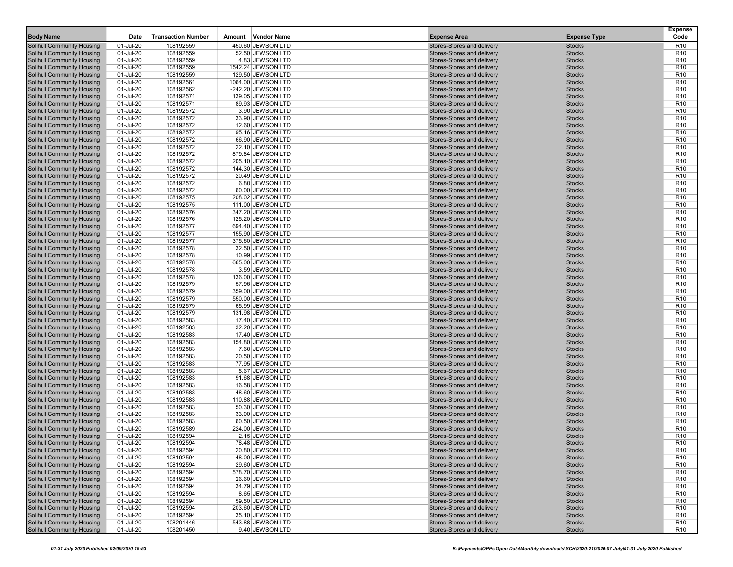| Body Name | Date | Transaction Number | Amount | Vendor Name | Expense Area | Expense Type | Expense Code |
|---|---|---|---|---|---|---|---|
| Solihull Community Housing | 01-Jul-20 | 108192559 | 450.60 | JEWSON LTD | Stores-Stores and delivery | Stocks | R10 |
| Solihull Community Housing | 01-Jul-20 | 108192559 | 52.50 | JEWSON LTD | Stores-Stores and delivery | Stocks | R10 |
| Solihull Community Housing | 01-Jul-20 | 108192559 | 4.83 | JEWSON LTD | Stores-Stores and delivery | Stocks | R10 |
| Solihull Community Housing | 01-Jul-20 | 108192559 | 1542.24 | JEWSON LTD | Stores-Stores and delivery | Stocks | R10 |
| Solihull Community Housing | 01-Jul-20 | 108192559 | 129.50 | JEWSON LTD | Stores-Stores and delivery | Stocks | R10 |
| Solihull Community Housing | 01-Jul-20 | 108192561 | 1064.00 | JEWSON LTD | Stores-Stores and delivery | Stocks | R10 |
| Solihull Community Housing | 01-Jul-20 | 108192562 | -242.20 | JEWSON LTD | Stores-Stores and delivery | Stocks | R10 |
| Solihull Community Housing | 01-Jul-20 | 108192571 | 139.05 | JEWSON LTD | Stores-Stores and delivery | Stocks | R10 |
| Solihull Community Housing | 01-Jul-20 | 108192571 | 89.93 | JEWSON LTD | Stores-Stores and delivery | Stocks | R10 |
| Solihull Community Housing | 01-Jul-20 | 108192572 | 3.90 | JEWSON LTD | Stores-Stores and delivery | Stocks | R10 |
| Solihull Community Housing | 01-Jul-20 | 108192572 | 33.90 | JEWSON LTD | Stores-Stores and delivery | Stocks | R10 |
| Solihull Community Housing | 01-Jul-20 | 108192572 | 12.60 | JEWSON LTD | Stores-Stores and delivery | Stocks | R10 |
| Solihull Community Housing | 01-Jul-20 | 108192572 | 95.16 | JEWSON LTD | Stores-Stores and delivery | Stocks | R10 |
| Solihull Community Housing | 01-Jul-20 | 108192572 | 66.90 | JEWSON LTD | Stores-Stores and delivery | Stocks | R10 |
| Solihull Community Housing | 01-Jul-20 | 108192572 | 22.10 | JEWSON LTD | Stores-Stores and delivery | Stocks | R10 |
| Solihull Community Housing | 01-Jul-20 | 108192572 | 879.84 | JEWSON LTD | Stores-Stores and delivery | Stocks | R10 |
| Solihull Community Housing | 01-Jul-20 | 108192572 | 205.10 | JEWSON LTD | Stores-Stores and delivery | Stocks | R10 |
| Solihull Community Housing | 01-Jul-20 | 108192572 | 144.30 | JEWSON LTD | Stores-Stores and delivery | Stocks | R10 |
| Solihull Community Housing | 01-Jul-20 | 108192572 | 20.49 | JEWSON LTD | Stores-Stores and delivery | Stocks | R10 |
| Solihull Community Housing | 01-Jul-20 | 108192572 | 6.80 | JEWSON LTD | Stores-Stores and delivery | Stocks | R10 |
| Solihull Community Housing | 01-Jul-20 | 108192572 | 60.00 | JEWSON LTD | Stores-Stores and delivery | Stocks | R10 |
| Solihull Community Housing | 01-Jul-20 | 108192575 | 208.02 | JEWSON LTD | Stores-Stores and delivery | Stocks | R10 |
| Solihull Community Housing | 01-Jul-20 | 108192575 | 111.00 | JEWSON LTD | Stores-Stores and delivery | Stocks | R10 |
| Solihull Community Housing | 01-Jul-20 | 108192576 | 347.20 | JEWSON LTD | Stores-Stores and delivery | Stocks | R10 |
| Solihull Community Housing | 01-Jul-20 | 108192576 | 125.20 | JEWSON LTD | Stores-Stores and delivery | Stocks | R10 |
| Solihull Community Housing | 01-Jul-20 | 108192577 | 694.40 | JEWSON LTD | Stores-Stores and delivery | Stocks | R10 |
| Solihull Community Housing | 01-Jul-20 | 108192577 | 155.90 | JEWSON LTD | Stores-Stores and delivery | Stocks | R10 |
| Solihull Community Housing | 01-Jul-20 | 108192577 | 375.60 | JEWSON LTD | Stores-Stores and delivery | Stocks | R10 |
| Solihull Community Housing | 01-Jul-20 | 108192578 | 32.50 | JEWSON LTD | Stores-Stores and delivery | Stocks | R10 |
| Solihull Community Housing | 01-Jul-20 | 108192578 | 10.99 | JEWSON LTD | Stores-Stores and delivery | Stocks | R10 |
| Solihull Community Housing | 01-Jul-20 | 108192578 | 665.00 | JEWSON LTD | Stores-Stores and delivery | Stocks | R10 |
| Solihull Community Housing | 01-Jul-20 | 108192578 | 3.59 | JEWSON LTD | Stores-Stores and delivery | Stocks | R10 |
| Solihull Community Housing | 01-Jul-20 | 108192578 | 136.00 | JEWSON LTD | Stores-Stores and delivery | Stocks | R10 |
| Solihull Community Housing | 01-Jul-20 | 108192579 | 57.96 | JEWSON LTD | Stores-Stores and delivery | Stocks | R10 |
| Solihull Community Housing | 01-Jul-20 | 108192579 | 359.00 | JEWSON LTD | Stores-Stores and delivery | Stocks | R10 |
| Solihull Community Housing | 01-Jul-20 | 108192579 | 550.00 | JEWSON LTD | Stores-Stores and delivery | Stocks | R10 |
| Solihull Community Housing | 01-Jul-20 | 108192579 | 65.99 | JEWSON LTD | Stores-Stores and delivery | Stocks | R10 |
| Solihull Community Housing | 01-Jul-20 | 108192579 | 131.98 | JEWSON LTD | Stores-Stores and delivery | Stocks | R10 |
| Solihull Community Housing | 01-Jul-20 | 108192583 | 17.40 | JEWSON LTD | Stores-Stores and delivery | Stocks | R10 |
| Solihull Community Housing | 01-Jul-20 | 108192583 | 32.20 | JEWSON LTD | Stores-Stores and delivery | Stocks | R10 |
| Solihull Community Housing | 01-Jul-20 | 108192583 | 17.40 | JEWSON LTD | Stores-Stores and delivery | Stocks | R10 |
| Solihull Community Housing | 01-Jul-20 | 108192583 | 154.80 | JEWSON LTD | Stores-Stores and delivery | Stocks | R10 |
| Solihull Community Housing | 01-Jul-20 | 108192583 | 7.60 | JEWSON LTD | Stores-Stores and delivery | Stocks | R10 |
| Solihull Community Housing | 01-Jul-20 | 108192583 | 20.50 | JEWSON LTD | Stores-Stores and delivery | Stocks | R10 |
| Solihull Community Housing | 01-Jul-20 | 108192583 | 77.95 | JEWSON LTD | Stores-Stores and delivery | Stocks | R10 |
| Solihull Community Housing | 01-Jul-20 | 108192583 | 5.67 | JEWSON LTD | Stores-Stores and delivery | Stocks | R10 |
| Solihull Community Housing | 01-Jul-20 | 108192583 | 91.68 | JEWSON LTD | Stores-Stores and delivery | Stocks | R10 |
| Solihull Community Housing | 01-Jul-20 | 108192583 | 16.58 | JEWSON LTD | Stores-Stores and delivery | Stocks | R10 |
| Solihull Community Housing | 01-Jul-20 | 108192583 | 48.60 | JEWSON LTD | Stores-Stores and delivery | Stocks | R10 |
| Solihull Community Housing | 01-Jul-20 | 108192583 | 110.88 | JEWSON LTD | Stores-Stores and delivery | Stocks | R10 |
| Solihull Community Housing | 01-Jul-20 | 108192583 | 50.30 | JEWSON LTD | Stores-Stores and delivery | Stocks | R10 |
| Solihull Community Housing | 01-Jul-20 | 108192583 | 33.00 | JEWSON LTD | Stores-Stores and delivery | Stocks | R10 |
| Solihull Community Housing | 01-Jul-20 | 108192583 | 60.50 | JEWSON LTD | Stores-Stores and delivery | Stocks | R10 |
| Solihull Community Housing | 01-Jul-20 | 108192589 | 224.00 | JEWSON LTD | Stores-Stores and delivery | Stocks | R10 |
| Solihull Community Housing | 01-Jul-20 | 108192594 | 2.15 | JEWSON LTD | Stores-Stores and delivery | Stocks | R10 |
| Solihull Community Housing | 01-Jul-20 | 108192594 | 78.48 | JEWSON LTD | Stores-Stores and delivery | Stocks | R10 |
| Solihull Community Housing | 01-Jul-20 | 108192594 | 20.80 | JEWSON LTD | Stores-Stores and delivery | Stocks | R10 |
| Solihull Community Housing | 01-Jul-20 | 108192594 | 48.00 | JEWSON LTD | Stores-Stores and delivery | Stocks | R10 |
| Solihull Community Housing | 01-Jul-20 | 108192594 | 29.60 | JEWSON LTD | Stores-Stores and delivery | Stocks | R10 |
| Solihull Community Housing | 01-Jul-20 | 108192594 | 578.70 | JEWSON LTD | Stores-Stores and delivery | Stocks | R10 |
| Solihull Community Housing | 01-Jul-20 | 108192594 | 26.60 | JEWSON LTD | Stores-Stores and delivery | Stocks | R10 |
| Solihull Community Housing | 01-Jul-20 | 108192594 | 34.79 | JEWSON LTD | Stores-Stores and delivery | Stocks | R10 |
| Solihull Community Housing | 01-Jul-20 | 108192594 | 8.65 | JEWSON LTD | Stores-Stores and delivery | Stocks | R10 |
| Solihull Community Housing | 01-Jul-20 | 108192594 | 59.50 | JEWSON LTD | Stores-Stores and delivery | Stocks | R10 |
| Solihull Community Housing | 01-Jul-20 | 108192594 | 203.60 | JEWSON LTD | Stores-Stores and delivery | Stocks | R10 |
| Solihull Community Housing | 01-Jul-20 | 108192594 | 35.10 | JEWSON LTD | Stores-Stores and delivery | Stocks | R10 |
| Solihull Community Housing | 01-Jul-20 | 108201446 | 543.88 | JEWSON LTD | Stores-Stores and delivery | Stocks | R10 |
| Solihull Community Housing | 01-Jul-20 | 108201450 | 9.40 | JEWSON LTD | Stores-Stores and delivery | Stocks | R10 |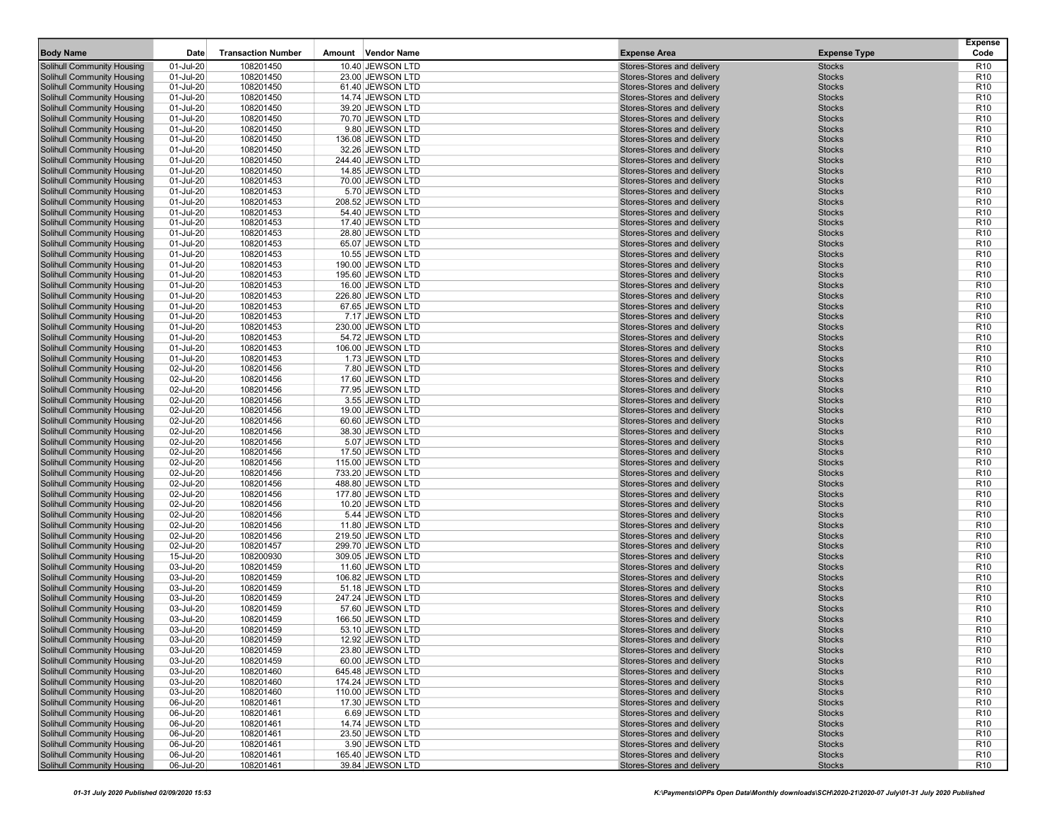| Body Name | Date | Transaction Number | Amount | Vendor Name | Expense Area | Expense Type | Expense Code |
|---|---|---|---|---|---|---|---|
| Solihull Community Housing | 01-Jul-20 | 108201450 | 10.40 | JEWSON LTD | Stores-Stores and delivery | Stocks | R10 |
| Solihull Community Housing | 01-Jul-20 | 108201450 | 23.00 | JEWSON LTD | Stores-Stores and delivery | Stocks | R10 |
| Solihull Community Housing | 01-Jul-20 | 108201450 | 61.40 | JEWSON LTD | Stores-Stores and delivery | Stocks | R10 |
| Solihull Community Housing | 01-Jul-20 | 108201450 | 14.74 | JEWSON LTD | Stores-Stores and delivery | Stocks | R10 |
| Solihull Community Housing | 01-Jul-20 | 108201450 | 39.20 | JEWSON LTD | Stores-Stores and delivery | Stocks | R10 |
| Solihull Community Housing | 01-Jul-20 | 108201450 | 70.70 | JEWSON LTD | Stores-Stores and delivery | Stocks | R10 |
| Solihull Community Housing | 01-Jul-20 | 108201450 | 9.80 | JEWSON LTD | Stores-Stores and delivery | Stocks | R10 |
| Solihull Community Housing | 01-Jul-20 | 108201450 | 136.08 | JEWSON LTD | Stores-Stores and delivery | Stocks | R10 |
| Solihull Community Housing | 01-Jul-20 | 108201450 | 32.26 | JEWSON LTD | Stores-Stores and delivery | Stocks | R10 |
| Solihull Community Housing | 01-Jul-20 | 108201450 | 244.40 | JEWSON LTD | Stores-Stores and delivery | Stocks | R10 |
| Solihull Community Housing | 01-Jul-20 | 108201450 | 14.85 | JEWSON LTD | Stores-Stores and delivery | Stocks | R10 |
| Solihull Community Housing | 01-Jul-20 | 108201453 | 70.00 | JEWSON LTD | Stores-Stores and delivery | Stocks | R10 |
| Solihull Community Housing | 01-Jul-20 | 108201453 | 5.70 | JEWSON LTD | Stores-Stores and delivery | Stocks | R10 |
| Solihull Community Housing | 01-Jul-20 | 108201453 | 208.52 | JEWSON LTD | Stores-Stores and delivery | Stocks | R10 |
| Solihull Community Housing | 01-Jul-20 | 108201453 | 54.40 | JEWSON LTD | Stores-Stores and delivery | Stocks | R10 |
| Solihull Community Housing | 01-Jul-20 | 108201453 | 17.40 | JEWSON LTD | Stores-Stores and delivery | Stocks | R10 |
| Solihull Community Housing | 01-Jul-20 | 108201453 | 28.80 | JEWSON LTD | Stores-Stores and delivery | Stocks | R10 |
| Solihull Community Housing | 01-Jul-20 | 108201453 | 65.07 | JEWSON LTD | Stores-Stores and delivery | Stocks | R10 |
| Solihull Community Housing | 01-Jul-20 | 108201453 | 10.55 | JEWSON LTD | Stores-Stores and delivery | Stocks | R10 |
| Solihull Community Housing | 01-Jul-20 | 108201453 | 190.00 | JEWSON LTD | Stores-Stores and delivery | Stocks | R10 |
| Solihull Community Housing | 01-Jul-20 | 108201453 | 195.60 | JEWSON LTD | Stores-Stores and delivery | Stocks | R10 |
| Solihull Community Housing | 01-Jul-20 | 108201453 | 16.00 | JEWSON LTD | Stores-Stores and delivery | Stocks | R10 |
| Solihull Community Housing | 01-Jul-20 | 108201453 | 226.80 | JEWSON LTD | Stores-Stores and delivery | Stocks | R10 |
| Solihull Community Housing | 01-Jul-20 | 108201453 | 67.65 | JEWSON LTD | Stores-Stores and delivery | Stocks | R10 |
| Solihull Community Housing | 01-Jul-20 | 108201453 | 7.17 | JEWSON LTD | Stores-Stores and delivery | Stocks | R10 |
| Solihull Community Housing | 01-Jul-20 | 108201453 | 230.00 | JEWSON LTD | Stores-Stores and delivery | Stocks | R10 |
| Solihull Community Housing | 01-Jul-20 | 108201453 | 54.72 | JEWSON LTD | Stores-Stores and delivery | Stocks | R10 |
| Solihull Community Housing | 01-Jul-20 | 108201453 | 106.00 | JEWSON LTD | Stores-Stores and delivery | Stocks | R10 |
| Solihull Community Housing | 01-Jul-20 | 108201453 | 1.73 | JEWSON LTD | Stores-Stores and delivery | Stocks | R10 |
| Solihull Community Housing | 02-Jul-20 | 108201456 | 7.80 | JEWSON LTD | Stores-Stores and delivery | Stocks | R10 |
| Solihull Community Housing | 02-Jul-20 | 108201456 | 17.60 | JEWSON LTD | Stores-Stores and delivery | Stocks | R10 |
| Solihull Community Housing | 02-Jul-20 | 108201456 | 77.95 | JEWSON LTD | Stores-Stores and delivery | Stocks | R10 |
| Solihull Community Housing | 02-Jul-20 | 108201456 | 3.55 | JEWSON LTD | Stores-Stores and delivery | Stocks | R10 |
| Solihull Community Housing | 02-Jul-20 | 108201456 | 19.00 | JEWSON LTD | Stores-Stores and delivery | Stocks | R10 |
| Solihull Community Housing | 02-Jul-20 | 108201456 | 60.60 | JEWSON LTD | Stores-Stores and delivery | Stocks | R10 |
| Solihull Community Housing | 02-Jul-20 | 108201456 | 38.30 | JEWSON LTD | Stores-Stores and delivery | Stocks | R10 |
| Solihull Community Housing | 02-Jul-20 | 108201456 | 5.07 | JEWSON LTD | Stores-Stores and delivery | Stocks | R10 |
| Solihull Community Housing | 02-Jul-20 | 108201456 | 17.50 | JEWSON LTD | Stores-Stores and delivery | Stocks | R10 |
| Solihull Community Housing | 02-Jul-20 | 108201456 | 115.00 | JEWSON LTD | Stores-Stores and delivery | Stocks | R10 |
| Solihull Community Housing | 02-Jul-20 | 108201456 | 733.20 | JEWSON LTD | Stores-Stores and delivery | Stocks | R10 |
| Solihull Community Housing | 02-Jul-20 | 108201456 | 488.80 | JEWSON LTD | Stores-Stores and delivery | Stocks | R10 |
| Solihull Community Housing | 02-Jul-20 | 108201456 | 177.80 | JEWSON LTD | Stores-Stores and delivery | Stocks | R10 |
| Solihull Community Housing | 02-Jul-20 | 108201456 | 10.20 | JEWSON LTD | Stores-Stores and delivery | Stocks | R10 |
| Solihull Community Housing | 02-Jul-20 | 108201456 | 5.44 | JEWSON LTD | Stores-Stores and delivery | Stocks | R10 |
| Solihull Community Housing | 02-Jul-20 | 108201456 | 11.80 | JEWSON LTD | Stores-Stores and delivery | Stocks | R10 |
| Solihull Community Housing | 02-Jul-20 | 108201456 | 219.50 | JEWSON LTD | Stores-Stores and delivery | Stocks | R10 |
| Solihull Community Housing | 02-Jul-20 | 108201457 | 299.70 | JEWSON LTD | Stores-Stores and delivery | Stocks | R10 |
| Solihull Community Housing | 15-Jul-20 | 108200930 | 309.05 | JEWSON LTD | Stores-Stores and delivery | Stocks | R10 |
| Solihull Community Housing | 03-Jul-20 | 108201459 | 11.60 | JEWSON LTD | Stores-Stores and delivery | Stocks | R10 |
| Solihull Community Housing | 03-Jul-20 | 108201459 | 106.82 | JEWSON LTD | Stores-Stores and delivery | Stocks | R10 |
| Solihull Community Housing | 03-Jul-20 | 108201459 | 51.18 | JEWSON LTD | Stores-Stores and delivery | Stocks | R10 |
| Solihull Community Housing | 03-Jul-20 | 108201459 | 247.24 | JEWSON LTD | Stores-Stores and delivery | Stocks | R10 |
| Solihull Community Housing | 03-Jul-20 | 108201459 | 57.60 | JEWSON LTD | Stores-Stores and delivery | Stocks | R10 |
| Solihull Community Housing | 03-Jul-20 | 108201459 | 166.50 | JEWSON LTD | Stores-Stores and delivery | Stocks | R10 |
| Solihull Community Housing | 03-Jul-20 | 108201459 | 53.10 | JEWSON LTD | Stores-Stores and delivery | Stocks | R10 |
| Solihull Community Housing | 03-Jul-20 | 108201459 | 12.92 | JEWSON LTD | Stores-Stores and delivery | Stocks | R10 |
| Solihull Community Housing | 03-Jul-20 | 108201459 | 23.80 | JEWSON LTD | Stores-Stores and delivery | Stocks | R10 |
| Solihull Community Housing | 03-Jul-20 | 108201459 | 60.00 | JEWSON LTD | Stores-Stores and delivery | Stocks | R10 |
| Solihull Community Housing | 03-Jul-20 | 108201460 | 645.48 | JEWSON LTD | Stores-Stores and delivery | Stocks | R10 |
| Solihull Community Housing | 03-Jul-20 | 108201460 | 174.24 | JEWSON LTD | Stores-Stores and delivery | Stocks | R10 |
| Solihull Community Housing | 03-Jul-20 | 108201460 | 110.00 | JEWSON LTD | Stores-Stores and delivery | Stocks | R10 |
| Solihull Community Housing | 06-Jul-20 | 108201461 | 17.30 | JEWSON LTD | Stores-Stores and delivery | Stocks | R10 |
| Solihull Community Housing | 06-Jul-20 | 108201461 | 6.69 | JEWSON LTD | Stores-Stores and delivery | Stocks | R10 |
| Solihull Community Housing | 06-Jul-20 | 108201461 | 14.74 | JEWSON LTD | Stores-Stores and delivery | Stocks | R10 |
| Solihull Community Housing | 06-Jul-20 | 108201461 | 23.50 | JEWSON LTD | Stores-Stores and delivery | Stocks | R10 |
| Solihull Community Housing | 06-Jul-20 | 108201461 | 3.90 | JEWSON LTD | Stores-Stores and delivery | Stocks | R10 |
| Solihull Community Housing | 06-Jul-20 | 108201461 | 165.40 | JEWSON LTD | Stores-Stores and delivery | Stocks | R10 |
| Solihull Community Housing | 06-Jul-20 | 108201461 | 39.84 | JEWSON LTD | Stores-Stores and delivery | Stocks | R10 |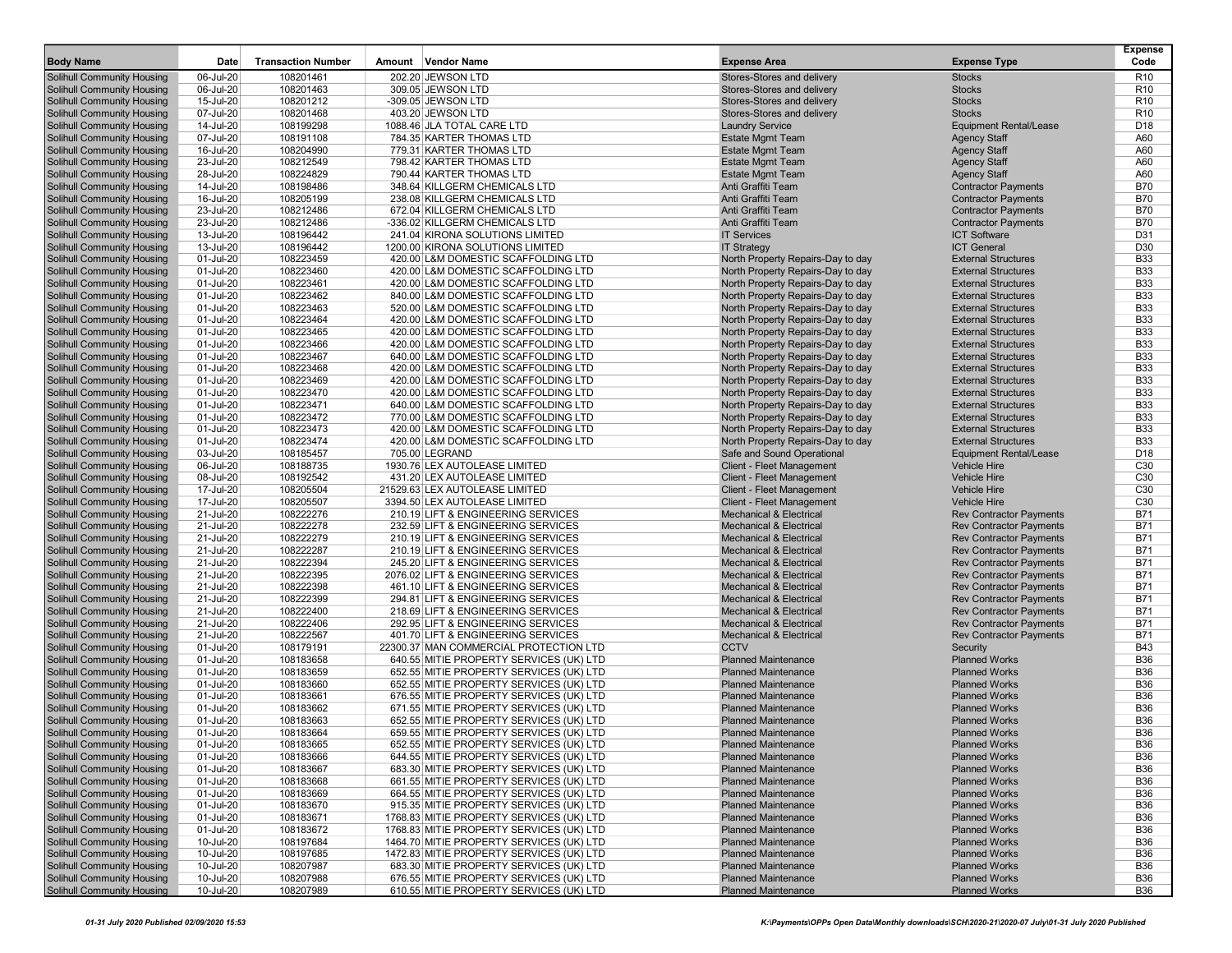| Body Name | Date | Transaction Number | Amount | Vendor Name | Expense Area | Expense Type | Expense Code |
|---|---|---|---|---|---|---|---|
| Solihull Community Housing | 06-Jul-20 | 108201461 | 202.20 | JEWSON LTD | Stores-Stores and delivery | Stocks | R10 |
| Solihull Community Housing | 06-Jul-20 | 108201463 | 309.05 | JEWSON LTD | Stores-Stores and delivery | Stocks | R10 |
| Solihull Community Housing | 15-Jul-20 | 108201212 | -309.05 | JEWSON LTD | Stores-Stores and delivery | Stocks | R10 |
| Solihull Community Housing | 07-Jul-20 | 108201468 | 403.20 | JEWSON LTD | Stores-Stores and delivery | Stocks | R10 |
| Solihull Community Housing | 14-Jul-20 | 108199298 | 1088.46 | JLA TOTAL CARE LTD | Laundry Service | Equipment Rental/Lease | D18 |
| Solihull Community Housing | 07-Jul-20 | 108191108 | 784.35 | KARTER THOMAS LTD | Estate Mgmt Team | Agency Staff | A60 |
| Solihull Community Housing | 16-Jul-20 | 108204990 | 779.31 | KARTER THOMAS LTD | Estate Mgmt Team | Agency Staff | A60 |
| Solihull Community Housing | 23-Jul-20 | 108212549 | 798.42 | KARTER THOMAS LTD | Estate Mgmt Team | Agency Staff | A60 |
| Solihull Community Housing | 28-Jul-20 | 108224829 | 790.44 | KARTER THOMAS LTD | Estate Mgmt Team | Agency Staff | A60 |
| Solihull Community Housing | 14-Jul-20 | 108198486 | 348.64 | KILLGERM CHEMICALS LTD | Anti Graffiti Team | Contractor Payments | B70 |
| Solihull Community Housing | 16-Jul-20 | 108205199 | 238.08 | KILLGERM CHEMICALS LTD | Anti Graffiti Team | Contractor Payments | B70 |
| Solihull Community Housing | 23-Jul-20 | 108212486 | 672.04 | KILLGERM CHEMICALS LTD | Anti Graffiti Team | Contractor Payments | B70 |
| Solihull Community Housing | 23-Jul-20 | 108212486 | -336.02 | KILLGERM CHEMICALS LTD | Anti Graffiti Team | Contractor Payments | B70 |
| Solihull Community Housing | 13-Jul-20 | 108196442 | 241.04 | KIRONA SOLUTIONS LIMITED | IT Services | ICT Software | D31 |
| Solihull Community Housing | 13-Jul-20 | 108196442 | 1200.00 | KIRONA SOLUTIONS LIMITED | IT Strategy | ICT General | D30 |
| Solihull Community Housing | 01-Jul-20 | 108223459 | 420.00 | L&M DOMESTIC SCAFFOLDING LTD | North Property Repairs-Day to day | External Structures | B33 |
| Solihull Community Housing | 01-Jul-20 | 108223460 | 420.00 | L&M DOMESTIC SCAFFOLDING LTD | North Property Repairs-Day to day | External Structures | B33 |
| Solihull Community Housing | 01-Jul-20 | 108223461 | 420.00 | L&M DOMESTIC SCAFFOLDING LTD | North Property Repairs-Day to day | External Structures | B33 |
| Solihull Community Housing | 01-Jul-20 | 108223462 | 840.00 | L&M DOMESTIC SCAFFOLDING LTD | North Property Repairs-Day to day | External Structures | B33 |
| Solihull Community Housing | 01-Jul-20 | 108223463 | 520.00 | L&M DOMESTIC SCAFFOLDING LTD | North Property Repairs-Day to day | External Structures | B33 |
| Solihull Community Housing | 01-Jul-20 | 108223464 | 420.00 | L&M DOMESTIC SCAFFOLDING LTD | North Property Repairs-Day to day | External Structures | B33 |
| Solihull Community Housing | 01-Jul-20 | 108223465 | 420.00 | L&M DOMESTIC SCAFFOLDING LTD | North Property Repairs-Day to day | External Structures | B33 |
| Solihull Community Housing | 01-Jul-20 | 108223466 | 420.00 | L&M DOMESTIC SCAFFOLDING LTD | North Property Repairs-Day to day | External Structures | B33 |
| Solihull Community Housing | 01-Jul-20 | 108223467 | 640.00 | L&M DOMESTIC SCAFFOLDING LTD | North Property Repairs-Day to day | External Structures | B33 |
| Solihull Community Housing | 01-Jul-20 | 108223468 | 420.00 | L&M DOMESTIC SCAFFOLDING LTD | North Property Repairs-Day to day | External Structures | B33 |
| Solihull Community Housing | 01-Jul-20 | 108223469 | 420.00 | L&M DOMESTIC SCAFFOLDING LTD | North Property Repairs-Day to day | External Structures | B33 |
| Solihull Community Housing | 01-Jul-20 | 108223470 | 420.00 | L&M DOMESTIC SCAFFOLDING LTD | North Property Repairs-Day to day | External Structures | B33 |
| Solihull Community Housing | 01-Jul-20 | 108223471 | 640.00 | L&M DOMESTIC SCAFFOLDING LTD | North Property Repairs-Day to day | External Structures | B33 |
| Solihull Community Housing | 01-Jul-20 | 108223472 | 770.00 | L&M DOMESTIC SCAFFOLDING LTD | North Property Repairs-Day to day | External Structures | B33 |
| Solihull Community Housing | 01-Jul-20 | 108223473 | 420.00 | L&M DOMESTIC SCAFFOLDING LTD | North Property Repairs-Day to day | External Structures | B33 |
| Solihull Community Housing | 01-Jul-20 | 108223474 | 420.00 | L&M DOMESTIC SCAFFOLDING LTD | North Property Repairs-Day to day | External Structures | B33 |
| Solihull Community Housing | 03-Jul-20 | 108185457 | 705.00 | LEGRAND | Safe and Sound Operational | Equipment Rental/Lease | D18 |
| Solihull Community Housing | 06-Jul-20 | 108188735 | 1930.76 | LEX AUTOLEASE LIMITED | Client - Fleet Management | Vehicle Hire | C30 |
| Solihull Community Housing | 08-Jul-20 | 108192542 | 431.20 | LEX AUTOLEASE LIMITED | Client - Fleet Management | Vehicle Hire | C30 |
| Solihull Community Housing | 17-Jul-20 | 108205504 | 21529.63 | LEX AUTOLEASE LIMITED | Client - Fleet Management | Vehicle Hire | C30 |
| Solihull Community Housing | 17-Jul-20 | 108205507 | 3394.50 | LEX AUTOLEASE LIMITED | Client - Fleet Management | Vehicle Hire | C30 |
| Solihull Community Housing | 21-Jul-20 | 108222276 | 210.19 | LIFT & ENGINEERING SERVICES | Mechanical & Electrical | Rev Contractor Payments | B71 |
| Solihull Community Housing | 21-Jul-20 | 108222278 | 232.59 | LIFT & ENGINEERING SERVICES | Mechanical & Electrical | Rev Contractor Payments | B71 |
| Solihull Community Housing | 21-Jul-20 | 108222279 | 210.19 | LIFT & ENGINEERING SERVICES | Mechanical & Electrical | Rev Contractor Payments | B71 |
| Solihull Community Housing | 21-Jul-20 | 108222287 | 210.19 | LIFT & ENGINEERING SERVICES | Mechanical & Electrical | Rev Contractor Payments | B71 |
| Solihull Community Housing | 21-Jul-20 | 108222394 | 245.20 | LIFT & ENGINEERING SERVICES | Mechanical & Electrical | Rev Contractor Payments | B71 |
| Solihull Community Housing | 21-Jul-20 | 108222395 | 2076.02 | LIFT & ENGINEERING SERVICES | Mechanical & Electrical | Rev Contractor Payments | B71 |
| Solihull Community Housing | 21-Jul-20 | 108222398 | 461.10 | LIFT & ENGINEERING SERVICES | Mechanical & Electrical | Rev Contractor Payments | B71 |
| Solihull Community Housing | 21-Jul-20 | 108222399 | 294.81 | LIFT & ENGINEERING SERVICES | Mechanical & Electrical | Rev Contractor Payments | B71 |
| Solihull Community Housing | 21-Jul-20 | 108222400 | 218.69 | LIFT & ENGINEERING SERVICES | Mechanical & Electrical | Rev Contractor Payments | B71 |
| Solihull Community Housing | 21-Jul-20 | 108222406 | 292.95 | LIFT & ENGINEERING SERVICES | Mechanical & Electrical | Rev Contractor Payments | B71 |
| Solihull Community Housing | 21-Jul-20 | 108222567 | 401.70 | LIFT & ENGINEERING SERVICES | Mechanical & Electrical | Rev Contractor Payments | B71 |
| Solihull Community Housing | 01-Jul-20 | 108179191 | 22300.37 | MAN COMMERCIAL PROTECTION LTD | CCTV | Security | B43 |
| Solihull Community Housing | 01-Jul-20 | 108183658 | 640.55 | MITIE PROPERTY SERVICES (UK) LTD | Planned Maintenance | Planned Works | B36 |
| Solihull Community Housing | 01-Jul-20 | 108183659 | 652.55 | MITIE PROPERTY SERVICES (UK) LTD | Planned Maintenance | Planned Works | B36 |
| Solihull Community Housing | 01-Jul-20 | 108183660 | 652.55 | MITIE PROPERTY SERVICES (UK) LTD | Planned Maintenance | Planned Works | B36 |
| Solihull Community Housing | 01-Jul-20 | 108183661 | 676.55 | MITIE PROPERTY SERVICES (UK) LTD | Planned Maintenance | Planned Works | B36 |
| Solihull Community Housing | 01-Jul-20 | 108183662 | 671.55 | MITIE PROPERTY SERVICES (UK) LTD | Planned Maintenance | Planned Works | B36 |
| Solihull Community Housing | 01-Jul-20 | 108183663 | 652.55 | MITIE PROPERTY SERVICES (UK) LTD | Planned Maintenance | Planned Works | B36 |
| Solihull Community Housing | 01-Jul-20 | 108183664 | 659.55 | MITIE PROPERTY SERVICES (UK) LTD | Planned Maintenance | Planned Works | B36 |
| Solihull Community Housing | 01-Jul-20 | 108183665 | 652.55 | MITIE PROPERTY SERVICES (UK) LTD | Planned Maintenance | Planned Works | B36 |
| Solihull Community Housing | 01-Jul-20 | 108183666 | 644.55 | MITIE PROPERTY SERVICES (UK) LTD | Planned Maintenance | Planned Works | B36 |
| Solihull Community Housing | 01-Jul-20 | 108183667 | 683.30 | MITIE PROPERTY SERVICES (UK) LTD | Planned Maintenance | Planned Works | B36 |
| Solihull Community Housing | 01-Jul-20 | 108183668 | 661.55 | MITIE PROPERTY SERVICES (UK) LTD | Planned Maintenance | Planned Works | B36 |
| Solihull Community Housing | 01-Jul-20 | 108183669 | 664.55 | MITIE PROPERTY SERVICES (UK) LTD | Planned Maintenance | Planned Works | B36 |
| Solihull Community Housing | 01-Jul-20 | 108183670 | 915.35 | MITIE PROPERTY SERVICES (UK) LTD | Planned Maintenance | Planned Works | B36 |
| Solihull Community Housing | 01-Jul-20 | 108183671 | 1768.83 | MITIE PROPERTY SERVICES (UK) LTD | Planned Maintenance | Planned Works | B36 |
| Solihull Community Housing | 01-Jul-20 | 108183672 | 1768.83 | MITIE PROPERTY SERVICES (UK) LTD | Planned Maintenance | Planned Works | B36 |
| Solihull Community Housing | 10-Jul-20 | 108197684 | 1464.70 | MITIE PROPERTY SERVICES (UK) LTD | Planned Maintenance | Planned Works | B36 |
| Solihull Community Housing | 10-Jul-20 | 108197685 | 1472.83 | MITIE PROPERTY SERVICES (UK) LTD | Planned Maintenance | Planned Works | B36 |
| Solihull Community Housing | 10-Jul-20 | 108207987 | 683.30 | MITIE PROPERTY SERVICES (UK) LTD | Planned Maintenance | Planned Works | B36 |
| Solihull Community Housing | 10-Jul-20 | 108207988 | 676.55 | MITIE PROPERTY SERVICES (UK) LTD | Planned Maintenance | Planned Works | B36 |
| Solihull Community Housing | 10-Jul-20 | 108207989 | 610.55 | MITIE PROPERTY SERVICES (UK) LTD | Planned Maintenance | Planned Works | B36 |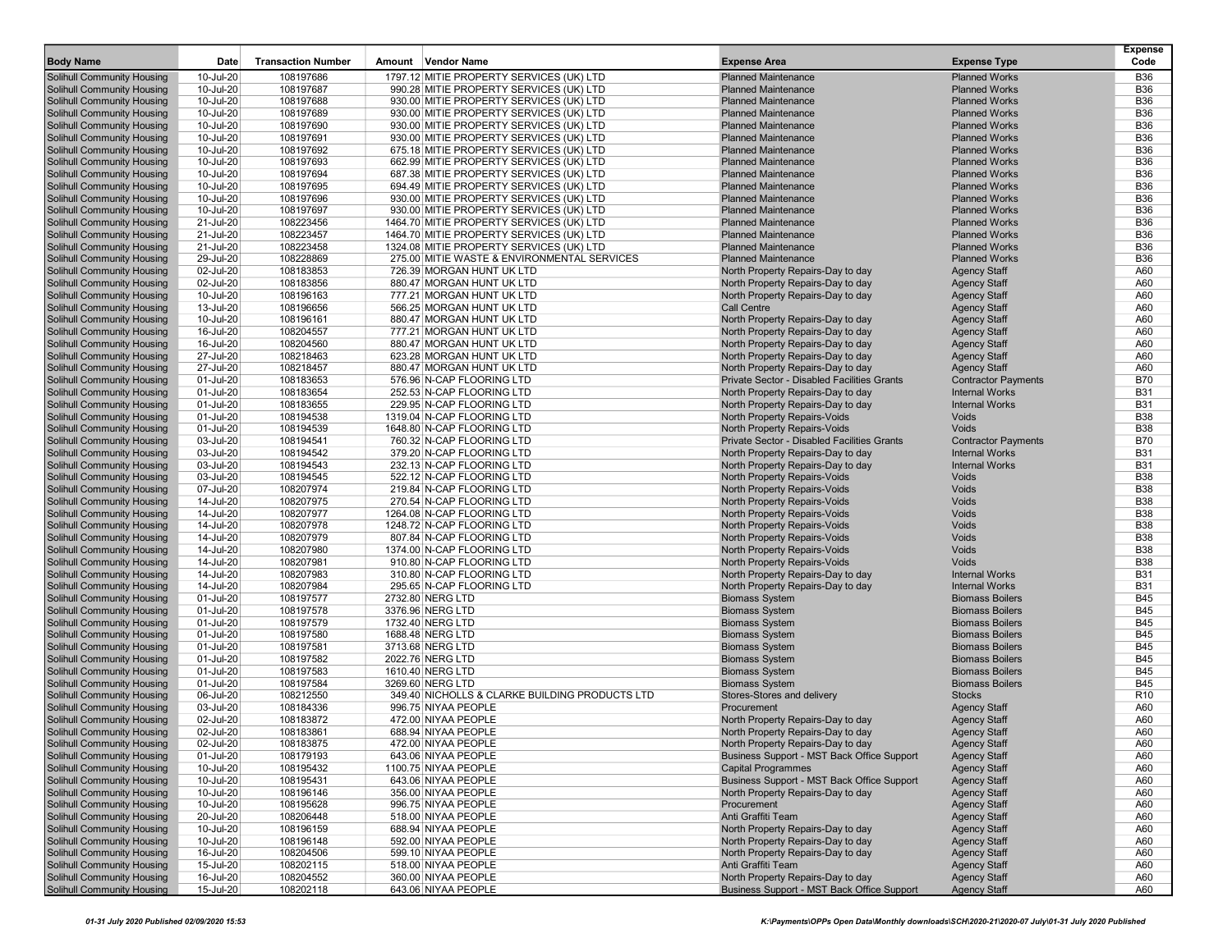| Body Name | Date | Transaction Number | Amount | Vendor Name | Expense Area | Expense Type | Expense Code |
|---|---|---|---|---|---|---|---|
| Solihull Community Housing | 10-Jul-20 | 108197686 | 1797.12 | MITIE PROPERTY SERVICES (UK) LTD | Planned Maintenance | Planned Works | B36 |
| Solihull Community Housing | 10-Jul-20 | 108197687 | 990.28 | MITIE PROPERTY SERVICES (UK) LTD | Planned Maintenance | Planned Works | B36 |
| Solihull Community Housing | 10-Jul-20 | 108197688 | 930.00 | MITIE PROPERTY SERVICES (UK) LTD | Planned Maintenance | Planned Works | B36 |
| Solihull Community Housing | 10-Jul-20 | 108197689 | 930.00 | MITIE PROPERTY SERVICES (UK) LTD | Planned Maintenance | Planned Works | B36 |
| Solihull Community Housing | 10-Jul-20 | 108197690 | 930.00 | MITIE PROPERTY SERVICES (UK) LTD | Planned Maintenance | Planned Works | B36 |
| Solihull Community Housing | 10-Jul-20 | 108197691 | 930.00 | MITIE PROPERTY SERVICES (UK) LTD | Planned Maintenance | Planned Works | B36 |
| Solihull Community Housing | 10-Jul-20 | 108197692 | 675.18 | MITIE PROPERTY SERVICES (UK) LTD | Planned Maintenance | Planned Works | B36 |
| Solihull Community Housing | 10-Jul-20 | 108197693 | 662.99 | MITIE PROPERTY SERVICES (UK) LTD | Planned Maintenance | Planned Works | B36 |
| Solihull Community Housing | 10-Jul-20 | 108197694 | 687.38 | MITIE PROPERTY SERVICES (UK) LTD | Planned Maintenance | Planned Works | B36 |
| Solihull Community Housing | 10-Jul-20 | 108197695 | 694.49 | MITIE PROPERTY SERVICES (UK) LTD | Planned Maintenance | Planned Works | B36 |
| Solihull Community Housing | 10-Jul-20 | 108197696 | 930.00 | MITIE PROPERTY SERVICES (UK) LTD | Planned Maintenance | Planned Works | B36 |
| Solihull Community Housing | 10-Jul-20 | 108197697 | 930.00 | MITIE PROPERTY SERVICES (UK) LTD | Planned Maintenance | Planned Works | B36 |
| Solihull Community Housing | 21-Jul-20 | 108223456 | 1464.70 | MITIE PROPERTY SERVICES (UK) LTD | Planned Maintenance | Planned Works | B36 |
| Solihull Community Housing | 21-Jul-20 | 108223457 | 1464.70 | MITIE PROPERTY SERVICES (UK) LTD | Planned Maintenance | Planned Works | B36 |
| Solihull Community Housing | 21-Jul-20 | 108223458 | 1324.08 | MITIE PROPERTY SERVICES (UK) LTD | Planned Maintenance | Planned Works | B36 |
| Solihull Community Housing | 29-Jul-20 | 108228869 | 275.00 | MITIE WASTE & ENVIRONMENTAL SERVICES | Planned Maintenance | Planned Works | B36 |
| Solihull Community Housing | 02-Jul-20 | 108183853 | 726.39 | MORGAN HUNT UK LTD | North Property Repairs-Day to day | Agency Staff | A60 |
| Solihull Community Housing | 02-Jul-20 | 108183856 | 880.47 | MORGAN HUNT UK LTD | North Property Repairs-Day to day | Agency Staff | A60 |
| Solihull Community Housing | 10-Jul-20 | 108196163 | 777.21 | MORGAN HUNT UK LTD | North Property Repairs-Day to day | Agency Staff | A60 |
| Solihull Community Housing | 13-Jul-20 | 108196656 | 566.25 | MORGAN HUNT UK LTD | Call Centre | Agency Staff | A60 |
| Solihull Community Housing | 10-Jul-20 | 108196161 | 880.47 | MORGAN HUNT UK LTD | North Property Repairs-Day to day | Agency Staff | A60 |
| Solihull Community Housing | 16-Jul-20 | 108204557 | 777.21 | MORGAN HUNT UK LTD | North Property Repairs-Day to day | Agency Staff | A60 |
| Solihull Community Housing | 16-Jul-20 | 108204560 | 880.47 | MORGAN HUNT UK LTD | North Property Repairs-Day to day | Agency Staff | A60 |
| Solihull Community Housing | 27-Jul-20 | 108218463 | 623.28 | MORGAN HUNT UK LTD | North Property Repairs-Day to day | Agency Staff | A60 |
| Solihull Community Housing | 27-Jul-20 | 108218457 | 880.47 | MORGAN HUNT UK LTD | North Property Repairs-Day to day | Agency Staff | A60 |
| Solihull Community Housing | 01-Jul-20 | 108183653 | 576.96 | N-CAP FLOORING LTD | Private Sector - Disabled Facilities Grants | Contractor Payments | B70 |
| Solihull Community Housing | 01-Jul-20 | 108183654 | 252.53 | N-CAP FLOORING LTD | North Property Repairs-Day to day | Internal Works | B31 |
| Solihull Community Housing | 01-Jul-20 | 108183655 | 229.95 | N-CAP FLOORING LTD | North Property Repairs-Day to day | Internal Works | B31 |
| Solihull Community Housing | 01-Jul-20 | 108194538 | 1319.04 | N-CAP FLOORING LTD | North Property Repairs-Voids | Voids | B38 |
| Solihull Community Housing | 01-Jul-20 | 108194539 | 1648.80 | N-CAP FLOORING LTD | North Property Repairs-Voids | Voids | B38 |
| Solihull Community Housing | 03-Jul-20 | 108194541 | 760.32 | N-CAP FLOORING LTD | Private Sector - Disabled Facilities Grants | Contractor Payments | B70 |
| Solihull Community Housing | 03-Jul-20 | 108194542 | 379.20 | N-CAP FLOORING LTD | North Property Repairs-Day to day | Internal Works | B31 |
| Solihull Community Housing | 03-Jul-20 | 108194543 | 232.13 | N-CAP FLOORING LTD | North Property Repairs-Day to day | Internal Works | B31 |
| Solihull Community Housing | 03-Jul-20 | 108194545 | 522.12 | N-CAP FLOORING LTD | North Property Repairs-Voids | Voids | B38 |
| Solihull Community Housing | 07-Jul-20 | 108207974 | 219.84 | N-CAP FLOORING LTD | North Property Repairs-Voids | Voids | B38 |
| Solihull Community Housing | 14-Jul-20 | 108207975 | 270.54 | N-CAP FLOORING LTD | North Property Repairs-Voids | Voids | B38 |
| Solihull Community Housing | 14-Jul-20 | 108207977 | 1264.08 | N-CAP FLOORING LTD | North Property Repairs-Voids | Voids | B38 |
| Solihull Community Housing | 14-Jul-20 | 108207978 | 1248.72 | N-CAP FLOORING LTD | North Property Repairs-Voids | Voids | B38 |
| Solihull Community Housing | 14-Jul-20 | 108207979 | 807.84 | N-CAP FLOORING LTD | North Property Repairs-Voids | Voids | B38 |
| Solihull Community Housing | 14-Jul-20 | 108207980 | 1374.00 | N-CAP FLOORING LTD | North Property Repairs-Voids | Voids | B38 |
| Solihull Community Housing | 14-Jul-20 | 108207981 | 910.80 | N-CAP FLOORING LTD | North Property Repairs-Voids | Voids | B38 |
| Solihull Community Housing | 14-Jul-20 | 108207983 | 310.80 | N-CAP FLOORING LTD | North Property Repairs-Day to day | Internal Works | B31 |
| Solihull Community Housing | 14-Jul-20 | 108207984 | 295.65 | N-CAP FLOORING LTD | North Property Repairs-Day to day | Internal Works | B31 |
| Solihull Community Housing | 01-Jul-20 | 108197577 | 2732.80 | NERG LTD | Biomass System | Biomass Boilers | B45 |
| Solihull Community Housing | 01-Jul-20 | 108197578 | 3376.96 | NERG LTD | Biomass System | Biomass Boilers | B45 |
| Solihull Community Housing | 01-Jul-20 | 108197579 | 1732.40 | NERG LTD | Biomass System | Biomass Boilers | B45 |
| Solihull Community Housing | 01-Jul-20 | 108197580 | 1688.48 | NERG LTD | Biomass System | Biomass Boilers | B45 |
| Solihull Community Housing | 01-Jul-20 | 108197581 | 3713.68 | NERG LTD | Biomass System | Biomass Boilers | B45 |
| Solihull Community Housing | 01-Jul-20 | 108197582 | 2022.76 | NERG LTD | Biomass System | Biomass Boilers | B45 |
| Solihull Community Housing | 01-Jul-20 | 108197583 | 1610.40 | NERG LTD | Biomass System | Biomass Boilers | B45 |
| Solihull Community Housing | 01-Jul-20 | 108197584 | 3269.60 | NERG LTD | Biomass System | Biomass Boilers | B45 |
| Solihull Community Housing | 06-Jul-20 | 108212550 | 349.40 | NICHOLLS & CLARKE BUILDING PRODUCTS LTD | Stores-Stores and delivery | Stocks | R10 |
| Solihull Community Housing | 03-Jul-20 | 108184336 | 996.75 | NIYAA PEOPLE | Procurement | Agency Staff | A60 |
| Solihull Community Housing | 02-Jul-20 | 108183872 | 472.00 | NIYAA PEOPLE | North Property Repairs-Day to day | Agency Staff | A60 |
| Solihull Community Housing | 02-Jul-20 | 108183861 | 688.94 | NIYAA PEOPLE | North Property Repairs-Day to day | Agency Staff | A60 |
| Solihull Community Housing | 02-Jul-20 | 108183875 | 472.00 | NIYAA PEOPLE | North Property Repairs-Day to day | Agency Staff | A60 |
| Solihull Community Housing | 01-Jul-20 | 108179193 | 643.06 | NIYAA PEOPLE | Business Support - MST Back Office Support | Agency Staff | A60 |
| Solihull Community Housing | 10-Jul-20 | 108195432 | 1100.75 | NIYAA PEOPLE | Capital Programmes | Agency Staff | A60 |
| Solihull Community Housing | 10-Jul-20 | 108195431 | 643.06 | NIYAA PEOPLE | Business Support - MST Back Office Support | Agency Staff | A60 |
| Solihull Community Housing | 10-Jul-20 | 108196146 | 356.00 | NIYAA PEOPLE | North Property Repairs-Day to day | Agency Staff | A60 |
| Solihull Community Housing | 10-Jul-20 | 108195628 | 996.75 | NIYAA PEOPLE | Procurement | Agency Staff | A60 |
| Solihull Community Housing | 20-Jul-20 | 108206448 | 518.00 | NIYAA PEOPLE | Anti Graffiti Team | Agency Staff | A60 |
| Solihull Community Housing | 10-Jul-20 | 108196159 | 688.94 | NIYAA PEOPLE | North Property Repairs-Day to day | Agency Staff | A60 |
| Solihull Community Housing | 10-Jul-20 | 108196148 | 592.00 | NIYAA PEOPLE | North Property Repairs-Day to day | Agency Staff | A60 |
| Solihull Community Housing | 16-Jul-20 | 108204506 | 599.10 | NIYAA PEOPLE | North Property Repairs-Day to day | Agency Staff | A60 |
| Solihull Community Housing | 15-Jul-20 | 108202115 | 518.00 | NIYAA PEOPLE | Anti Graffiti Team | Agency Staff | A60 |
| Solihull Community Housing | 16-Jul-20 | 108204552 | 360.00 | NIYAA PEOPLE | North Property Repairs-Day to day | Agency Staff | A60 |
| Solihull Community Housing | 15-Jul-20 | 108202118 | 643.06 | NIYAA PEOPLE | Business Support - MST Back Office Support | Agency Staff | A60 |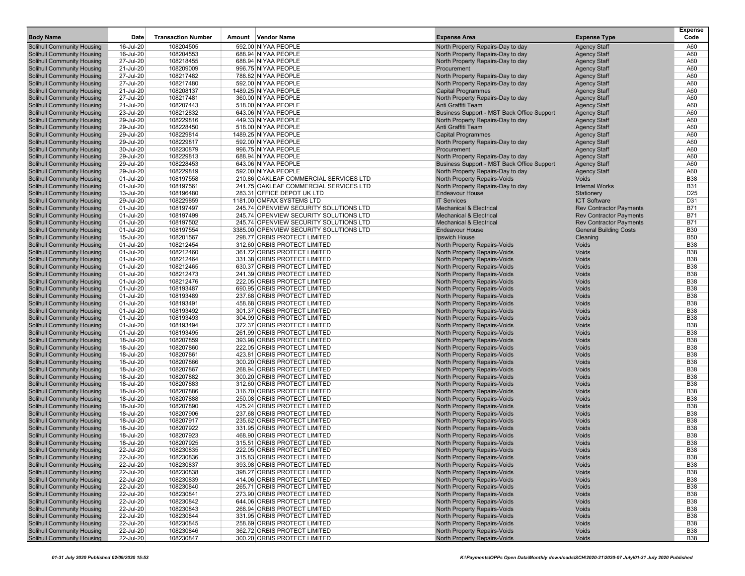| Body Name | Date | Transaction Number | Amount | Vendor Name | Expense Area | Expense Type | Expense Code |
|---|---|---|---|---|---|---|---|
| Solihull Community Housing | 16-Jul-20 | 108204505 | 592.00 | NIYAA PEOPLE | North Property Repairs-Day to day | Agency Staff | A60 |
| Solihull Community Housing | 16-Jul-20 | 108204553 | 688.94 | NIYAA PEOPLE | North Property Repairs-Day to day | Agency Staff | A60 |
| Solihull Community Housing | 27-Jul-20 | 108218455 | 688.94 | NIYAA PEOPLE | North Property Repairs-Day to day | Agency Staff | A60 |
| Solihull Community Housing | 21-Jul-20 | 108209009 | 996.75 | NIYAA PEOPLE | Procurement | Agency Staff | A60 |
| Solihull Community Housing | 27-Jul-20 | 108217482 | 788.82 | NIYAA PEOPLE | North Property Repairs-Day to day | Agency Staff | A60 |
| Solihull Community Housing | 27-Jul-20 | 108217480 | 592.00 | NIYAA PEOPLE | North Property Repairs-Day to day | Agency Staff | A60 |
| Solihull Community Housing | 21-Jul-20 | 108208137 | 1489.25 | NIYAA PEOPLE | Capital Programmes | Agency Staff | A60 |
| Solihull Community Housing | 27-Jul-20 | 108217481 | 360.00 | NIYAA PEOPLE | North Property Repairs-Day to day | Agency Staff | A60 |
| Solihull Community Housing | 21-Jul-20 | 108207443 | 518.00 | NIYAA PEOPLE | Anti Graffiti Team | Agency Staff | A60 |
| Solihull Community Housing | 23-Jul-20 | 108212832 | 643.06 | NIYAA PEOPLE | Business Support - MST Back Office Support | Agency Staff | A60 |
| Solihull Community Housing | 29-Jul-20 | 108229816 | 449.33 | NIYAA PEOPLE | North Property Repairs-Day to day | Agency Staff | A60 |
| Solihull Community Housing | 29-Jul-20 | 108228450 | 518.00 | NIYAA PEOPLE | Anti Graffiti Team | Agency Staff | A60 |
| Solihull Community Housing | 29-Jul-20 | 108229814 | 1489.25 | NIYAA PEOPLE | Capital Programmes | Agency Staff | A60 |
| Solihull Community Housing | 29-Jul-20 | 108229817 | 592.00 | NIYAA PEOPLE | North Property Repairs-Day to day | Agency Staff | A60 |
| Solihull Community Housing | 30-Jul-20 | 108230879 | 996.75 | NIYAA PEOPLE | Procurement | Agency Staff | A60 |
| Solihull Community Housing | 29-Jul-20 | 108229813 | 688.94 | NIYAA PEOPLE | North Property Repairs-Day to day | Agency Staff | A60 |
| Solihull Community Housing | 29-Jul-20 | 108228453 | 643.06 | NIYAA PEOPLE | Business Support - MST Back Office Support | Agency Staff | A60 |
| Solihull Community Housing | 29-Jul-20 | 108229819 | 592.00 | NIYAA PEOPLE | North Property Repairs-Day to day | Agency Staff | A60 |
| Solihull Community Housing | 01-Jul-20 | 108197558 | 210.86 | OAKLEAF COMMERCIAL SERVICES LTD | North Property Repairs-Voids | Voids | B38 |
| Solihull Community Housing | 01-Jul-20 | 108197561 | 241.75 | OAKLEAF COMMERCIAL SERVICES LTD | North Property Repairs-Day to day | Internal Works | B31 |
| Solihull Community Housing | 13-Jul-20 | 108196480 | 283.31 | OFFICE DEPOT UK LTD | Endeavour House | Stationery | D25 |
| Solihull Community Housing | 29-Jul-20 | 108229859 | 1181.00 | OMFAX SYSTEMS LTD | IT Services | ICT Software | D31 |
| Solihull Community Housing | 01-Jul-20 | 108197497 | 245.74 | OPENVIEW SECURITY SOLUTIONS LTD | Mechanical & Electrical | Rev Contractor Payments | B71 |
| Solihull Community Housing | 01-Jul-20 | 108197499 | 245.74 | OPENVIEW SECURITY SOLUTIONS LTD | Mechanical & Electrical | Rev Contractor Payments | B71 |
| Solihull Community Housing | 01-Jul-20 | 108197502 | 245.74 | OPENVIEW SECURITY SOLUTIONS LTD | Mechanical & Electrical | Rev Contractor Payments | B71 |
| Solihull Community Housing | 01-Jul-20 | 108197554 | 3385.00 | OPENVIEW SECURITY SOLUTIONS LTD | Endeavour House | General Building Costs | B30 |
| Solihull Community Housing | 15-Jul-20 | 108201567 | 298.77 | ORBIS PROTECT LIMITED | Ipswich House | Cleaning | B50 |
| Solihull Community Housing | 01-Jul-20 | 108212454 | 312.60 | ORBIS PROTECT LIMITED | North Property Repairs-Voids | Voids | B38 |
| Solihull Community Housing | 01-Jul-20 | 108212460 | 361.72 | ORBIS PROTECT LIMITED | North Property Repairs-Voids | Voids | B38 |
| Solihull Community Housing | 01-Jul-20 | 108212464 | 331.38 | ORBIS PROTECT LIMITED | North Property Repairs-Voids | Voids | B38 |
| Solihull Community Housing | 01-Jul-20 | 108212465 | 630.37 | ORBIS PROTECT LIMITED | North Property Repairs-Voids | Voids | B38 |
| Solihull Community Housing | 01-Jul-20 | 108212473 | 241.39 | ORBIS PROTECT LIMITED | North Property Repairs-Voids | Voids | B38 |
| Solihull Community Housing | 01-Jul-20 | 108212476 | 222.05 | ORBIS PROTECT LIMITED | North Property Repairs-Voids | Voids | B38 |
| Solihull Community Housing | 01-Jul-20 | 108193487 | 690.95 | ORBIS PROTECT LIMITED | North Property Repairs-Voids | Voids | B38 |
| Solihull Community Housing | 01-Jul-20 | 108193489 | 237.68 | ORBIS PROTECT LIMITED | North Property Repairs-Voids | Voids | B38 |
| Solihull Community Housing | 01-Jul-20 | 108193491 | 458.68 | ORBIS PROTECT LIMITED | North Property Repairs-Voids | Voids | B38 |
| Solihull Community Housing | 01-Jul-20 | 108193492 | 301.37 | ORBIS PROTECT LIMITED | North Property Repairs-Voids | Voids | B38 |
| Solihull Community Housing | 01-Jul-20 | 108193493 | 304.99 | ORBIS PROTECT LIMITED | North Property Repairs-Voids | Voids | B38 |
| Solihull Community Housing | 01-Jul-20 | 108193494 | 372.37 | ORBIS PROTECT LIMITED | North Property Repairs-Voids | Voids | B38 |
| Solihull Community Housing | 01-Jul-20 | 108193495 | 261.99 | ORBIS PROTECT LIMITED | North Property Repairs-Voids | Voids | B38 |
| Solihull Community Housing | 18-Jul-20 | 108207859 | 393.98 | ORBIS PROTECT LIMITED | North Property Repairs-Voids | Voids | B38 |
| Solihull Community Housing | 18-Jul-20 | 108207860 | 222.05 | ORBIS PROTECT LIMITED | North Property Repairs-Voids | Voids | B38 |
| Solihull Community Housing | 18-Jul-20 | 108207861 | 423.81 | ORBIS PROTECT LIMITED | North Property Repairs-Voids | Voids | B38 |
| Solihull Community Housing | 18-Jul-20 | 108207866 | 300.20 | ORBIS PROTECT LIMITED | North Property Repairs-Voids | Voids | B38 |
| Solihull Community Housing | 18-Jul-20 | 108207867 | 268.94 | ORBIS PROTECT LIMITED | North Property Repairs-Voids | Voids | B38 |
| Solihull Community Housing | 18-Jul-20 | 108207882 | 300.20 | ORBIS PROTECT LIMITED | North Property Repairs-Voids | Voids | B38 |
| Solihull Community Housing | 18-Jul-20 | 108207883 | 312.60 | ORBIS PROTECT LIMITED | North Property Repairs-Voids | Voids | B38 |
| Solihull Community Housing | 18-Jul-20 | 108207886 | 316.70 | ORBIS PROTECT LIMITED | North Property Repairs-Voids | Voids | B38 |
| Solihull Community Housing | 18-Jul-20 | 108207888 | 250.08 | ORBIS PROTECT LIMITED | North Property Repairs-Voids | Voids | B38 |
| Solihull Community Housing | 18-Jul-20 | 108207890 | 425.24 | ORBIS PROTECT LIMITED | North Property Repairs-Voids | Voids | B38 |
| Solihull Community Housing | 18-Jul-20 | 108207906 | 237.68 | ORBIS PROTECT LIMITED | North Property Repairs-Voids | Voids | B38 |
| Solihull Community Housing | 18-Jul-20 | 108207917 | 235.62 | ORBIS PROTECT LIMITED | North Property Repairs-Voids | Voids | B38 |
| Solihull Community Housing | 18-Jul-20 | 108207922 | 331.95 | ORBIS PROTECT LIMITED | North Property Repairs-Voids | Voids | B38 |
| Solihull Community Housing | 18-Jul-20 | 108207923 | 468.90 | ORBIS PROTECT LIMITED | North Property Repairs-Voids | Voids | B38 |
| Solihull Community Housing | 18-Jul-20 | 108207925 | 315.51 | ORBIS PROTECT LIMITED | North Property Repairs-Voids | Voids | B38 |
| Solihull Community Housing | 22-Jul-20 | 108230835 | 222.05 | ORBIS PROTECT LIMITED | North Property Repairs-Voids | Voids | B38 |
| Solihull Community Housing | 22-Jul-20 | 108230836 | 315.83 | ORBIS PROTECT LIMITED | North Property Repairs-Voids | Voids | B38 |
| Solihull Community Housing | 22-Jul-20 | 108230837 | 393.98 | ORBIS PROTECT LIMITED | North Property Repairs-Voids | Voids | B38 |
| Solihull Community Housing | 22-Jul-20 | 108230838 | 398.27 | ORBIS PROTECT LIMITED | North Property Repairs-Voids | Voids | B38 |
| Solihull Community Housing | 22-Jul-20 | 108230839 | 414.06 | ORBIS PROTECT LIMITED | North Property Repairs-Voids | Voids | B38 |
| Solihull Community Housing | 22-Jul-20 | 108230840 | 265.71 | ORBIS PROTECT LIMITED | North Property Repairs-Voids | Voids | B38 |
| Solihull Community Housing | 22-Jul-20 | 108230841 | 273.90 | ORBIS PROTECT LIMITED | North Property Repairs-Voids | Voids | B38 |
| Solihull Community Housing | 22-Jul-20 | 108230842 | 644.06 | ORBIS PROTECT LIMITED | North Property Repairs-Voids | Voids | B38 |
| Solihull Community Housing | 22-Jul-20 | 108230843 | 268.94 | ORBIS PROTECT LIMITED | North Property Repairs-Voids | Voids | B38 |
| Solihull Community Housing | 22-Jul-20 | 108230844 | 331.95 | ORBIS PROTECT LIMITED | North Property Repairs-Voids | Voids | B38 |
| Solihull Community Housing | 22-Jul-20 | 108230845 | 258.69 | ORBIS PROTECT LIMITED | North Property Repairs-Voids | Voids | B38 |
| Solihull Community Housing | 22-Jul-20 | 108230846 | 362.72 | ORBIS PROTECT LIMITED | North Property Repairs-Voids | Voids | B38 |
| Solihull Community Housing | 22-Jul-20 | 108230847 | 300.20 | ORBIS PROTECT LIMITED | North Property Repairs-Voids | Voids | B38 |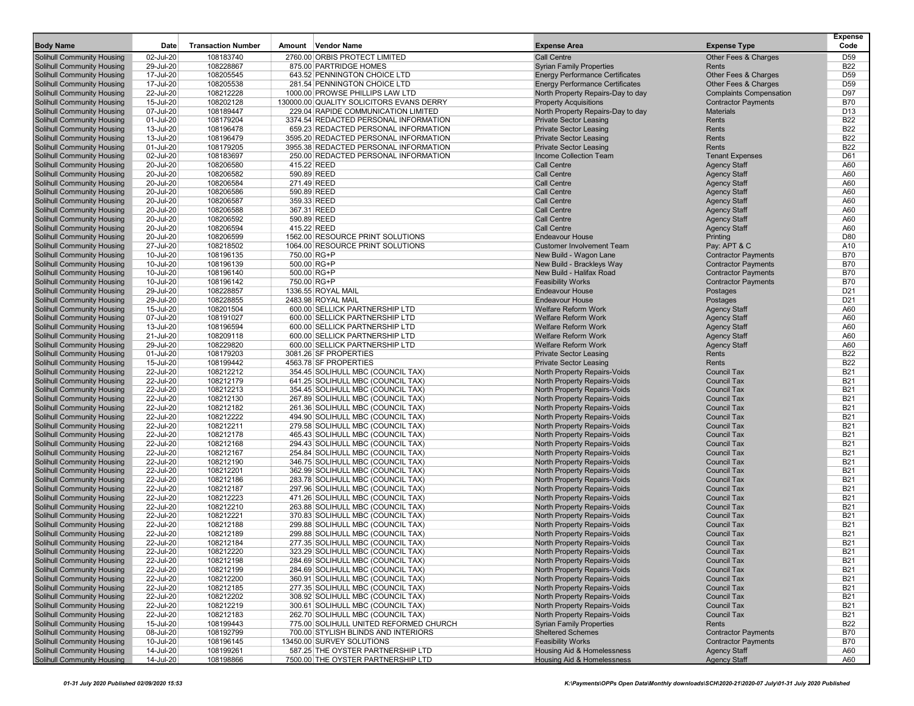| Body Name | Date | Transaction Number | Amount | Vendor Name | Expense Area | Expense Type | Expense Code |
|---|---|---|---|---|---|---|---|
| Solihull Community Housing | 02-Jul-20 | 108183740 | 2760.00 | ORBIS PROTECT LIMITED | Call Centre | Other Fees & Charges | D59 |
| Solihull Community Housing | 29-Jul-20 | 108228867 | 875.00 | PARTRIDGE HOMES | Syrian Family Properties | Rents | B22 |
| Solihull Community Housing | 17-Jul-20 | 108205545 | 643.52 | PENNINGTON CHOICE LTD | Energy Performance Certificates | Other Fees & Charges | D59 |
| Solihull Community Housing | 17-Jul-20 | 108205538 | 281.54 | PENNINGTON CHOICE LTD | Energy Performance Certificates | Other Fees & Charges | D59 |
| Solihull Community Housing | 22-Jul-20 | 108212228 | 1000.00 | PROWSE PHILLIPS LAW LTD | North Property Repairs-Day to day | Complaints Compensation | D97 |
| Solihull Community Housing | 15-Jul-20 | 108202128 | 130000.00 | QUALITY SOLICITORS EVANS DERRY | Property Acquisitions | Contractor Payments | B70 |
| Solihull Community Housing | 07-Jul-20 | 108189447 | 229.04 | RAPIDE COMMUNICATION LIMITED | North Property Repairs-Day to day | Materials | D13 |
| Solihull Community Housing | 01-Jul-20 | 108179204 | 3374.54 | REDACTED PERSONAL INFORMATION | Private Sector Leasing | Rents | B22 |
| Solihull Community Housing | 13-Jul-20 | 108196478 | 659.23 | REDACTED PERSONAL INFORMATION | Private Sector Leasing | Rents | B22 |
| Solihull Community Housing | 13-Jul-20 | 108196479 | 3595.20 | REDACTED PERSONAL INFORMATION | Private Sector Leasing | Rents | B22 |
| Solihull Community Housing | 01-Jul-20 | 108179205 | 3955.38 | REDACTED PERSONAL INFORMATION | Private Sector Leasing | Rents | B22 |
| Solihull Community Housing | 02-Jul-20 | 108183697 | 250.00 | REDACTED PERSONAL INFORMATION | Income Collection Team | Tenant Expenses | D61 |
| Solihull Community Housing | 20-Jul-20 | 108206580 | 415.22 | REED | Call Centre | Agency Staff | A60 |
| Solihull Community Housing | 20-Jul-20 | 108206582 | 590.89 | REED | Call Centre | Agency Staff | A60 |
| Solihull Community Housing | 20-Jul-20 | 108206584 | 271.49 | REED | Call Centre | Agency Staff | A60 |
| Solihull Community Housing | 20-Jul-20 | 108206586 | 590.89 | REED | Call Centre | Agency Staff | A60 |
| Solihull Community Housing | 20-Jul-20 | 108206587 | 359.33 | REED | Call Centre | Agency Staff | A60 |
| Solihull Community Housing | 20-Jul-20 | 108206588 | 367.31 | REED | Call Centre | Agency Staff | A60 |
| Solihull Community Housing | 20-Jul-20 | 108206592 | 590.89 | REED | Call Centre | Agency Staff | A60 |
| Solihull Community Housing | 20-Jul-20 | 108206594 | 415.22 | REED | Call Centre | Agency Staff | A60 |
| Solihull Community Housing | 20-Jul-20 | 108206599 | 1562.00 | RESOURCE PRINT SOLUTIONS | Endeavour House | Printing | D80 |
| Solihull Community Housing | 27-Jul-20 | 108218502 | 1064.00 | RESOURCE PRINT SOLUTIONS | Customer Involvement Team | Pay: APT & C | A10 |
| Solihull Community Housing | 10-Jul-20 | 108196135 | 750.00 | RG+P | New Build - Wagon Lane | Contractor Payments | B70 |
| Solihull Community Housing | 10-Jul-20 | 108196139 | 500.00 | RG+P | New Build - Brackleys Way | Contractor Payments | B70 |
| Solihull Community Housing | 10-Jul-20 | 108196140 | 500.00 | RG+P | New Build - Halifax Road | Contractor Payments | B70 |
| Solihull Community Housing | 10-Jul-20 | 108196142 | 750.00 | RG+P | Feasibility Works | Contractor Payments | B70 |
| Solihull Community Housing | 29-Jul-20 | 108228857 | 1336.55 | ROYAL MAIL | Endeavour House | Postages | D21 |
| Solihull Community Housing | 29-Jul-20 | 108228855 | 2483.98 | ROYAL MAIL | Endeavour House | Postages | D21 |
| Solihull Community Housing | 15-Jul-20 | 108201504 | 600.00 | SELLICK PARTNERSHIP LTD | Welfare Reform Work | Agency Staff | A60 |
| Solihull Community Housing | 07-Jul-20 | 108191027 | 600.00 | SELLICK PARTNERSHIP LTD | Welfare Reform Work | Agency Staff | A60 |
| Solihull Community Housing | 13-Jul-20 | 108196594 | 600.00 | SELLICK PARTNERSHIP LTD | Welfare Reform Work | Agency Staff | A60 |
| Solihull Community Housing | 21-Jul-20 | 108209118 | 600.00 | SELLICK PARTNERSHIP LTD | Welfare Reform Work | Agency Staff | A60 |
| Solihull Community Housing | 29-Jul-20 | 108229820 | 600.00 | SELLICK PARTNERSHIP LTD | Welfare Reform Work | Agency Staff | A60 |
| Solihull Community Housing | 01-Jul-20 | 108179203 | 3081.26 | SF PROPERTIES | Private Sector Leasing | Rents | B22 |
| Solihull Community Housing | 15-Jul-20 | 108199442 | 4563.78 | SF PROPERTIES | Private Sector Leasing | Rents | B22 |
| Solihull Community Housing | 22-Jul-20 | 108212212 | 354.45 | SOLIHULL MBC (COUNCIL TAX) | North Property Repairs-Voids | Council Tax | B21 |
| Solihull Community Housing | 22-Jul-20 | 108212179 | 641.25 | SOLIHULL MBC (COUNCIL TAX) | North Property Repairs-Voids | Council Tax | B21 |
| Solihull Community Housing | 22-Jul-20 | 108212213 | 354.45 | SOLIHULL MBC (COUNCIL TAX) | North Property Repairs-Voids | Council Tax | B21 |
| Solihull Community Housing | 22-Jul-20 | 108212130 | 267.89 | SOLIHULL MBC (COUNCIL TAX) | North Property Repairs-Voids | Council Tax | B21 |
| Solihull Community Housing | 22-Jul-20 | 108212182 | 261.36 | SOLIHULL MBC (COUNCIL TAX) | North Property Repairs-Voids | Council Tax | B21 |
| Solihull Community Housing | 22-Jul-20 | 108212222 | 494.90 | SOLIHULL MBC (COUNCIL TAX) | North Property Repairs-Voids | Council Tax | B21 |
| Solihull Community Housing | 22-Jul-20 | 108212211 | 279.58 | SOLIHULL MBC (COUNCIL TAX) | North Property Repairs-Voids | Council Tax | B21 |
| Solihull Community Housing | 22-Jul-20 | 108212178 | 465.43 | SOLIHULL MBC (COUNCIL TAX) | North Property Repairs-Voids | Council Tax | B21 |
| Solihull Community Housing | 22-Jul-20 | 108212168 | 294.43 | SOLIHULL MBC (COUNCIL TAX) | North Property Repairs-Voids | Council Tax | B21 |
| Solihull Community Housing | 22-Jul-20 | 108212167 | 254.84 | SOLIHULL MBC (COUNCIL TAX) | North Property Repairs-Voids | Council Tax | B21 |
| Solihull Community Housing | 22-Jul-20 | 108212190 | 346.75 | SOLIHULL MBC (COUNCIL TAX) | North Property Repairs-Voids | Council Tax | B21 |
| Solihull Community Housing | 22-Jul-20 | 108212201 | 362.99 | SOLIHULL MBC (COUNCIL TAX) | North Property Repairs-Voids | Council Tax | B21 |
| Solihull Community Housing | 22-Jul-20 | 108212186 | 283.78 | SOLIHULL MBC (COUNCIL TAX) | North Property Repairs-Voids | Council Tax | B21 |
| Solihull Community Housing | 22-Jul-20 | 108212187 | 297.96 | SOLIHULL MBC (COUNCIL TAX) | North Property Repairs-Voids | Council Tax | B21 |
| Solihull Community Housing | 22-Jul-20 | 108212223 | 471.26 | SOLIHULL MBC (COUNCIL TAX) | North Property Repairs-Voids | Council Tax | B21 |
| Solihull Community Housing | 22-Jul-20 | 108212210 | 263.88 | SOLIHULL MBC (COUNCIL TAX) | North Property Repairs-Voids | Council Tax | B21 |
| Solihull Community Housing | 22-Jul-20 | 108212221 | 370.83 | SOLIHULL MBC (COUNCIL TAX) | North Property Repairs-Voids | Council Tax | B21 |
| Solihull Community Housing | 22-Jul-20 | 108212188 | 299.88 | SOLIHULL MBC (COUNCIL TAX) | North Property Repairs-Voids | Council Tax | B21 |
| Solihull Community Housing | 22-Jul-20 | 108212189 | 299.88 | SOLIHULL MBC (COUNCIL TAX) | North Property Repairs-Voids | Council Tax | B21 |
| Solihull Community Housing | 22-Jul-20 | 108212184 | 277.35 | SOLIHULL MBC (COUNCIL TAX) | North Property Repairs-Voids | Council Tax | B21 |
| Solihull Community Housing | 22-Jul-20 | 108212220 | 323.29 | SOLIHULL MBC (COUNCIL TAX) | North Property Repairs-Voids | Council Tax | B21 |
| Solihull Community Housing | 22-Jul-20 | 108212198 | 284.69 | SOLIHULL MBC (COUNCIL TAX) | North Property Repairs-Voids | Council Tax | B21 |
| Solihull Community Housing | 22-Jul-20 | 108212199 | 284.69 | SOLIHULL MBC (COUNCIL TAX) | North Property Repairs-Voids | Council Tax | B21 |
| Solihull Community Housing | 22-Jul-20 | 108212200 | 360.91 | SOLIHULL MBC (COUNCIL TAX) | North Property Repairs-Voids | Council Tax | B21 |
| Solihull Community Housing | 22-Jul-20 | 108212185 | 277.35 | SOLIHULL MBC (COUNCIL TAX) | North Property Repairs-Voids | Council Tax | B21 |
| Solihull Community Housing | 22-Jul-20 | 108212202 | 308.92 | SOLIHULL MBC (COUNCIL TAX) | North Property Repairs-Voids | Council Tax | B21 |
| Solihull Community Housing | 22-Jul-20 | 108212219 | 300.61 | SOLIHULL MBC (COUNCIL TAX) | North Property Repairs-Voids | Council Tax | B21 |
| Solihull Community Housing | 22-Jul-20 | 108212183 | 262.70 | SOLIHULL MBC (COUNCIL TAX) | North Property Repairs-Voids | Council Tax | B21 |
| Solihull Community Housing | 15-Jul-20 | 108199443 | 775.00 | SOLIHULL UNITED REFORMED CHURCH | Syrian Family Properties | Rents | B22 |
| Solihull Community Housing | 08-Jul-20 | 108192799 | 700.00 | STYLISH BLINDS AND INTERIORS | Sheltered Schemes | Contractor Payments | B70 |
| Solihull Community Housing | 10-Jul-20 | 108196145 | 13450.00 | SURVEY SOLUTIONS | Feasibility Works | Contractor Payments | B70 |
| Solihull Community Housing | 14-Jul-20 | 108199261 | 587.25 | THE OYSTER PARTNERSHIP LTD | Housing Aid & Homelessness | Agency Staff | A60 |
| Solihull Community Housing | 14-Jul-20 | 108198866 | 7500.00 | THE OYSTER PARTNERSHIP LTD | Housing Aid & Homelessness | Agency Staff | A60 |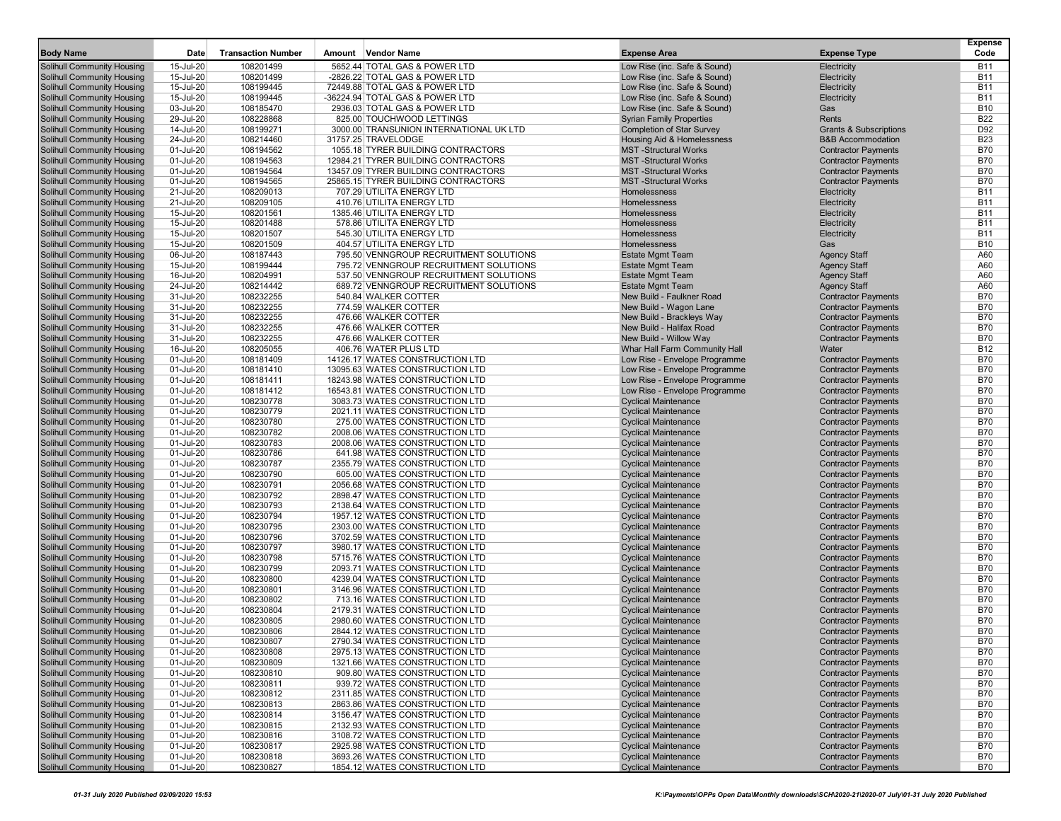| Body Name | Date | Transaction Number | Amount | Vendor Name | Expense Area | Expense Type | Expense Code |
|---|---|---|---|---|---|---|---|
| Solihull Community Housing | 15-Jul-20 | 108201499 | 5652.44 | TOTAL GAS & POWER LTD | Low Rise (inc. Safe & Sound) | Electricity | B11 |
| Solihull Community Housing | 15-Jul-20 | 108201499 | -2826.22 | TOTAL GAS & POWER LTD | Low Rise (inc. Safe & Sound) | Electricity | B11 |
| Solihull Community Housing | 15-Jul-20 | 108199445 | 72449.88 | TOTAL GAS & POWER LTD | Low Rise (inc. Safe & Sound) | Electricity | B11 |
| Solihull Community Housing | 15-Jul-20 | 108199445 | -36224.94 | TOTAL GAS & POWER LTD | Low Rise (inc. Safe & Sound) | Electricity | B11 |
| Solihull Community Housing | 03-Jul-20 | 108185470 | 2936.03 | TOTAL GAS & POWER LTD | Low Rise (inc. Safe & Sound) | Gas | B10 |
| Solihull Community Housing | 29-Jul-20 | 108228868 | 825.00 | TOUCHWOOD LETTINGS | Syrian Family Properties | Rents | B22 |
| Solihull Community Housing | 14-Jul-20 | 108199271 | 3000.00 | TRANSUNION INTERNATIONAL UK LTD | Completion of Star Survey | Grants & Subscriptions | D92 |
| Solihull Community Housing | 24-Jul-20 | 108214460 | 31757.25 | TRAVELODGE | Housing Aid & Homelessness | B&B Accommodation | B23 |
| Solihull Community Housing | 01-Jul-20 | 108194562 | 1055.18 | TYRER BUILDING CONTRACTORS | MST -Structural Works | Contractor Payments | B70 |
| Solihull Community Housing | 01-Jul-20 | 108194563 | 12984.21 | TYRER BUILDING CONTRACTORS | MST -Structural Works | Contractor Payments | B70 |
| Solihull Community Housing | 01-Jul-20 | 108194564 | 13457.09 | TYRER BUILDING CONTRACTORS | MST -Structural Works | Contractor Payments | B70 |
| Solihull Community Housing | 01-Jul-20 | 108194565 | 25865.15 | TYRER BUILDING CONTRACTORS | MST -Structural Works | Contractor Payments | B70 |
| Solihull Community Housing | 21-Jul-20 | 108209013 | 707.29 | UTILITA ENERGY LTD | Homelessness | Electricity | B11 |
| Solihull Community Housing | 21-Jul-20 | 108209105 | 410.76 | UTILITA ENERGY LTD | Homelessness | Electricity | B11 |
| Solihull Community Housing | 15-Jul-20 | 108201561 | 1385.46 | UTILITA ENERGY LTD | Homelessness | Electricity | B11 |
| Solihull Community Housing | 15-Jul-20 | 108201488 | 578.86 | UTILITA ENERGY LTD | Homelessness | Electricity | B11 |
| Solihull Community Housing | 15-Jul-20 | 108201507 | 545.30 | UTILITA ENERGY LTD | Homelessness | Electricity | B11 |
| Solihull Community Housing | 15-Jul-20 | 108201509 | 404.57 | UTILITA ENERGY LTD | Homelessness | Gas | B10 |
| Solihull Community Housing | 06-Jul-20 | 108187443 | 795.50 | VENNGROUP RECRUITMENT SOLUTIONS | Estate Mgmt Team | Agency Staff | A60 |
| Solihull Community Housing | 15-Jul-20 | 108199444 | 795.72 | VENNGROUP RECRUITMENT SOLUTIONS | Estate Mgmt Team | Agency Staff | A60 |
| Solihull Community Housing | 16-Jul-20 | 108204991 | 537.50 | VENNGROUP RECRUITMENT SOLUTIONS | Estate Mgmt Team | Agency Staff | A60 |
| Solihull Community Housing | 24-Jul-20 | 108214442 | 689.72 | VENNGROUP RECRUITMENT SOLUTIONS | Estate Mgmt Team | Agency Staff | A60 |
| Solihull Community Housing | 31-Jul-20 | 108232255 | 540.84 | WALKER COTTER | New Build - Faulkner Road | Contractor Payments | B70 |
| Solihull Community Housing | 31-Jul-20 | 108232255 | 774.59 | WALKER COTTER | New Build - Wagon Lane | Contractor Payments | B70 |
| Solihull Community Housing | 31-Jul-20 | 108232255 | 476.66 | WALKER COTTER | New Build - Brackleys Way | Contractor Payments | B70 |
| Solihull Community Housing | 31-Jul-20 | 108232255 | 476.66 | WALKER COTTER | New Build - Halifax Road | Contractor Payments | B70 |
| Solihull Community Housing | 31-Jul-20 | 108232255 | 476.66 | WALKER COTTER | New Build - Willow Way | Contractor Payments | B70 |
| Solihull Community Housing | 16-Jul-20 | 108205055 | 406.76 | WATER PLUS LTD | Whar Hall Farm Community Hall | Water | B12 |
| Solihull Community Housing | 01-Jul-20 | 108181409 | 14126.17 | WATES CONSTRUCTION LTD | Low Rise - Envelope Programme | Contractor Payments | B70 |
| Solihull Community Housing | 01-Jul-20 | 108181410 | 13095.63 | WATES CONSTRUCTION LTD | Low Rise - Envelope Programme | Contractor Payments | B70 |
| Solihull Community Housing | 01-Jul-20 | 108181411 | 18243.98 | WATES CONSTRUCTION LTD | Low Rise - Envelope Programme | Contractor Payments | B70 |
| Solihull Community Housing | 01-Jul-20 | 108181412 | 16543.81 | WATES CONSTRUCTION LTD | Low Rise - Envelope Programme | Contractor Payments | B70 |
| Solihull Community Housing | 01-Jul-20 | 108230778 | 3083.73 | WATES CONSTRUCTION LTD | Cyclical Maintenance | Contractor Payments | B70 |
| Solihull Community Housing | 01-Jul-20 | 108230779 | 2021.11 | WATES CONSTRUCTION LTD | Cyclical Maintenance | Contractor Payments | B70 |
| Solihull Community Housing | 01-Jul-20 | 108230780 | 275.00 | WATES CONSTRUCTION LTD | Cyclical Maintenance | Contractor Payments | B70 |
| Solihull Community Housing | 01-Jul-20 | 108230782 | 2008.06 | WATES CONSTRUCTION LTD | Cyclical Maintenance | Contractor Payments | B70 |
| Solihull Community Housing | 01-Jul-20 | 108230783 | 2008.06 | WATES CONSTRUCTION LTD | Cyclical Maintenance | Contractor Payments | B70 |
| Solihull Community Housing | 01-Jul-20 | 108230786 | 641.98 | WATES CONSTRUCTION LTD | Cyclical Maintenance | Contractor Payments | B70 |
| Solihull Community Housing | 01-Jul-20 | 108230787 | 2355.79 | WATES CONSTRUCTION LTD | Cyclical Maintenance | Contractor Payments | B70 |
| Solihull Community Housing | 01-Jul-20 | 108230790 | 605.00 | WATES CONSTRUCTION LTD | Cyclical Maintenance | Contractor Payments | B70 |
| Solihull Community Housing | 01-Jul-20 | 108230791 | 2056.68 | WATES CONSTRUCTION LTD | Cyclical Maintenance | Contractor Payments | B70 |
| Solihull Community Housing | 01-Jul-20 | 108230792 | 2898.47 | WATES CONSTRUCTION LTD | Cyclical Maintenance | Contractor Payments | B70 |
| Solihull Community Housing | 01-Jul-20 | 108230793 | 2138.64 | WATES CONSTRUCTION LTD | Cyclical Maintenance | Contractor Payments | B70 |
| Solihull Community Housing | 01-Jul-20 | 108230794 | 1957.12 | WATES CONSTRUCTION LTD | Cyclical Maintenance | Contractor Payments | B70 |
| Solihull Community Housing | 01-Jul-20 | 108230795 | 2303.00 | WATES CONSTRUCTION LTD | Cyclical Maintenance | Contractor Payments | B70 |
| Solihull Community Housing | 01-Jul-20 | 108230796 | 3702.59 | WATES CONSTRUCTION LTD | Cyclical Maintenance | Contractor Payments | B70 |
| Solihull Community Housing | 01-Jul-20 | 108230797 | 3980.17 | WATES CONSTRUCTION LTD | Cyclical Maintenance | Contractor Payments | B70 |
| Solihull Community Housing | 01-Jul-20 | 108230798 | 5715.76 | WATES CONSTRUCTION LTD | Cyclical Maintenance | Contractor Payments | B70 |
| Solihull Community Housing | 01-Jul-20 | 108230799 | 2093.71 | WATES CONSTRUCTION LTD | Cyclical Maintenance | Contractor Payments | B70 |
| Solihull Community Housing | 01-Jul-20 | 108230800 | 4239.04 | WATES CONSTRUCTION LTD | Cyclical Maintenance | Contractor Payments | B70 |
| Solihull Community Housing | 01-Jul-20 | 108230801 | 3146.96 | WATES CONSTRUCTION LTD | Cyclical Maintenance | Contractor Payments | B70 |
| Solihull Community Housing | 01-Jul-20 | 108230802 | 713.16 | WATES CONSTRUCTION LTD | Cyclical Maintenance | Contractor Payments | B70 |
| Solihull Community Housing | 01-Jul-20 | 108230804 | 2179.31 | WATES CONSTRUCTION LTD | Cyclical Maintenance | Contractor Payments | B70 |
| Solihull Community Housing | 01-Jul-20 | 108230805 | 2980.60 | WATES CONSTRUCTION LTD | Cyclical Maintenance | Contractor Payments | B70 |
| Solihull Community Housing | 01-Jul-20 | 108230806 | 2844.12 | WATES CONSTRUCTION LTD | Cyclical Maintenance | Contractor Payments | B70 |
| Solihull Community Housing | 01-Jul-20 | 108230807 | 2790.34 | WATES CONSTRUCTION LTD | Cyclical Maintenance | Contractor Payments | B70 |
| Solihull Community Housing | 01-Jul-20 | 108230808 | 2975.13 | WATES CONSTRUCTION LTD | Cyclical Maintenance | Contractor Payments | B70 |
| Solihull Community Housing | 01-Jul-20 | 108230809 | 1321.66 | WATES CONSTRUCTION LTD | Cyclical Maintenance | Contractor Payments | B70 |
| Solihull Community Housing | 01-Jul-20 | 108230810 | 909.80 | WATES CONSTRUCTION LTD | Cyclical Maintenance | Contractor Payments | B70 |
| Solihull Community Housing | 01-Jul-20 | 108230811 | 939.72 | WATES CONSTRUCTION LTD | Cyclical Maintenance | Contractor Payments | B70 |
| Solihull Community Housing | 01-Jul-20 | 108230812 | 2311.85 | WATES CONSTRUCTION LTD | Cyclical Maintenance | Contractor Payments | B70 |
| Solihull Community Housing | 01-Jul-20 | 108230813 | 2863.86 | WATES CONSTRUCTION LTD | Cyclical Maintenance | Contractor Payments | B70 |
| Solihull Community Housing | 01-Jul-20 | 108230814 | 3156.47 | WATES CONSTRUCTION LTD | Cyclical Maintenance | Contractor Payments | B70 |
| Solihull Community Housing | 01-Jul-20 | 108230815 | 2132.93 | WATES CONSTRUCTION LTD | Cyclical Maintenance | Contractor Payments | B70 |
| Solihull Community Housing | 01-Jul-20 | 108230816 | 3108.72 | WATES CONSTRUCTION LTD | Cyclical Maintenance | Contractor Payments | B70 |
| Solihull Community Housing | 01-Jul-20 | 108230817 | 2925.98 | WATES CONSTRUCTION LTD | Cyclical Maintenance | Contractor Payments | B70 |
| Solihull Community Housing | 01-Jul-20 | 108230818 | 3693.26 | WATES CONSTRUCTION LTD | Cyclical Maintenance | Contractor Payments | B70 |
| Solihull Community Housing | 01-Jul-20 | 108230827 | 1854.12 | WATES CONSTRUCTION LTD | Cyclical Maintenance | Contractor Payments | B70 |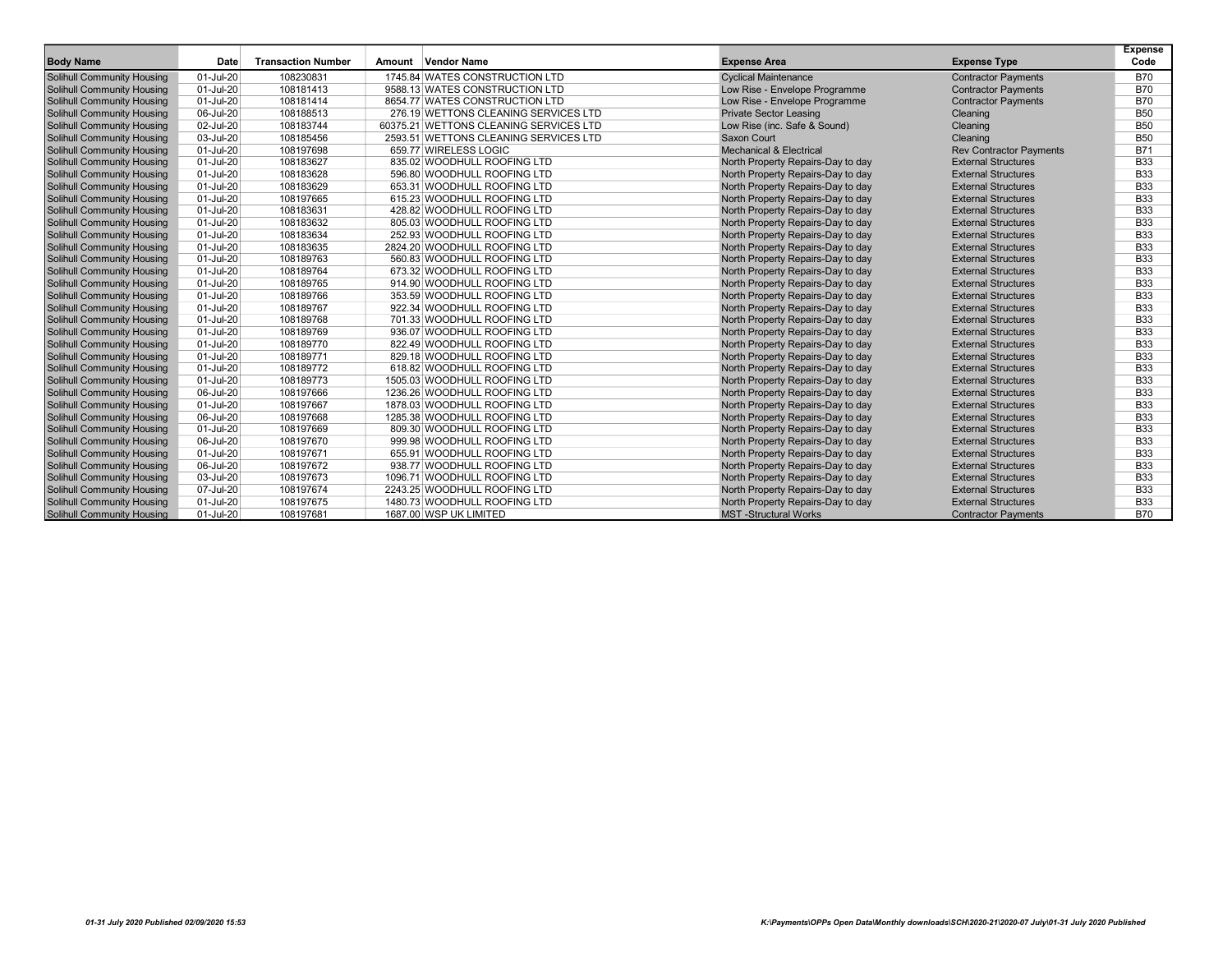| Body Name | Date | Transaction Number | Amount | Vendor Name | Expense Area | Expense Type | Expense Code |
|---|---|---|---|---|---|---|---|
| Solihull Community Housing | 01-Jul-20 | 108230831 | 1745.84 | WATES CONSTRUCTION LTD | Cyclical Maintenance | Contractor Payments | B70 |
| Solihull Community Housing | 01-Jul-20 | 108181413 | 9588.13 | WATES CONSTRUCTION LTD | Low Rise - Envelope Programme | Contractor Payments | B70 |
| Solihull Community Housing | 01-Jul-20 | 108181414 | 8654.77 | WATES CONSTRUCTION LTD | Low Rise - Envelope Programme | Contractor Payments | B70 |
| Solihull Community Housing | 06-Jul-20 | 108188513 | 276.19 | WETTONS CLEANING SERVICES LTD | Private Sector Leasing | Cleaning | B50 |
| Solihull Community Housing | 02-Jul-20 | 108183744 | 60375.21 | WETTONS CLEANING SERVICES LTD | Low Rise (inc. Safe & Sound) | Cleaning | B50 |
| Solihull Community Housing | 03-Jul-20 | 108185456 | 2593.51 | WETTONS CLEANING SERVICES LTD | Saxon Court | Cleaning | B50 |
| Solihull Community Housing | 01-Jul-20 | 108197698 | 659.77 | WIRELESS LOGIC | Mechanical & Electrical | Rev Contractor Payments | B71 |
| Solihull Community Housing | 01-Jul-20 | 108183627 | 835.02 | WOODHULL ROOFING LTD | North Property Repairs-Day to day | External Structures | B33 |
| Solihull Community Housing | 01-Jul-20 | 108183628 | 596.80 | WOODHULL ROOFING LTD | North Property Repairs-Day to day | External Structures | B33 |
| Solihull Community Housing | 01-Jul-20 | 108183629 | 653.31 | WOODHULL ROOFING LTD | North Property Repairs-Day to day | External Structures | B33 |
| Solihull Community Housing | 01-Jul-20 | 108197665 | 615.23 | WOODHULL ROOFING LTD | North Property Repairs-Day to day | External Structures | B33 |
| Solihull Community Housing | 01-Jul-20 | 108183631 | 428.82 | WOODHULL ROOFING LTD | North Property Repairs-Day to day | External Structures | B33 |
| Solihull Community Housing | 01-Jul-20 | 108183632 | 805.03 | WOODHULL ROOFING LTD | North Property Repairs-Day to day | External Structures | B33 |
| Solihull Community Housing | 01-Jul-20 | 108183634 | 252.93 | WOODHULL ROOFING LTD | North Property Repairs-Day to day | External Structures | B33 |
| Solihull Community Housing | 01-Jul-20 | 108183635 | 2824.20 | WOODHULL ROOFING LTD | North Property Repairs-Day to day | External Structures | B33 |
| Solihull Community Housing | 01-Jul-20 | 108189763 | 560.83 | WOODHULL ROOFING LTD | North Property Repairs-Day to day | External Structures | B33 |
| Solihull Community Housing | 01-Jul-20 | 108189764 | 673.32 | WOODHULL ROOFING LTD | North Property Repairs-Day to day | External Structures | B33 |
| Solihull Community Housing | 01-Jul-20 | 108189765 | 914.90 | WOODHULL ROOFING LTD | North Property Repairs-Day to day | External Structures | B33 |
| Solihull Community Housing | 01-Jul-20 | 108189766 | 353.59 | WOODHULL ROOFING LTD | North Property Repairs-Day to day | External Structures | B33 |
| Solihull Community Housing | 01-Jul-20 | 108189767 | 922.34 | WOODHULL ROOFING LTD | North Property Repairs-Day to day | External Structures | B33 |
| Solihull Community Housing | 01-Jul-20 | 108189768 | 701.33 | WOODHULL ROOFING LTD | North Property Repairs-Day to day | External Structures | B33 |
| Solihull Community Housing | 01-Jul-20 | 108189769 | 936.07 | WOODHULL ROOFING LTD | North Property Repairs-Day to day | External Structures | B33 |
| Solihull Community Housing | 01-Jul-20 | 108189770 | 822.49 | WOODHULL ROOFING LTD | North Property Repairs-Day to day | External Structures | B33 |
| Solihull Community Housing | 01-Jul-20 | 108189771 | 829.18 | WOODHULL ROOFING LTD | North Property Repairs-Day to day | External Structures | B33 |
| Solihull Community Housing | 01-Jul-20 | 108189772 | 618.82 | WOODHULL ROOFING LTD | North Property Repairs-Day to day | External Structures | B33 |
| Solihull Community Housing | 01-Jul-20 | 108189773 | 1505.03 | WOODHULL ROOFING LTD | North Property Repairs-Day to day | External Structures | B33 |
| Solihull Community Housing | 06-Jul-20 | 108197666 | 1236.26 | WOODHULL ROOFING LTD | North Property Repairs-Day to day | External Structures | B33 |
| Solihull Community Housing | 01-Jul-20 | 108197667 | 1878.03 | WOODHULL ROOFING LTD | North Property Repairs-Day to day | External Structures | B33 |
| Solihull Community Housing | 06-Jul-20 | 108197668 | 1285.38 | WOODHULL ROOFING LTD | North Property Repairs-Day to day | External Structures | B33 |
| Solihull Community Housing | 01-Jul-20 | 108197669 | 809.30 | WOODHULL ROOFING LTD | North Property Repairs-Day to day | External Structures | B33 |
| Solihull Community Housing | 06-Jul-20 | 108197670 | 999.98 | WOODHULL ROOFING LTD | North Property Repairs-Day to day | External Structures | B33 |
| Solihull Community Housing | 01-Jul-20 | 108197671 | 655.91 | WOODHULL ROOFING LTD | North Property Repairs-Day to day | External Structures | B33 |
| Solihull Community Housing | 06-Jul-20 | 108197672 | 938.77 | WOODHULL ROOFING LTD | North Property Repairs-Day to day | External Structures | B33 |
| Solihull Community Housing | 03-Jul-20 | 108197673 | 1096.71 | WOODHULL ROOFING LTD | North Property Repairs-Day to day | External Structures | B33 |
| Solihull Community Housing | 07-Jul-20 | 108197674 | 2243.25 | WOODHULL ROOFING LTD | North Property Repairs-Day to day | External Structures | B33 |
| Solihull Community Housing | 01-Jul-20 | 108197675 | 1480.73 | WOODHULL ROOFING LTD | North Property Repairs-Day to day | External Structures | B33 |
| Solihull Community Housing | 01-Jul-20 | 108197681 | 1687.00 | WSP UK LIMITED | MST -Structural Works | Contractor Payments | B70 |